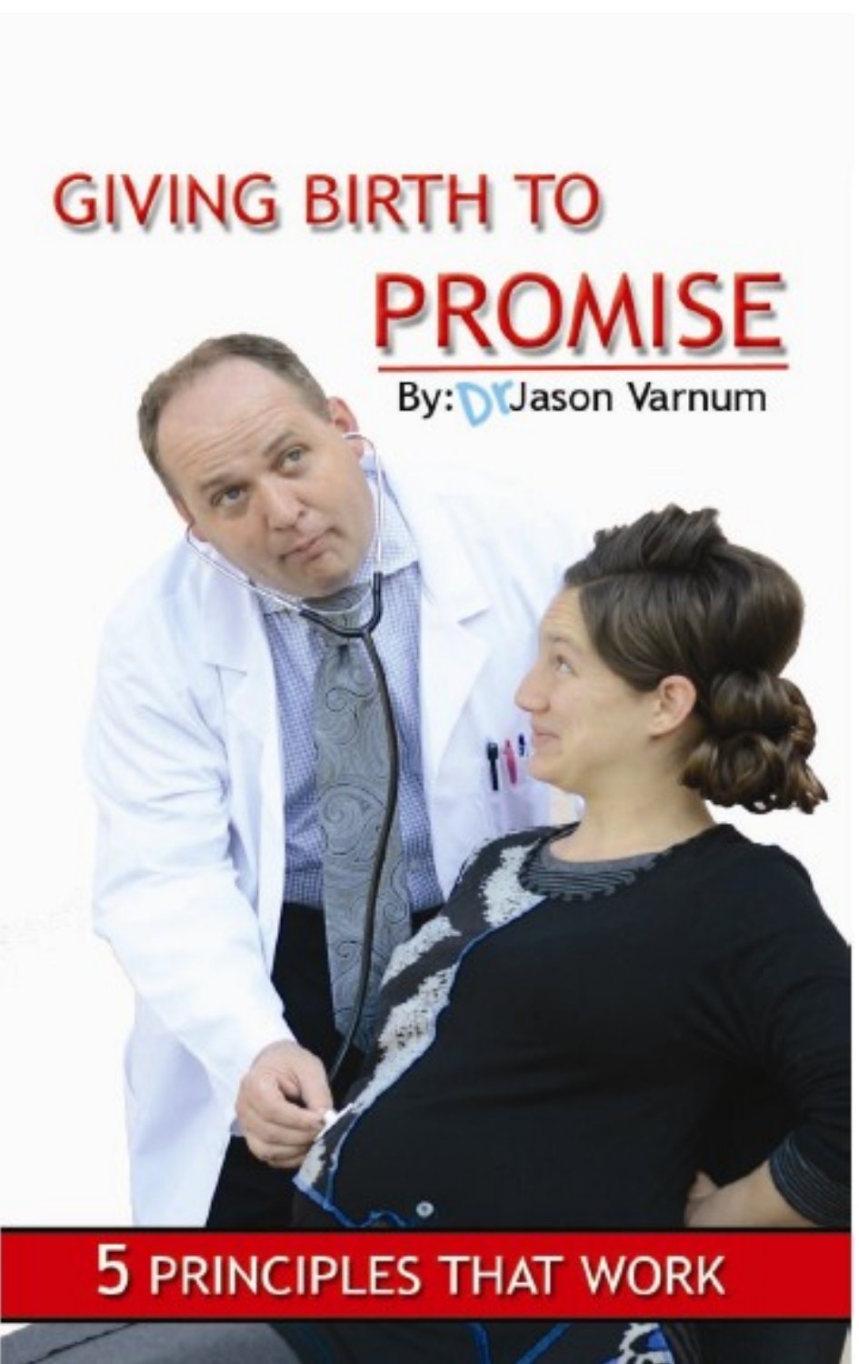# GIVING BIRTH TO PROMISE

By: Dr Jason Varnum

## 5 PRINCIPLES THAT WORK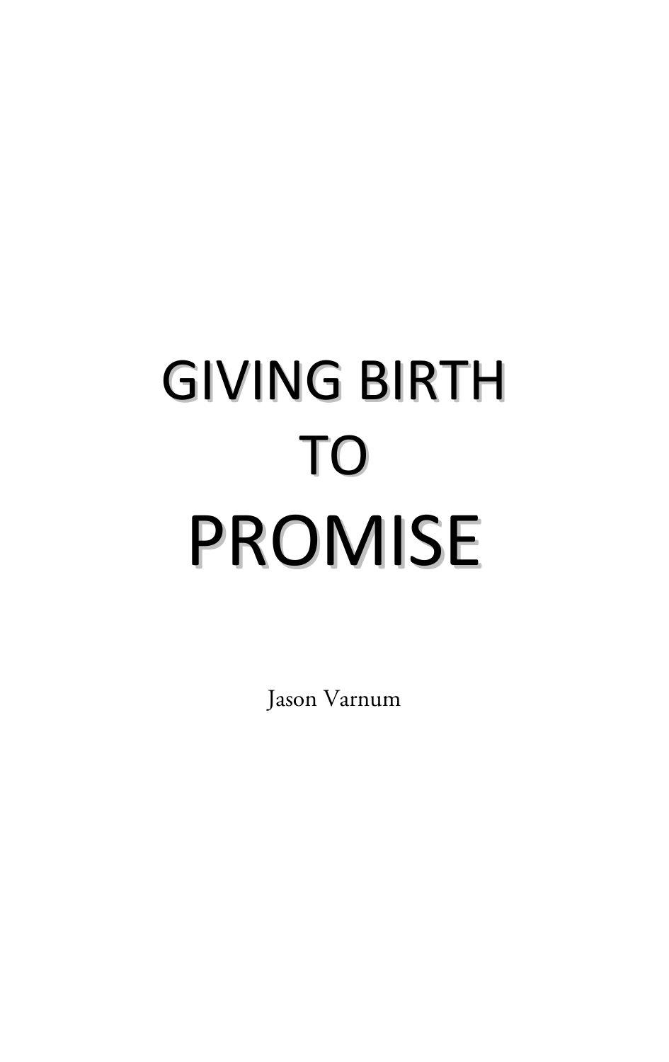# GIVING BIRTH TO PROMISE

Jason Varnum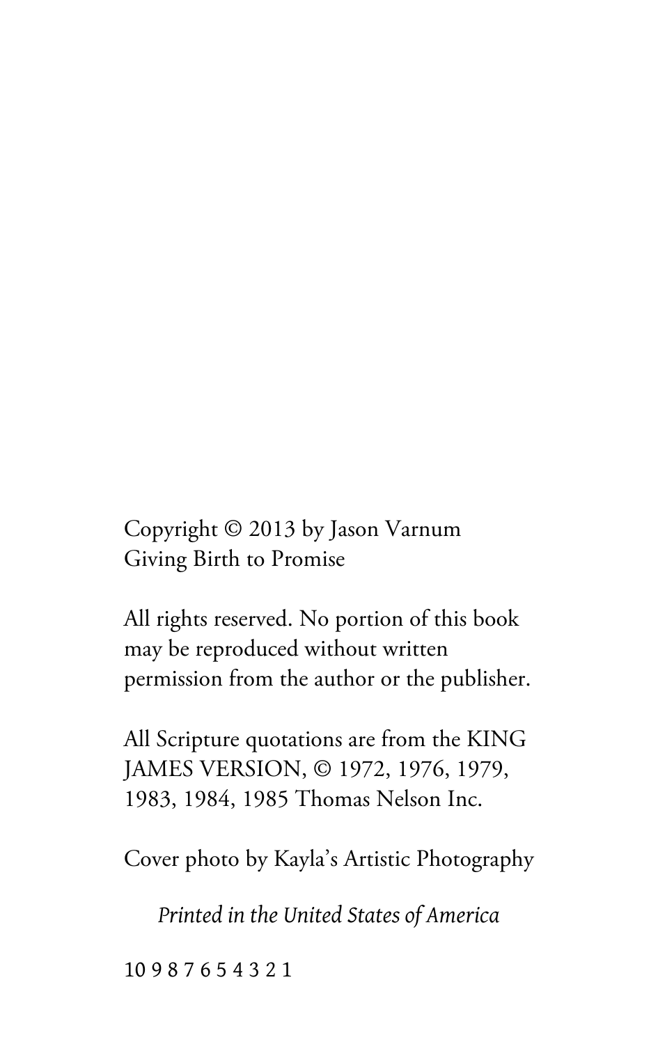Copyright © 2013 by Jason Varnum
Giving Birth to Promise

All rights reserved. No portion of this book may be reproduced without written permission from the author or the publisher.

All Scripture quotations are from the KING JAMES VERSION, © 1972, 1976, 1979, 1983, 1984, 1985 Thomas Nelson Inc.

Cover photo by Kayla's Artistic Photography

*Printed in the United States of America*

10 9 8 7 6 5 4 3 2 1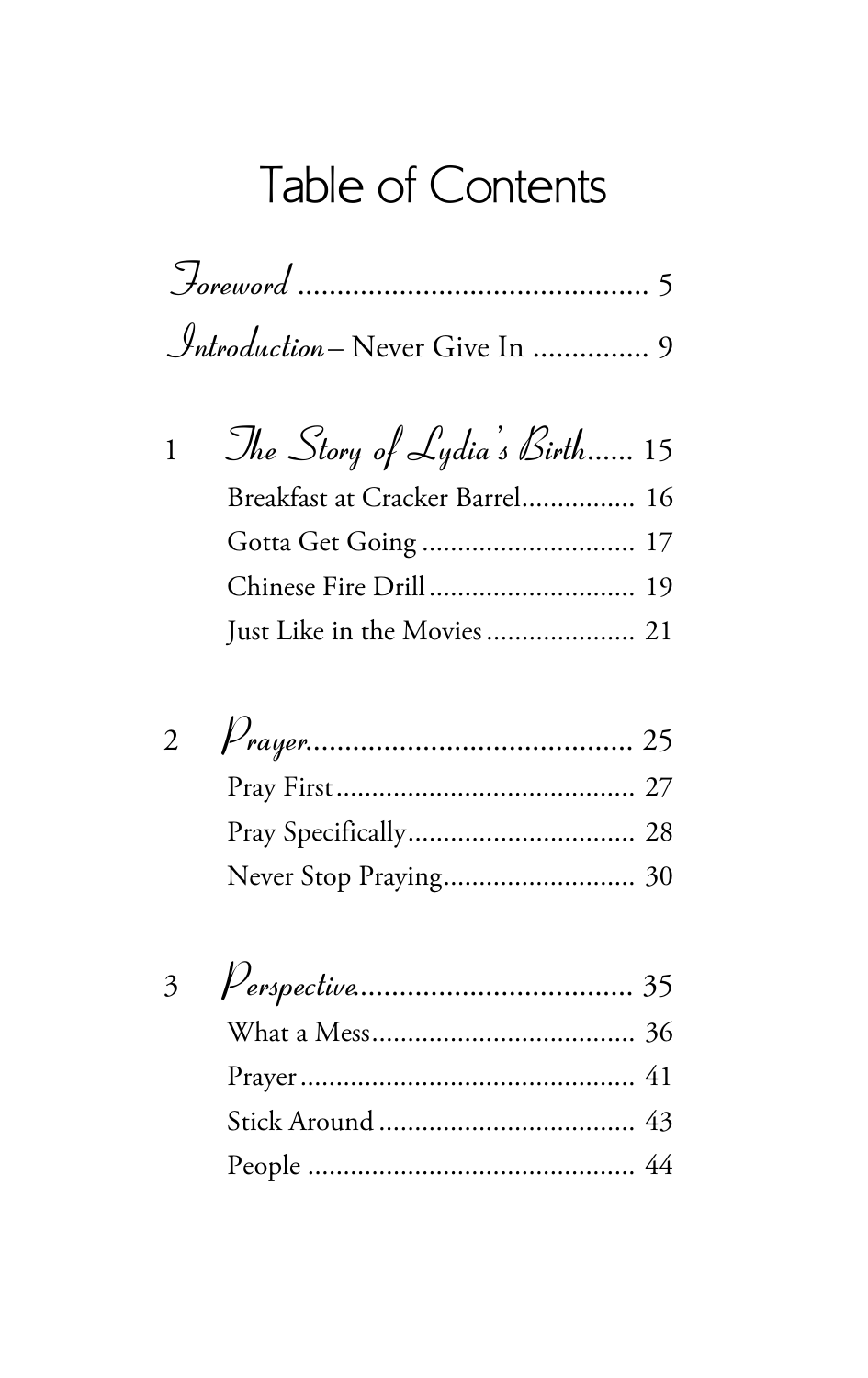# Table of Contents

*Foreword* ............................................ 5

*Introduction* – Never Give In ............... 9

1 *The Story of Lydia's Birth*...... 15

- Breakfast at Cracker Barrel................ 16
- Gotta Get Going .............................. 17
- Chinese Fire Drill ............................. 19
- Just Like in the Movies ..................... 21

2 *Prayer*.......................................... 25

- Pray First.......................................... 27
- Pray Specifically................................ 28
- Never Stop Praying........................... 30

3 *Perspective*................................... 35

- What a Mess..................................... 36
- Prayer ............................................... 41
- Stick Around .................................... 43
- People .............................................. 44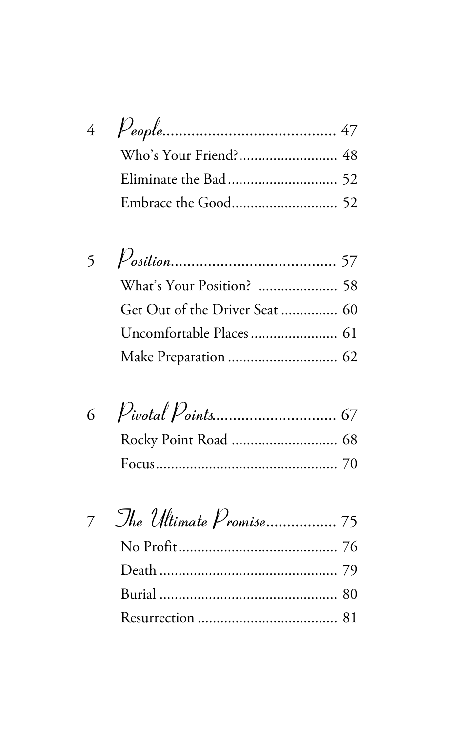4 *People* .......................................... 47

Who's Your Friend? .......................... 48

Eliminate the Bad ............................ 52

Embrace the Good ........................... 52

5 *Position* ........................................ 57

What's Your Position? ..................... 58

Get Out of the Driver Seat ............... 60

Uncomfortable Places ....................... 61

Make Preparation ............................ 62

6 *Pivotal Points* ............................. 67

Rocky Point Road ............................ 68

Focus ................................................ 70

7 *The Ultimate Promise* ................ 75

No Profit .......................................... 76

Death ............................................... 79

Burial ............................................... 80

Resurrection ..................................... 81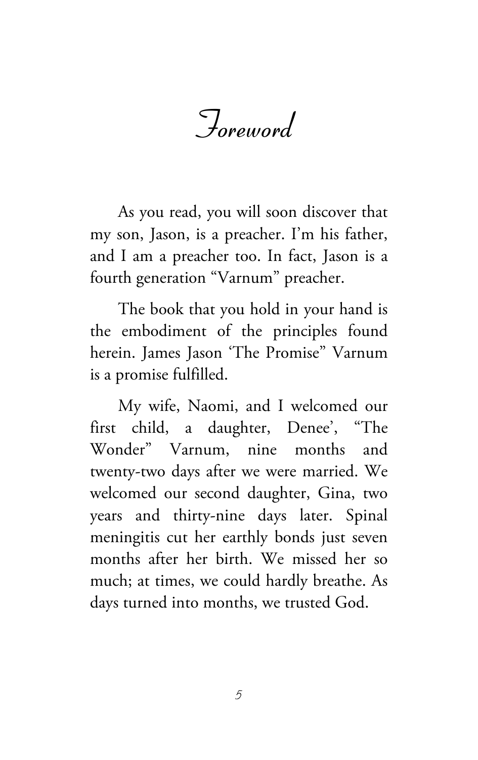# Foreword

As you read, you will soon discover that my son, Jason, is a preacher. I'm his father, and I am a preacher too. In fact, Jason is a fourth generation "Varnum" preacher.

The book that you hold in your hand is the embodiment of the principles found herein. James Jason 'The Promise" Varnum is a promise fulfilled.

My wife, Naomi, and I welcomed our first child, a daughter, Denee', "The Wonder" Varnum, nine months and twenty-two days after we were married. We welcomed our second daughter, Gina, two years and thirty-nine days later. Spinal meningitis cut her earthly bonds just seven months after her birth. We missed her so much; at times, we could hardly breathe. As days turned into months, we trusted God.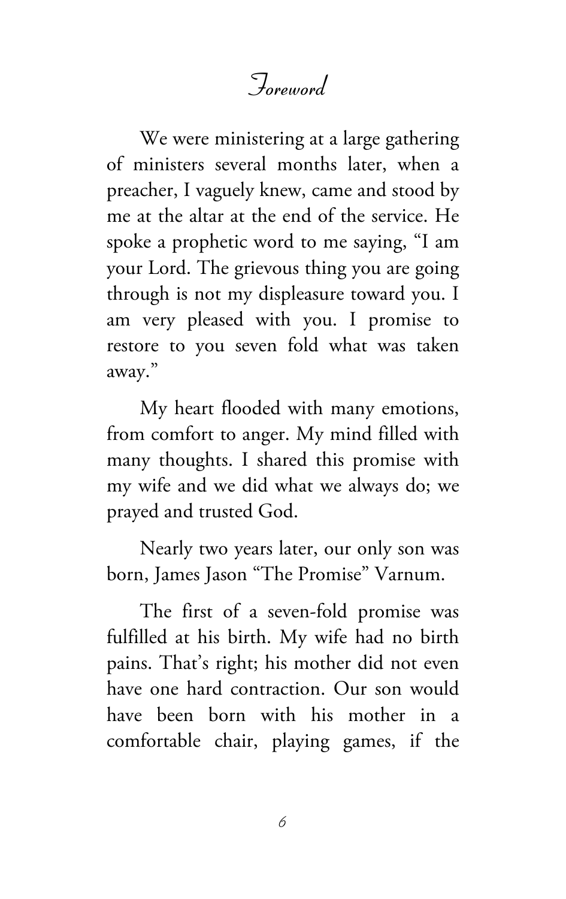# *Foreword*

We were ministering at a large gathering of ministers several months later, when a preacher, I vaguely knew, came and stood by me at the altar at the end of the service. He spoke a prophetic word to me saying, "I am your Lord. The grievous thing you are going through is not my displeasure toward you. I am very pleased with you. I promise to restore to you seven fold what was taken away."

My heart flooded with many emotions, from comfort to anger. My mind filled with many thoughts. I shared this promise with my wife and we did what we always do; we prayed and trusted God.

Nearly two years later, our only son was born, James Jason "The Promise" Varnum.

The first of a seven-fold promise was fulfilled at his birth. My wife had no birth pains. That's right; his mother did not even have one hard contraction. Our son would have been born with his mother in a comfortable chair, playing games, if the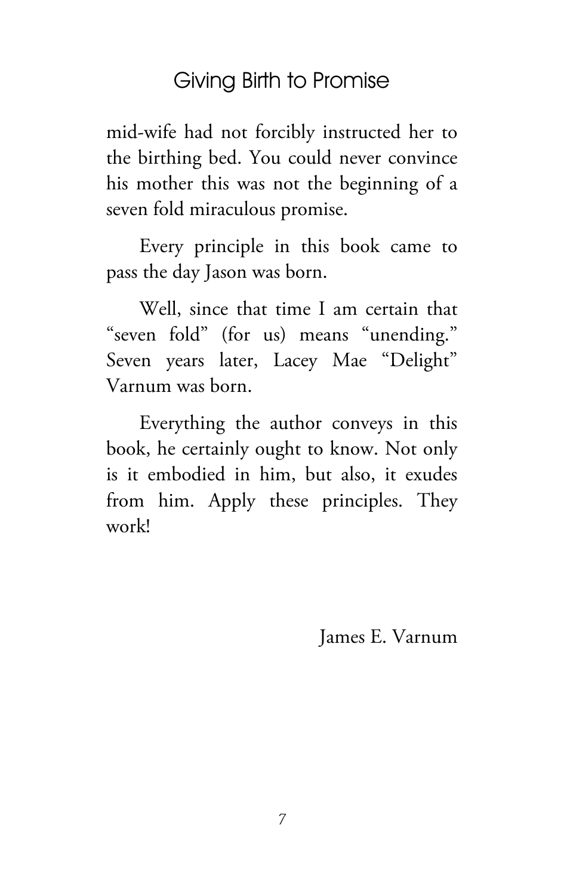mid-wife had not forcibly instructed her to the birthing bed. You could never convince his mother this was not the beginning of a seven fold miraculous promise.

Every principle in this book came to pass the day Jason was born.

Well, since that time I am certain that "seven fold" (for us) means "unending." Seven years later, Lacey Mae "Delight" Varnum was born.

Everything the author conveys in this book, he certainly ought to know. Not only is it embodied in him, but also, it exudes from him. Apply these principles. They work!

James E. Varnum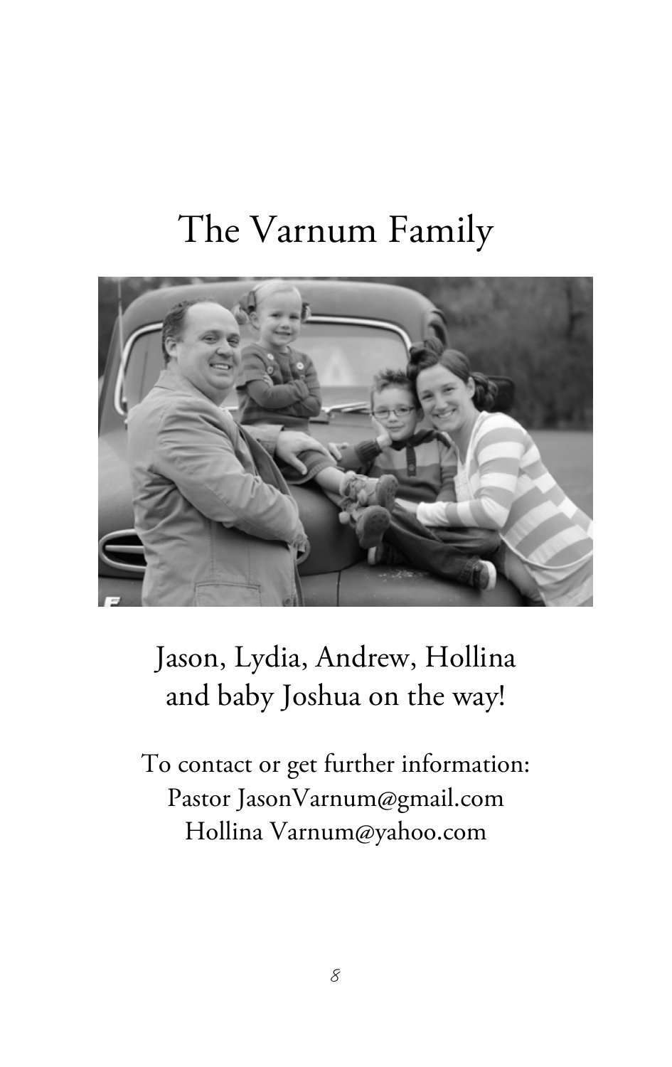# The Varnum Family

Jason, Lydia, Andrew, Hollina
and baby Joshua on the way!

To contact or get further information:
Pastor JasonVarnum@gmail.com
Hollina Varnum@yahoo.com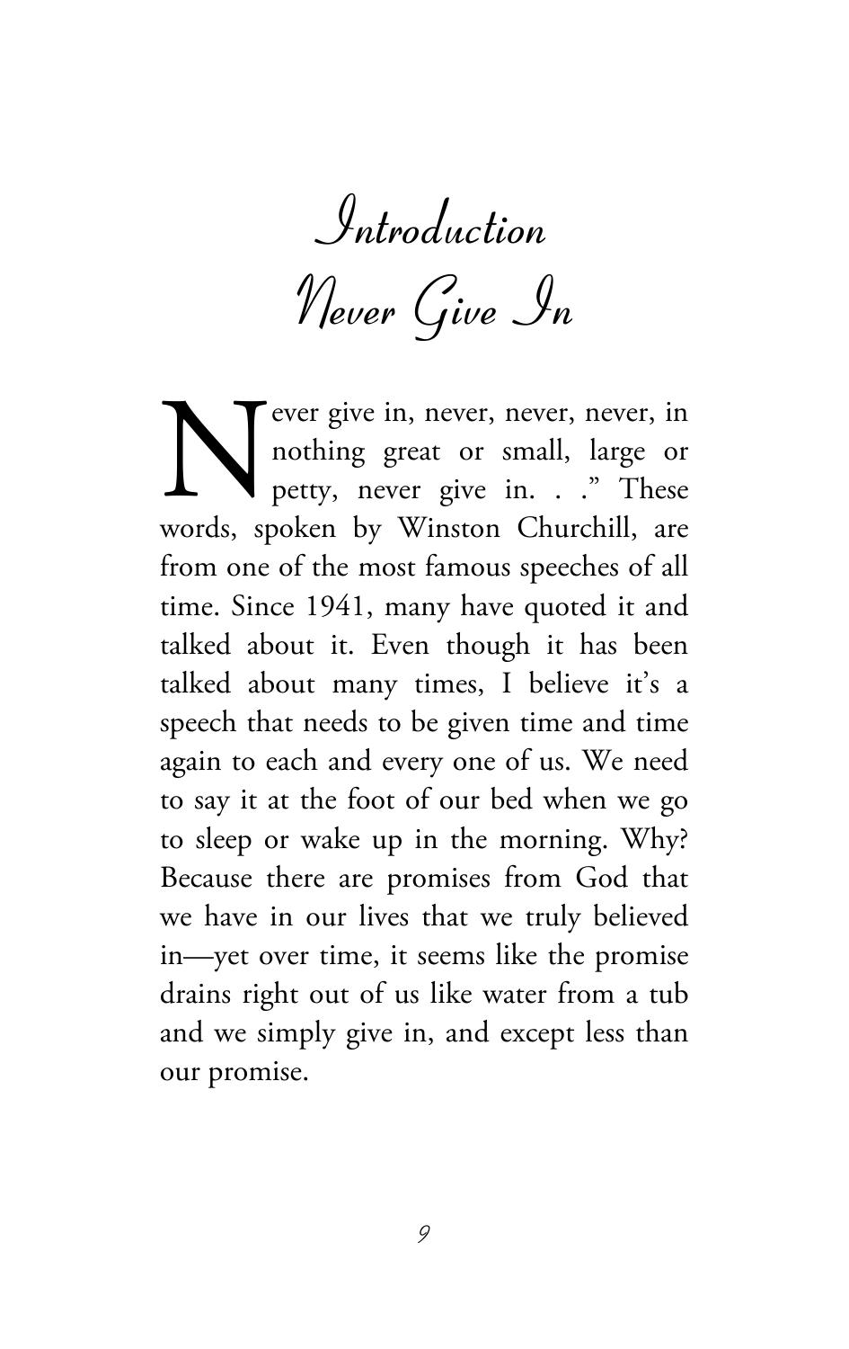# Introduction
# Never Give In

"Never give in, never, never, never, in nothing great or small, large or petty, never give in. . ." These words, spoken by Winston Churchill, are from one of the most famous speeches of all time. Since 1941, many have quoted it and talked about it. Even though it has been talked about many times, I believe it's a speech that needs to be given time and time again to each and every one of us. We need to say it at the foot of our bed when we go to sleep or wake up in the morning. Why? Because there are promises from God that we have in our lives that we truly believed in—yet over time, it seems like the promise drains right out of us like water from a tub and we simply give in, and except less than our promise.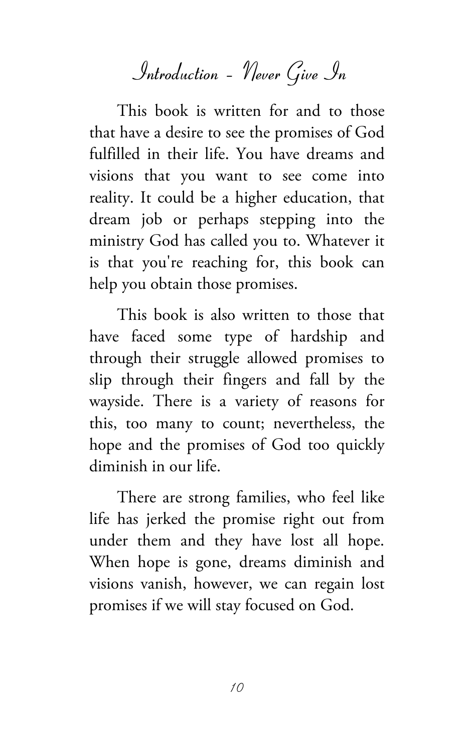# Introduction - Never Give In

This book is written for and to those that have a desire to see the promises of God fulfilled in their life. You have dreams and visions that you want to see come into reality. It could be a higher education, that dream job or perhaps stepping into the ministry God has called you to. Whatever it is that you're reaching for, this book can help you obtain those promises.

This book is also written to those that have faced some type of hardship and through their struggle allowed promises to slip through their fingers and fall by the wayside. There is a variety of reasons for this, too many to count; nevertheless, the hope and the promises of God too quickly diminish in our life.

There are strong families, who feel like life has jerked the promise right out from under them and they have lost all hope. When hope is gone, dreams diminish and visions vanish, however, we can regain lost promises if we will stay focused on God.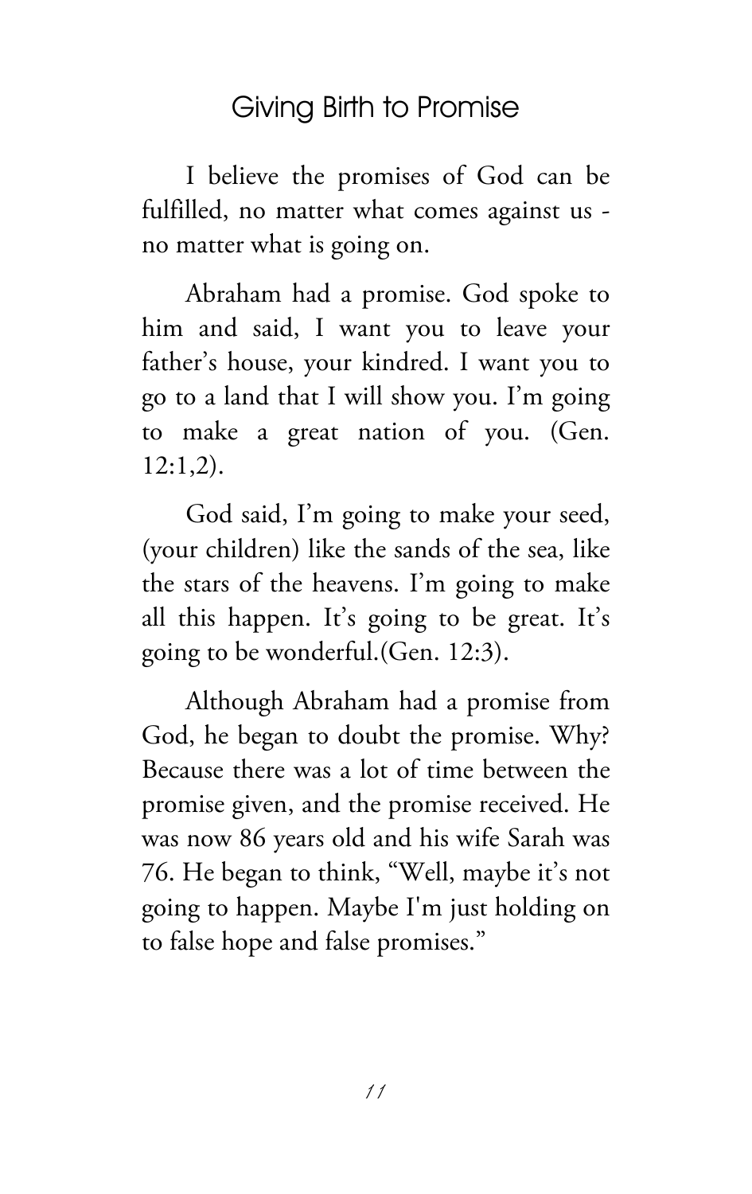I believe the promises of God can be fulfilled, no matter what comes against us - no matter what is going on.

Abraham had a promise. God spoke to him and said, I want you to leave your father's house, your kindred. I want you to go to a land that I will show you. I'm going to make a great nation of you. (Gen. 12:1,2).

God said, I'm going to make your seed, (your children) like the sands of the sea, like the stars of the heavens. I'm going to make all this happen. It's going to be great. It's going to be wonderful.(Gen. 12:3).

Although Abraham had a promise from God, he began to doubt the promise. Why? Because there was a lot of time between the promise given, and the promise received. He was now 86 years old and his wife Sarah was 76. He began to think, "Well, maybe it's not going to happen. Maybe I'm just holding on to false hope and false promises."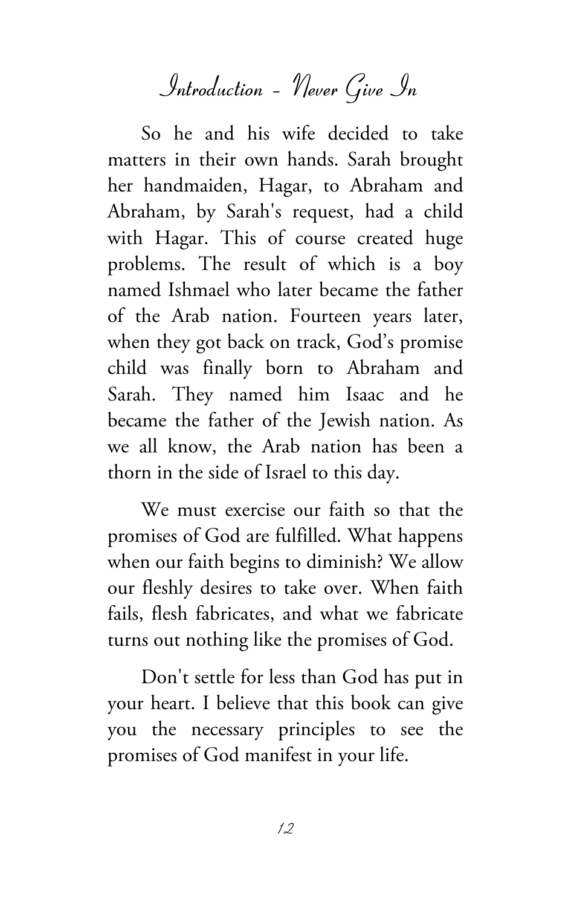So he and his wife decided to take matters in their own hands. Sarah brought her handmaiden, Hagar, to Abraham and Abraham, by Sarah's request, had a child with Hagar. This of course created huge problems. The result of which is a boy named Ishmael who later became the father of the Arab nation. Fourteen years later, when they got back on track, God's promise child was finally born to Abraham and Sarah. They named him Isaac and he became the father of the Jewish nation. As we all know, the Arab nation has been a thorn in the side of Israel to this day.

We must exercise our faith so that the promises of God are fulfilled. What happens when our faith begins to diminish? We allow our fleshly desires to take over. When faith fails, flesh fabricates, and what we fabricate turns out nothing like the promises of God.

Don't settle for less than God has put in your heart. I believe that this book can give you the necessary principles to see the promises of God manifest in your life.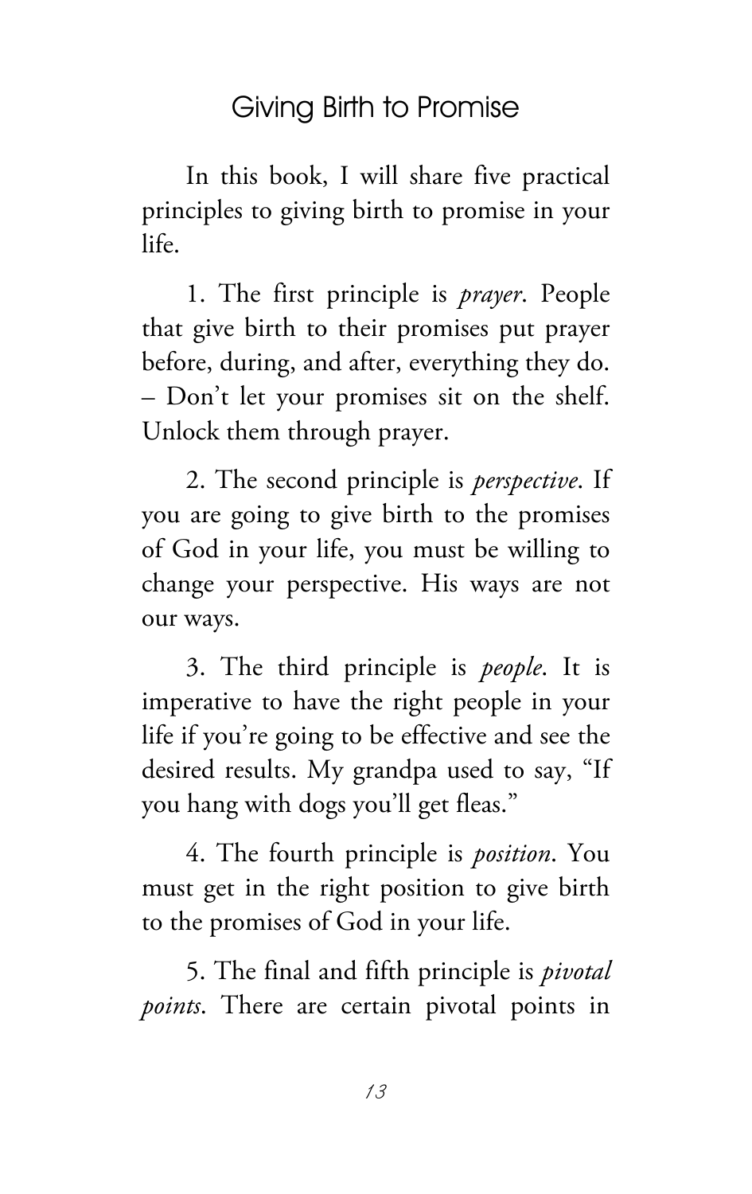In this book, I will share five practical principles to giving birth to promise in your life.

1. The first principle is *prayer*. People that give birth to their promises put prayer before, during, and after, everything they do. – Don't let your promises sit on the shelf. Unlock them through prayer.

2. The second principle is *perspective*. If you are going to give birth to the promises of God in your life, you must be willing to change your perspective. His ways are not our ways.

3. The third principle is *people*. It is imperative to have the right people in your life if you're going to be effective and see the desired results. My grandpa used to say, "If you hang with dogs you'll get fleas."

4. The fourth principle is *position*. You must get in the right position to give birth to the promises of God in your life.

5. The final and fifth principle is *pivotal points*. There are certain pivotal points in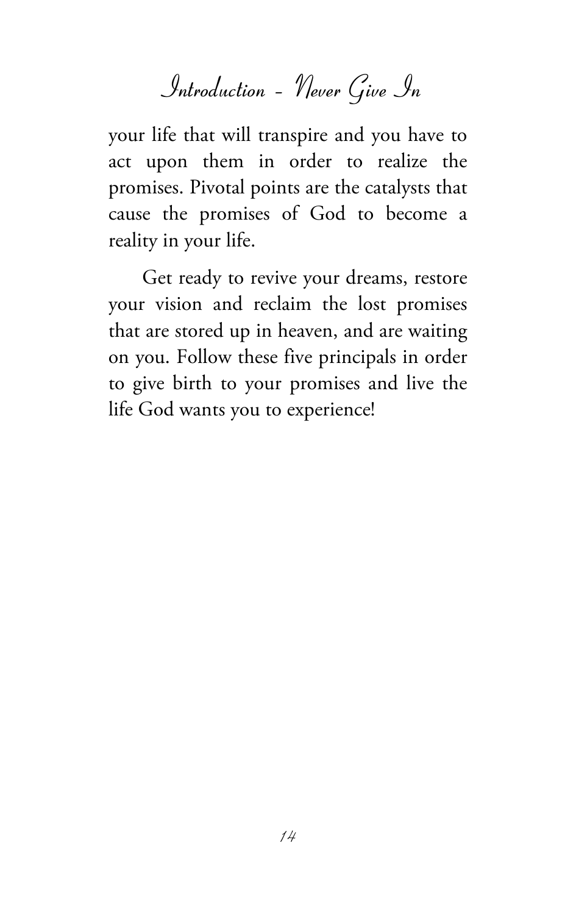your life that will transpire and you have to act upon them in order to realize the promises. Pivotal points are the catalysts that cause the promises of God to become a reality in your life.

Get ready to revive your dreams, restore your vision and reclaim the lost promises that are stored up in heaven, and are waiting on you. Follow these five principals in order to give birth to your promises and live the life God wants you to experience!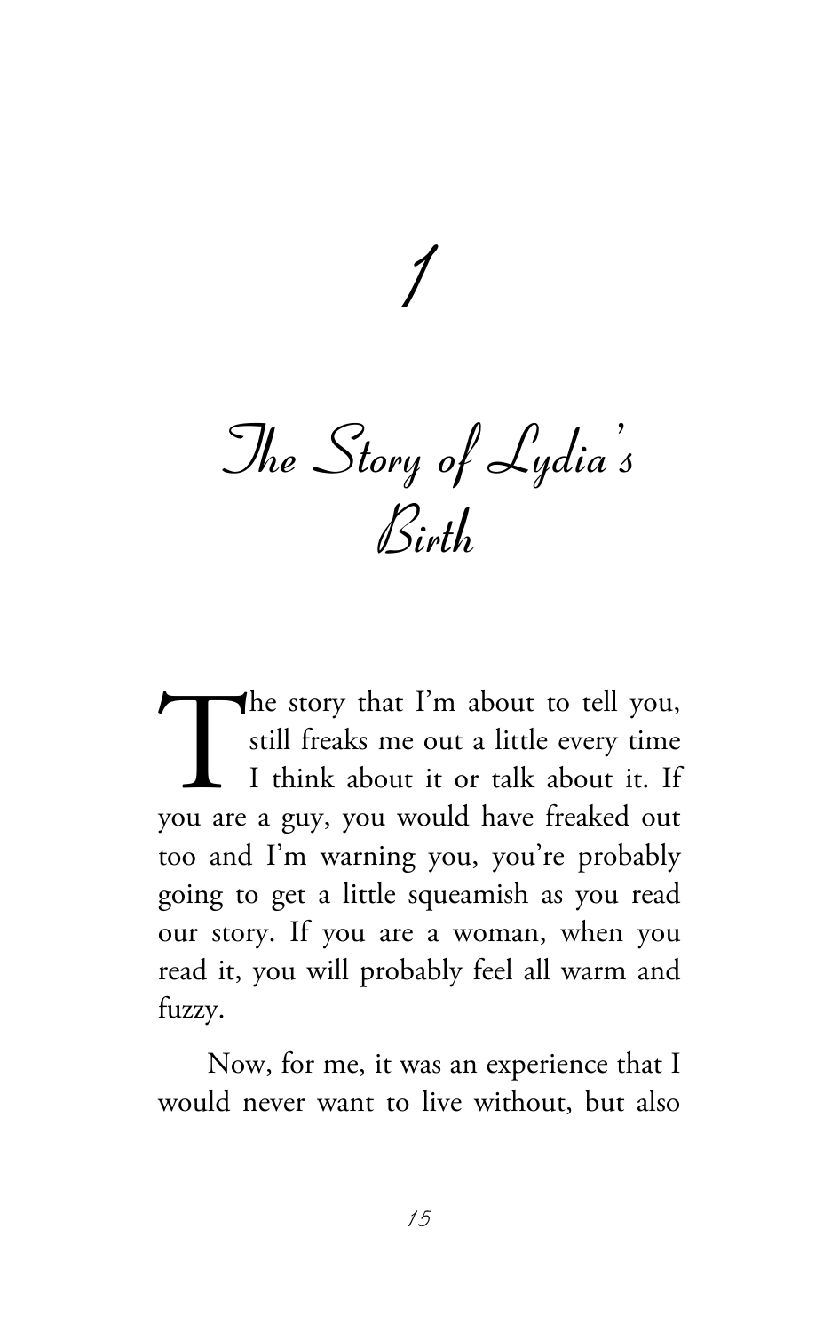# 1

# The Story of Lydia's Birth

The story that I'm about to tell you, still freaks me out a little every time I think about it or talk about it. If you are a guy, you would have freaked out too and I'm warning you, you're probably going to get a little squeamish as you read our story. If you are a woman, when you read it, you will probably feel all warm and fuzzy.

Now, for me, it was an experience that I would never want to live without, but also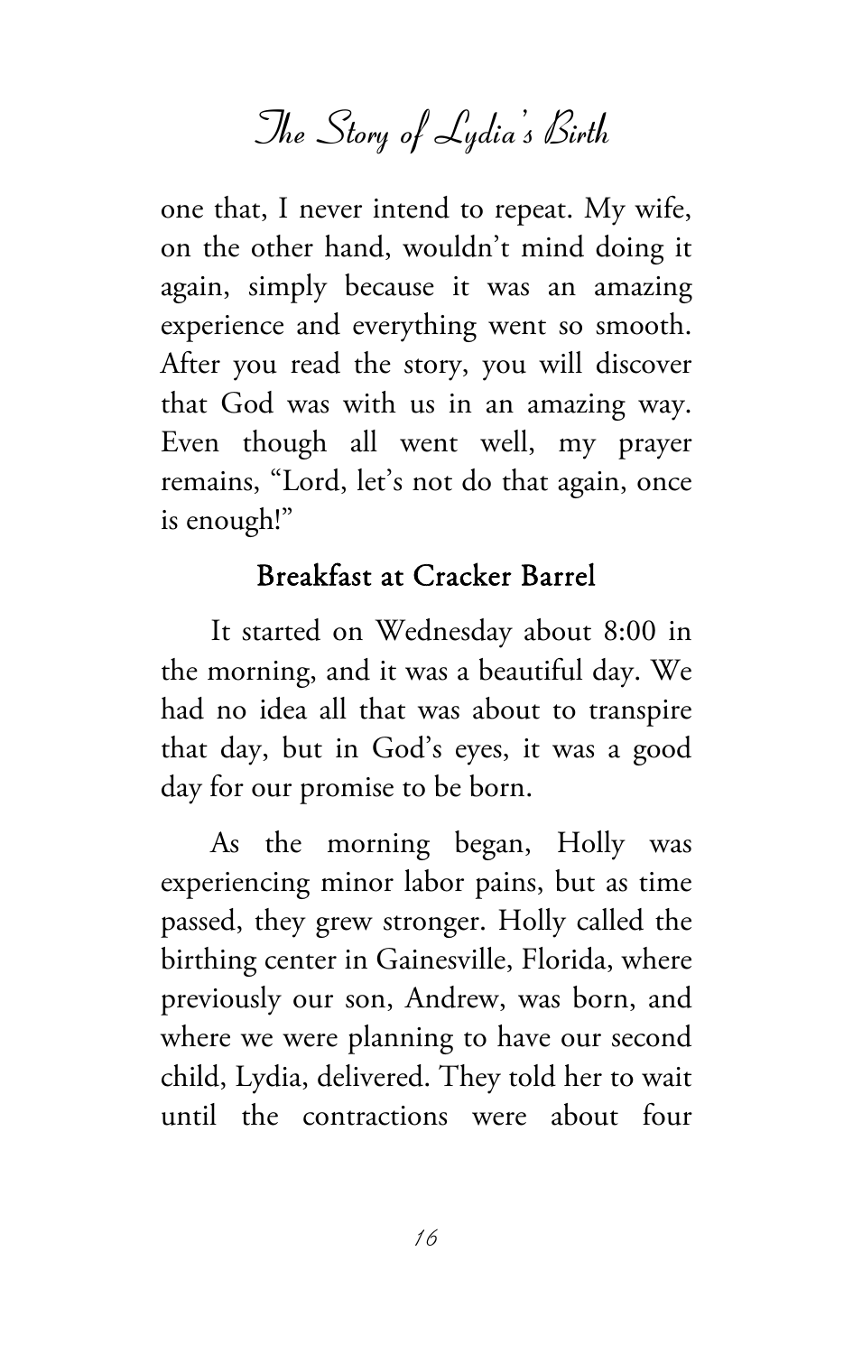one that, I never intend to repeat. My wife, on the other hand, wouldn't mind doing it again, simply because it was an amazing experience and everything went so smooth. After you read the story, you will discover that God was with us in an amazing way. Even though all went well, my prayer remains, "Lord, let's not do that again, once is enough!"

## Breakfast at Cracker Barrel

It started on Wednesday about 8:00 in the morning, and it was a beautiful day. We had no idea all that was about to transpire that day, but in God's eyes, it was a good day for our promise to be born.

As the morning began, Holly was experiencing minor labor pains, but as time passed, they grew stronger. Holly called the birthing center in Gainesville, Florida, where previously our son, Andrew, was born, and where we were planning to have our second child, Lydia, delivered. They told her to wait until the contractions were about four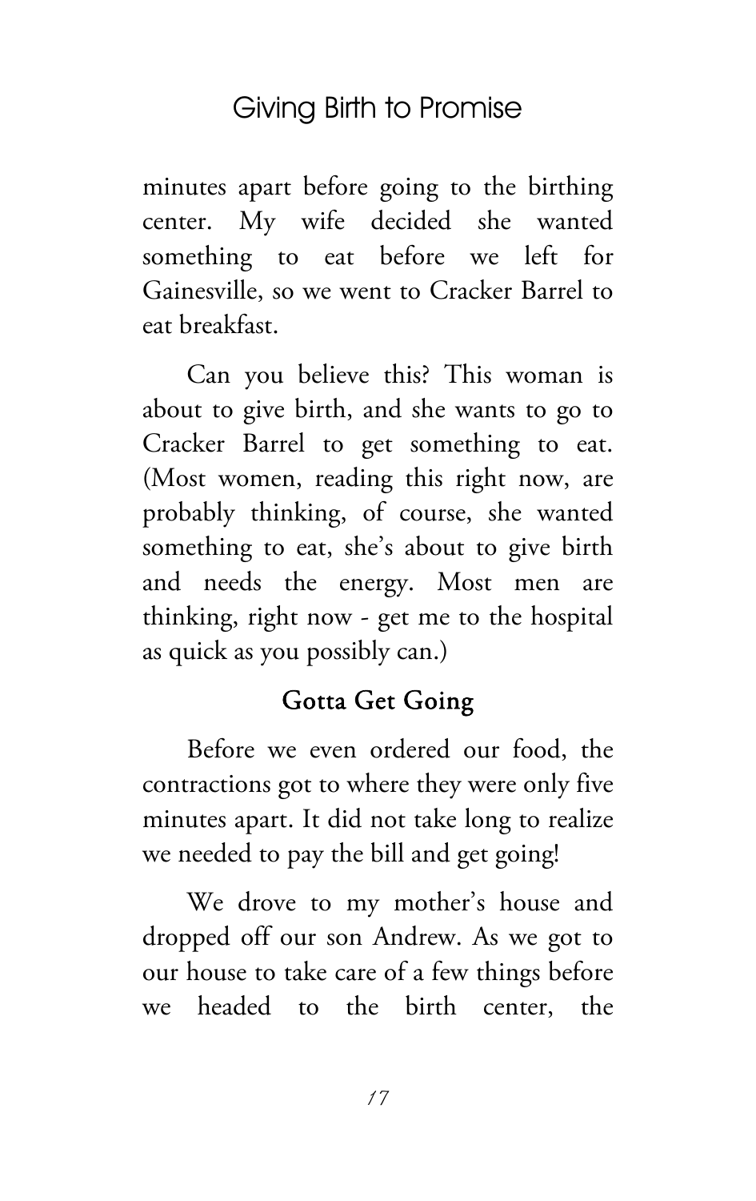minutes apart before going to the birthing center. My wife decided she wanted something to eat before we left for Gainesville, so we went to Cracker Barrel to eat breakfast.

Can you believe this? This woman is about to give birth, and she wants to go to Cracker Barrel to get something to eat. (Most women, reading this right now, are probably thinking, of course, she wanted something to eat, she's about to give birth and needs the energy. Most men are thinking, right now - get me to the hospital as quick as you possibly can.)

### Gotta Get Going

Before we even ordered our food, the contractions got to where they were only five minutes apart. It did not take long to realize we needed to pay the bill and get going!

We drove to my mother's house and dropped off our son Andrew. As we got to our house to take care of a few things before we headed to the birth center, the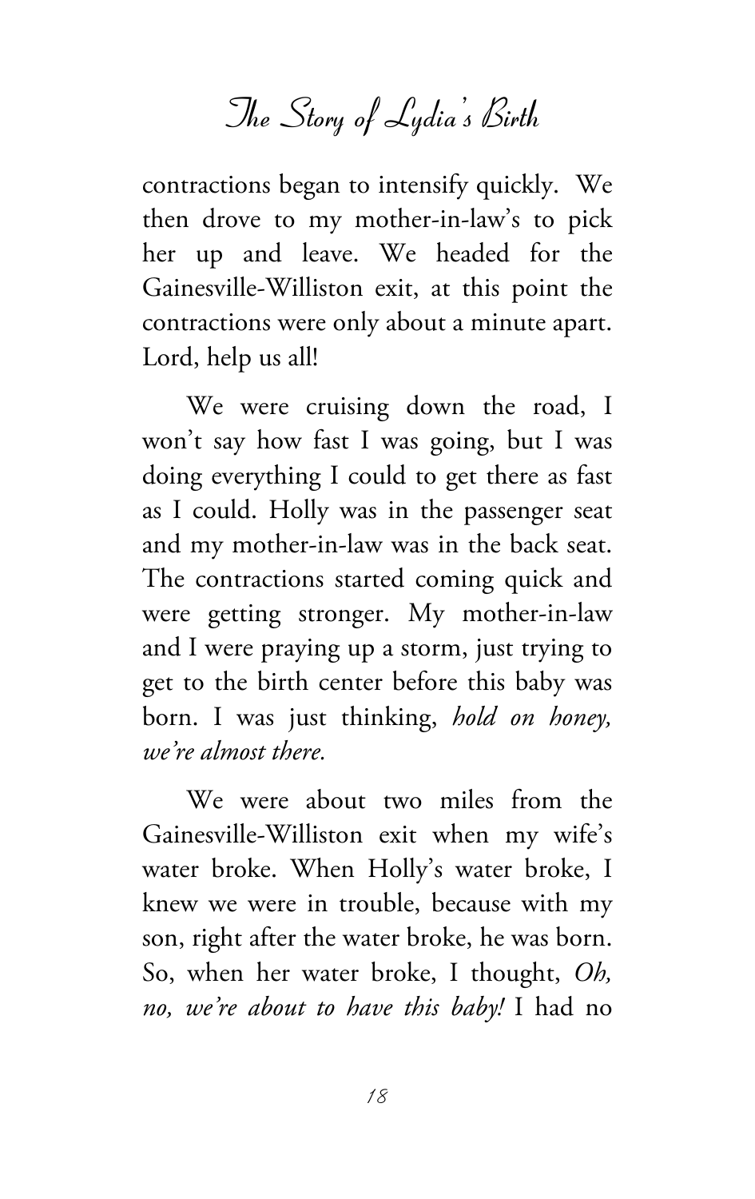contractions began to intensify quickly.  We then drove to my mother-in-law's to pick her up and leave. We headed for the Gainesville-Williston exit, at this point the contractions were only about a minute apart. Lord, help us all!

We were cruising down the road, I won't say how fast I was going, but I was doing everything I could to get there as fast as I could. Holly was in the passenger seat and my mother-in-law was in the back seat. The contractions started coming quick and were getting stronger. My mother-in-law and I were praying up a storm, just trying to get to the birth center before this baby was born. I was just thinking, *hold on honey, we're almost there.*

We were about two miles from the Gainesville-Williston exit when my wife's water broke. When Holly's water broke, I knew we were in trouble, because with my son, right after the water broke, he was born. So, when her water broke, I thought, *Oh, no, we're about to have this baby!* I had no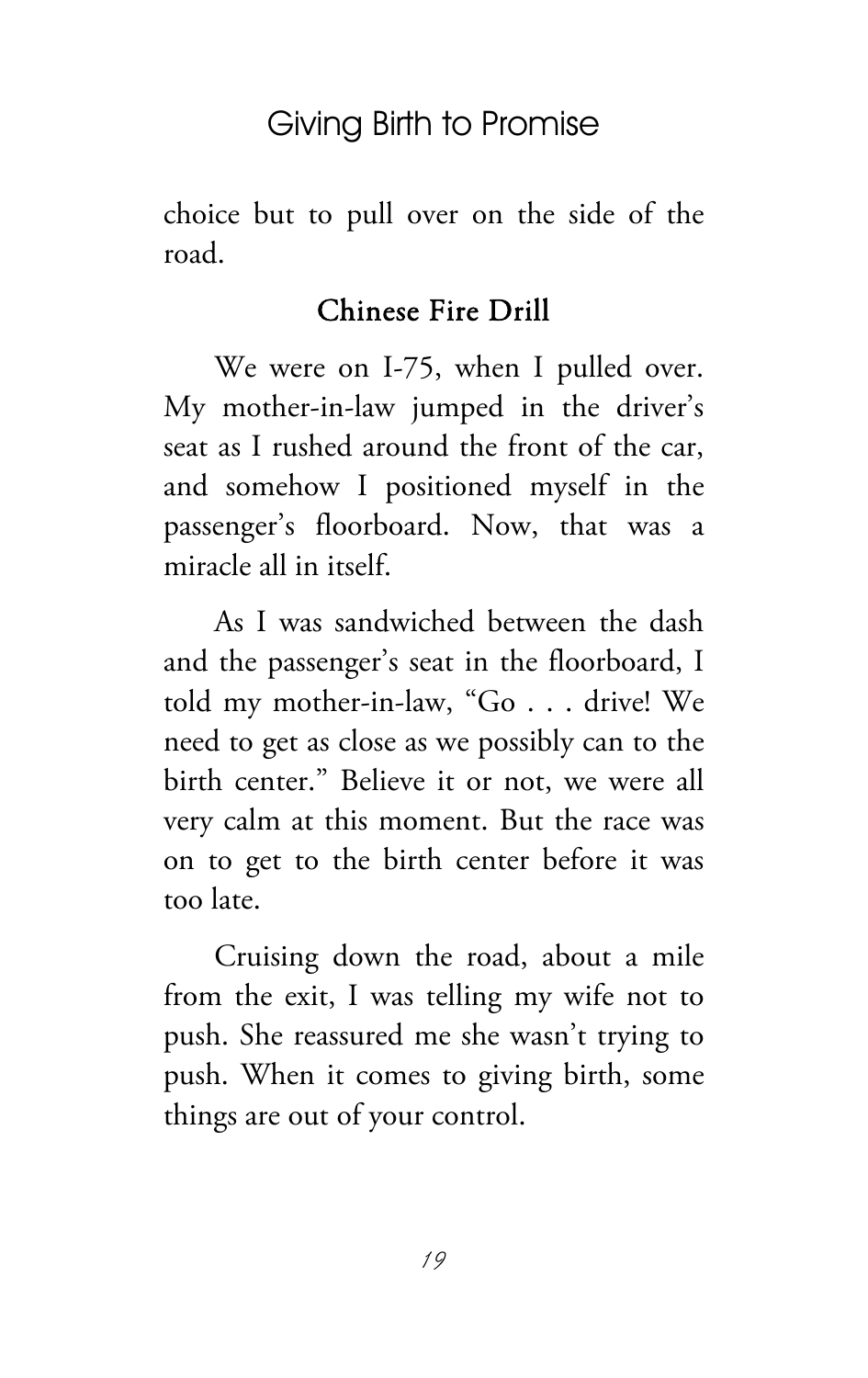choice but to pull over on the side of the road.

## Chinese Fire Drill

We were on I-75, when I pulled over. My mother-in-law jumped in the driver's seat as I rushed around the front of the car, and somehow I positioned myself in the passenger's floorboard. Now, that was a miracle all in itself.

As I was sandwiched between the dash and the passenger's seat in the floorboard, I told my mother-in-law, "Go . . . drive! We need to get as close as we possibly can to the birth center." Believe it or not, we were all very calm at this moment. But the race was on to get to the birth center before it was too late.

Cruising down the road, about a mile from the exit, I was telling my wife not to push. She reassured me she wasn't trying to push. When it comes to giving birth, some things are out of your control.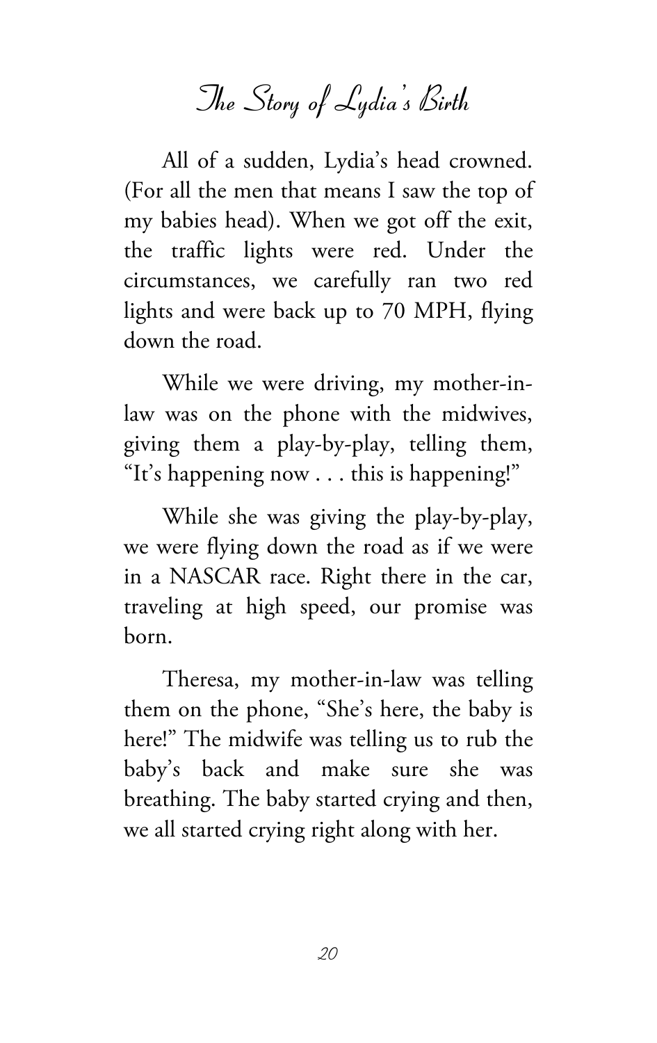# The Story of Lydia's Birth

All of a sudden, Lydia's head crowned. (For all the men that means I saw the top of my babies head). When we got off the exit, the traffic lights were red. Under the circumstances, we carefully ran two red lights and were back up to 70 MPH, flying down the road.

While we were driving, my mother-in-law was on the phone with the midwives, giving them a play-by-play, telling them, "It's happening now . . . this is happening!"

While she was giving the play-by-play, we were flying down the road as if we were in a NASCAR race. Right there in the car, traveling at high speed, our promise was born.

Theresa, my mother-in-law was telling them on the phone, "She's here, the baby is here!" The midwife was telling us to rub the baby's back and make sure she was breathing. The baby started crying and then, we all started crying right along with her.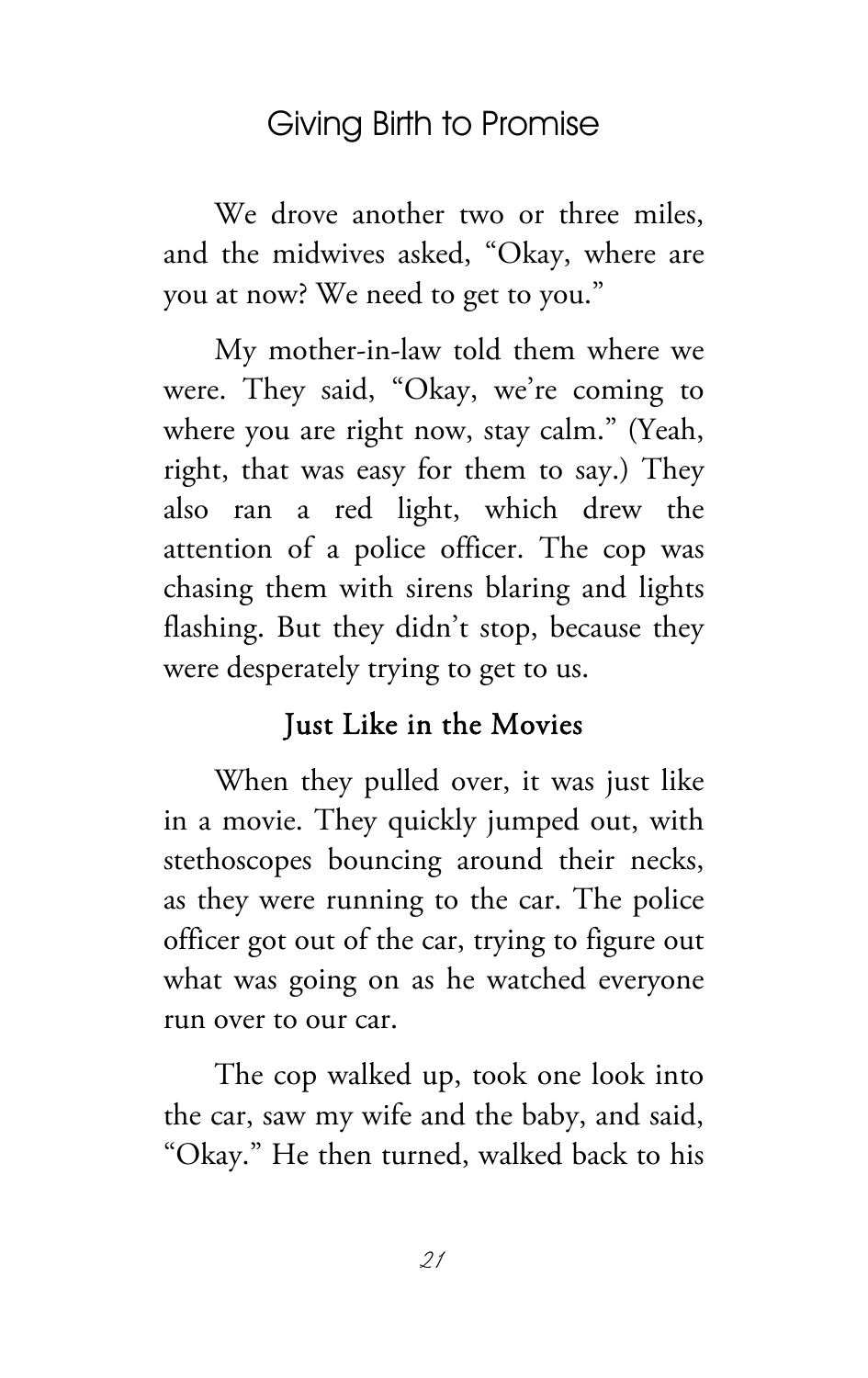We drove another two or three miles, and the midwives asked, "Okay, where are you at now? We need to get to you."

My mother-in-law told them where we were. They said, "Okay, we're coming to where you are right now, stay calm." (Yeah, right, that was easy for them to say.) They also ran a red light, which drew the attention of a police officer. The cop was chasing them with sirens blaring and lights flashing. But they didn't stop, because they were desperately trying to get to us.

### Just Like in the Movies

When they pulled over, it was just like in a movie. They quickly jumped out, with stethoscopes bouncing around their necks, as they were running to the car. The police officer got out of the car, trying to figure out what was going on as he watched everyone run over to our car.

The cop walked up, took one look into the car, saw my wife and the baby, and said, "Okay." He then turned, walked back to his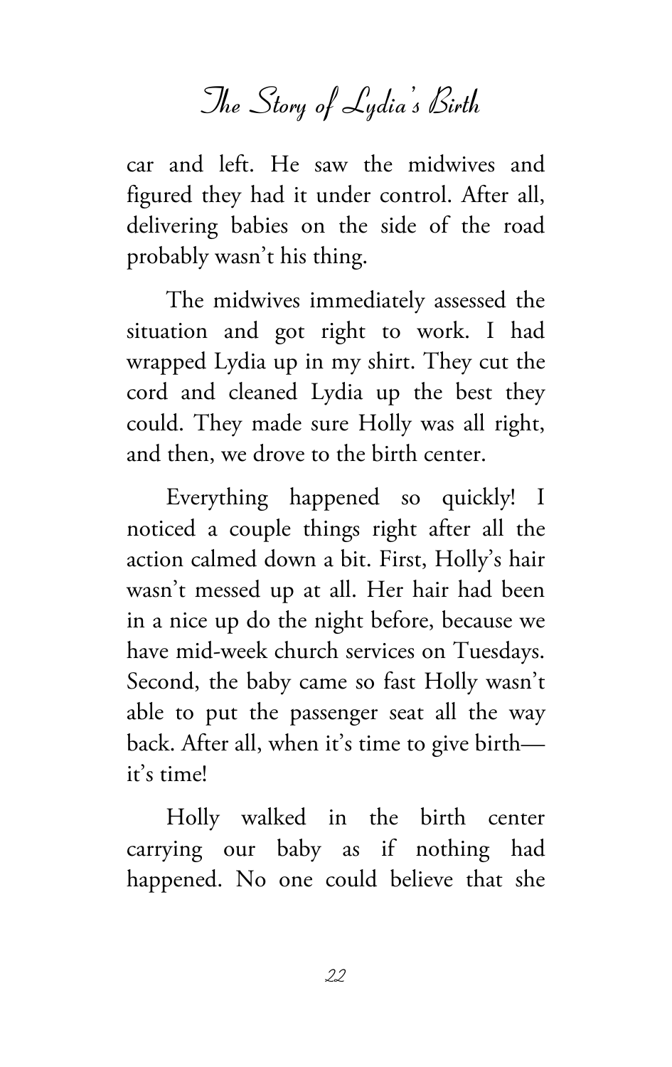car and left. He saw the midwives and figured they had it under control. After all, delivering babies on the side of the road probably wasn't his thing.

The midwives immediately assessed the situation and got right to work. I had wrapped Lydia up in my shirt. They cut the cord and cleaned Lydia up the best they could. They made sure Holly was all right, and then, we drove to the birth center.

Everything happened so quickly! I noticed a couple things right after all the action calmed down a bit. First, Holly's hair wasn't messed up at all. Her hair had been in a nice up do the night before, because we have mid-week church services on Tuesdays. Second, the baby came so fast Holly wasn't able to put the passenger seat all the way back. After all, when it's time to give birth—it's time!

Holly walked in the birth center carrying our baby as if nothing had happened. No one could believe that she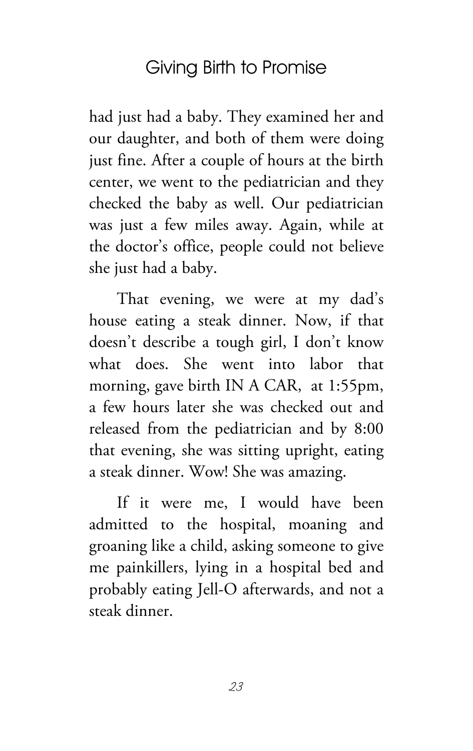had just had a baby. They examined her and our daughter, and both of them were doing just fine. After a couple of hours at the birth center, we went to the pediatrician and they checked the baby as well. Our pediatrician was just a few miles away. Again, while at the doctor's office, people could not believe she just had a baby.

That evening, we were at my dad's house eating a steak dinner. Now, if that doesn't describe a tough girl, I don't know what does. She went into labor that morning, gave birth IN A CAR, at 1:55pm, a few hours later she was checked out and released from the pediatrician and by 8:00 that evening, she was sitting upright, eating a steak dinner. Wow! She was amazing.

If it were me, I would have been admitted to the hospital, moaning and groaning like a child, asking someone to give me painkillers, lying in a hospital bed and probably eating Jell-O afterwards, and not a steak dinner.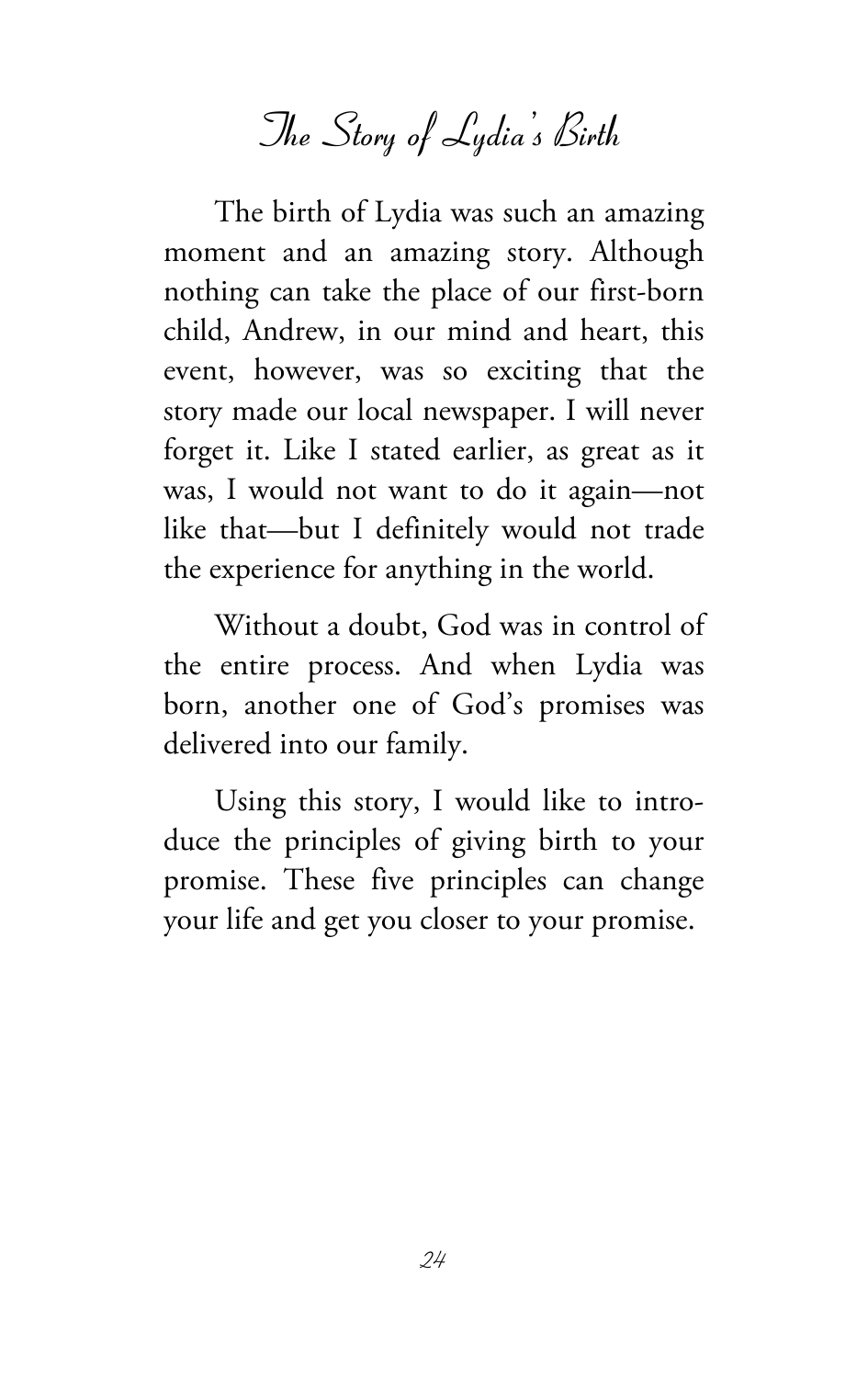# The Story of Lydia's Birth

The birth of Lydia was such an amazing moment and an amazing story. Although nothing can take the place of our first-born child, Andrew, in our mind and heart, this event, however, was so exciting that the story made our local newspaper. I will never forget it. Like I stated earlier, as great as it was, I would not want to do it again—not like that—but I definitely would not trade the experience for anything in the world.

Without a doubt, God was in control of the entire process. And when Lydia was born, another one of God's promises was delivered into our family.

Using this story, I would like to introduce the principles of giving birth to your promise. These five principles can change your life and get you closer to your promise.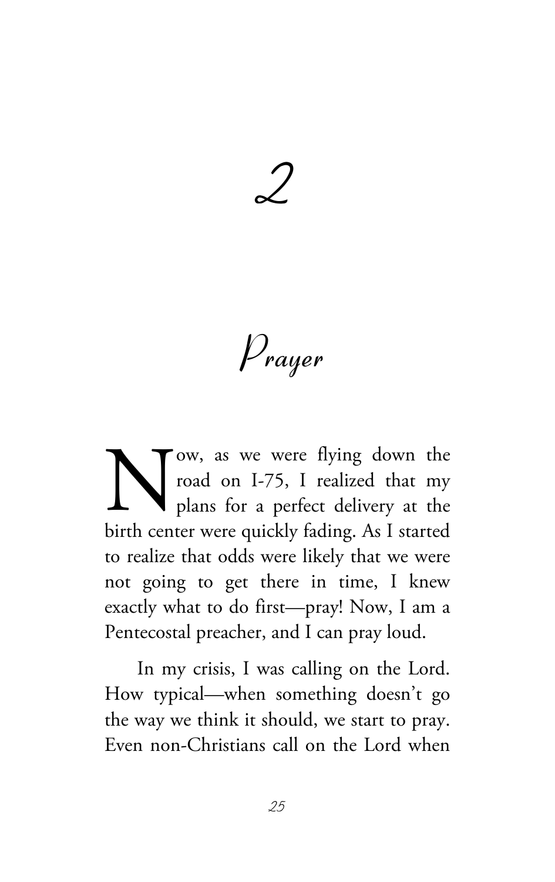# 2

# Prayer

Now, as we were flying down the road on I-75, I realized that my plans for a perfect delivery at the birth center were quickly fading. As I started to realize that odds were likely that we were not going to get there in time, I knew exactly what to do first—pray! Now, I am a Pentecostal preacher, and I can pray loud.

In my crisis, I was calling on the Lord. How typical—when something doesn't go the way we think it should, we start to pray. Even non-Christians call on the Lord when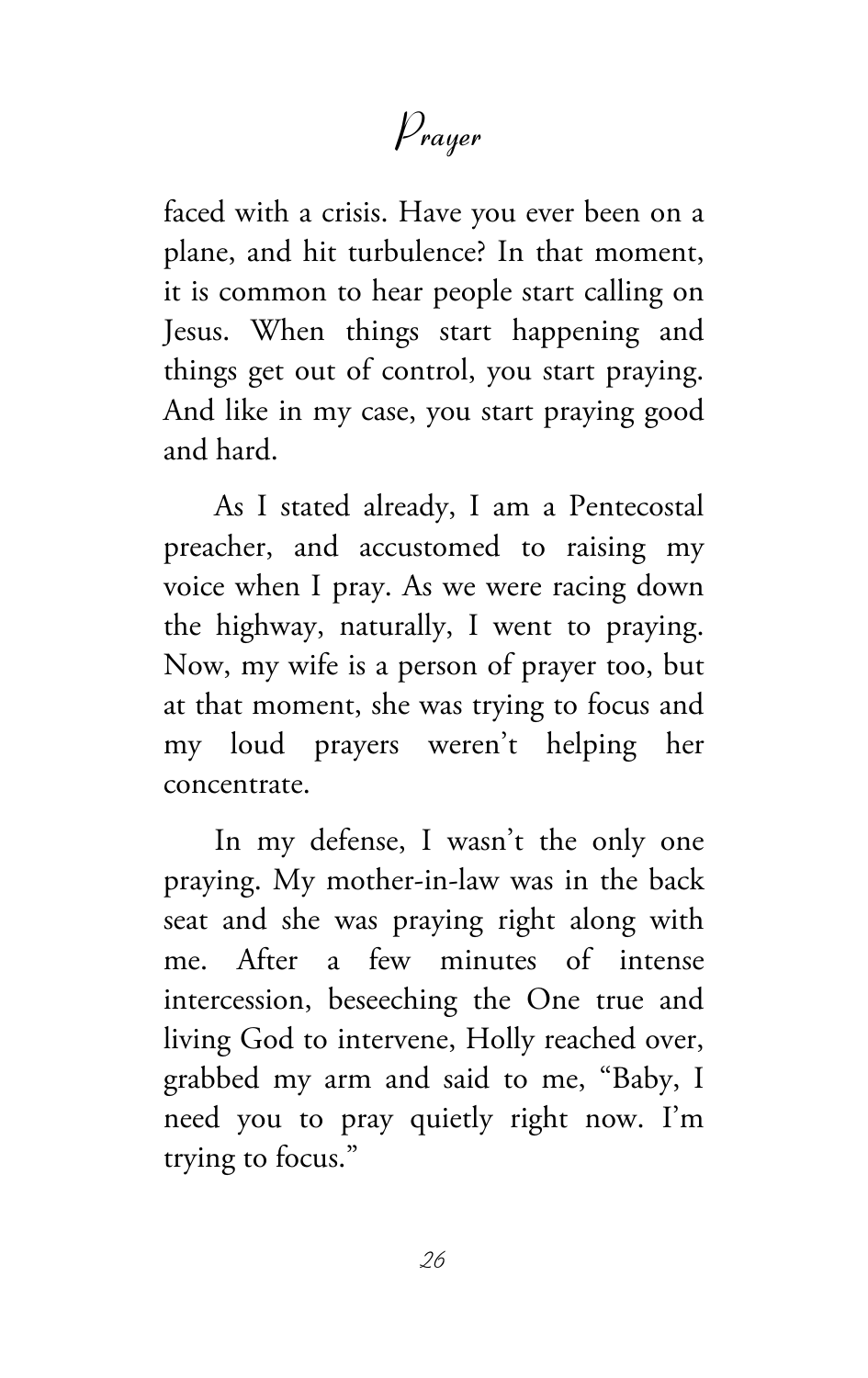faced with a crisis. Have you ever been on a plane, and hit turbulence? In that moment, it is common to hear people start calling on Jesus. When things start happening and things get out of control, you start praying. And like in my case, you start praying good and hard.

As I stated already, I am a Pentecostal preacher, and accustomed to raising my voice when I pray. As we were racing down the highway, naturally, I went to praying. Now, my wife is a person of prayer too, but at that moment, she was trying to focus and my loud prayers weren't helping her concentrate.

In my defense, I wasn't the only one praying. My mother-in-law was in the back seat and she was praying right along with me. After a few minutes of intense intercession, beseeching the One true and living God to intervene, Holly reached over, grabbed my arm and said to me, "Baby, I need you to pray quietly right now. I'm trying to focus."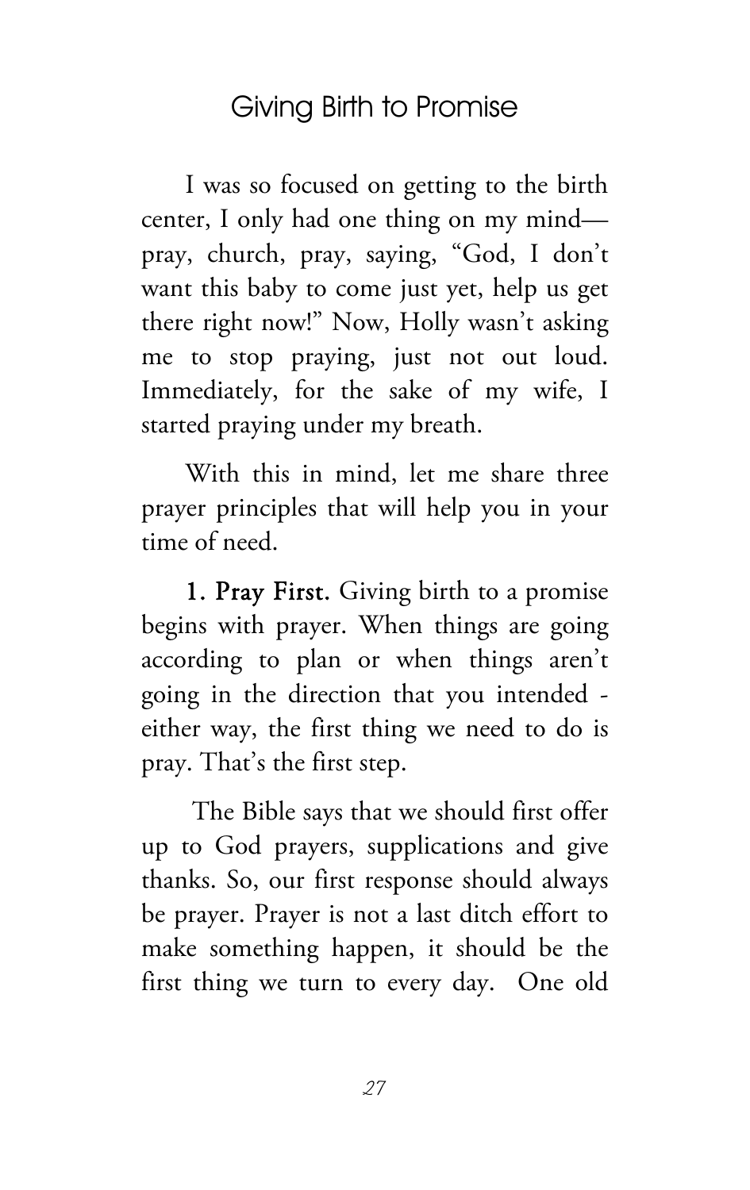I was so focused on getting to the birth center, I only had one thing on my mind—pray, church, pray, saying, "God, I don't want this baby to come just yet, help us get there right now!" Now, Holly wasn't asking me to stop praying, just not out loud. Immediately, for the sake of my wife, I started praying under my breath.

With this in mind, let me share three prayer principles that will help you in your time of need.

**1. Pray First.** Giving birth to a promise begins with prayer. When things are going according to plan or when things aren't going in the direction that you intended - either way, the first thing we need to do is pray. That's the first step.

The Bible says that we should first offer up to God prayers, supplications and give thanks. So, our first response should always be prayer. Prayer is not a last ditch effort to make something happen, it should be the first thing we turn to every day. One old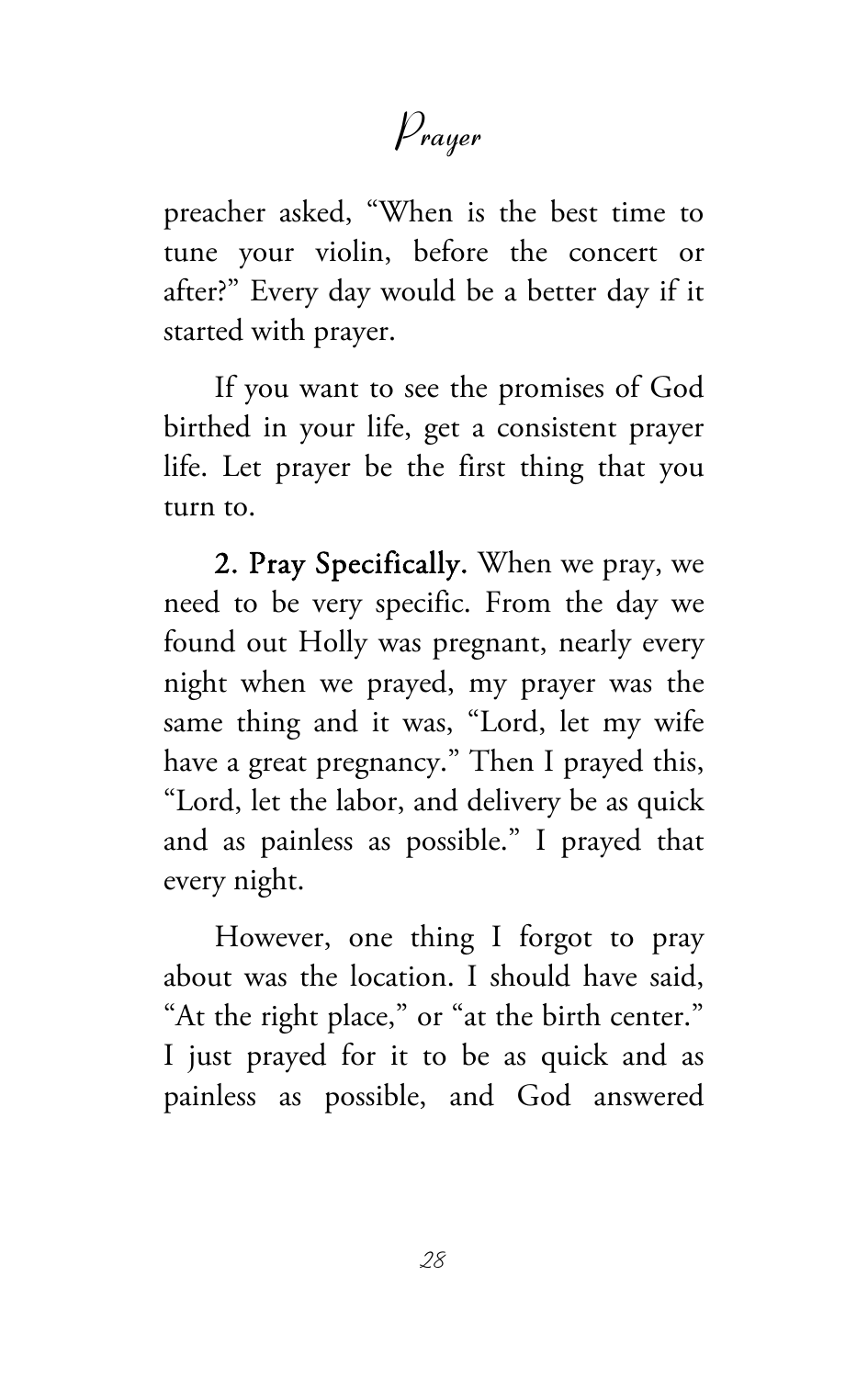preacher asked, "When is the best time to tune your violin, before the concert or after?" Every day would be a better day if it started with prayer.

If you want to see the promises of God birthed in your life, get a consistent prayer life. Let prayer be the first thing that you turn to.

**2. Pray Specifically.** When we pray, we need to be very specific. From the day we found out Holly was pregnant, nearly every night when we prayed, my prayer was the same thing and it was, "Lord, let my wife have a great pregnancy." Then I prayed this, "Lord, let the labor, and delivery be as quick and as painless as possible." I prayed that every night.

However, one thing I forgot to pray about was the location. I should have said, "At the right place," or "at the birth center." I just prayed for it to be as quick and as painless as possible, and God answered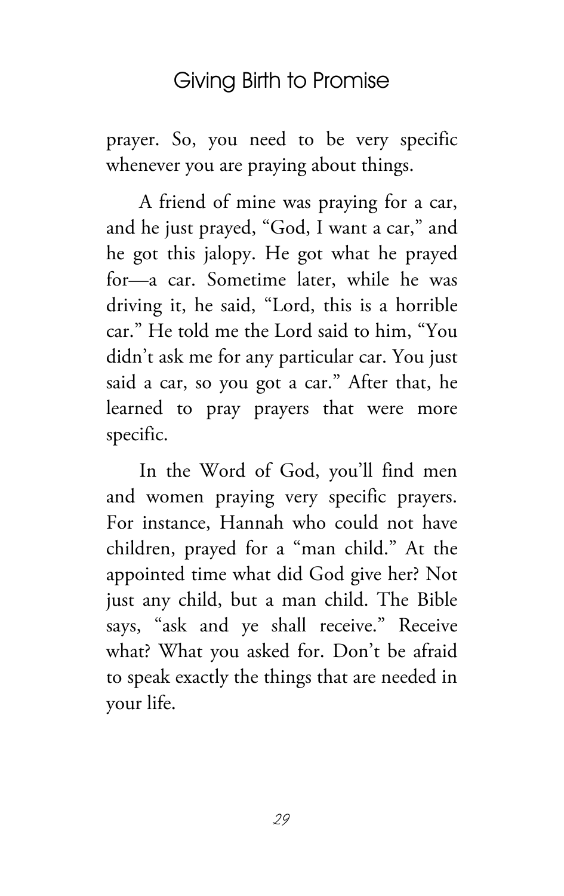prayer. So, you need to be very specific whenever you are praying about things.

A friend of mine was praying for a car, and he just prayed, "God, I want a car," and he got this jalopy. He got what he prayed for—a car. Sometime later, while he was driving it, he said, "Lord, this is a horrible car." He told me the Lord said to him, "You didn't ask me for any particular car. You just said a car, so you got a car." After that, he learned to pray prayers that were more specific.

In the Word of God, you'll find men and women praying very specific prayers. For instance, Hannah who could not have children, prayed for a "man child." At the appointed time what did God give her? Not just any child, but a man child. The Bible says, "ask and ye shall receive." Receive what? What you asked for. Don't be afraid to speak exactly the things that are needed in your life.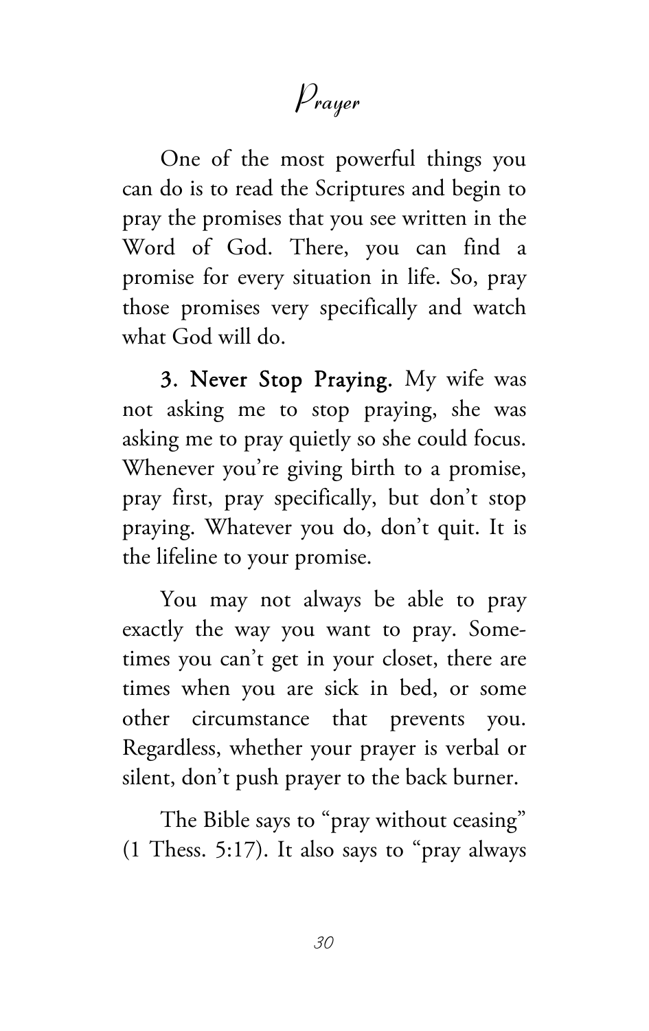One of the most powerful things you can do is to read the Scriptures and begin to pray the promises that you see written in the Word of God. There, you can find a promise for every situation in life. So, pray those promises very specifically and watch what God will do.

**3. Never Stop Praying.** My wife was not asking me to stop praying, she was asking me to pray quietly so she could focus. Whenever you're giving birth to a promise, pray first, pray specifically, but don't stop praying. Whatever you do, don't quit. It is the lifeline to your promise.

You may not always be able to pray exactly the way you want to pray. Sometimes you can't get in your closet, there are times when you are sick in bed, or some other circumstance that prevents you. Regardless, whether your prayer is verbal or silent, don't push prayer to the back burner.

The Bible says to "pray without ceasing" (1 Thess. 5:17). It also says to "pray always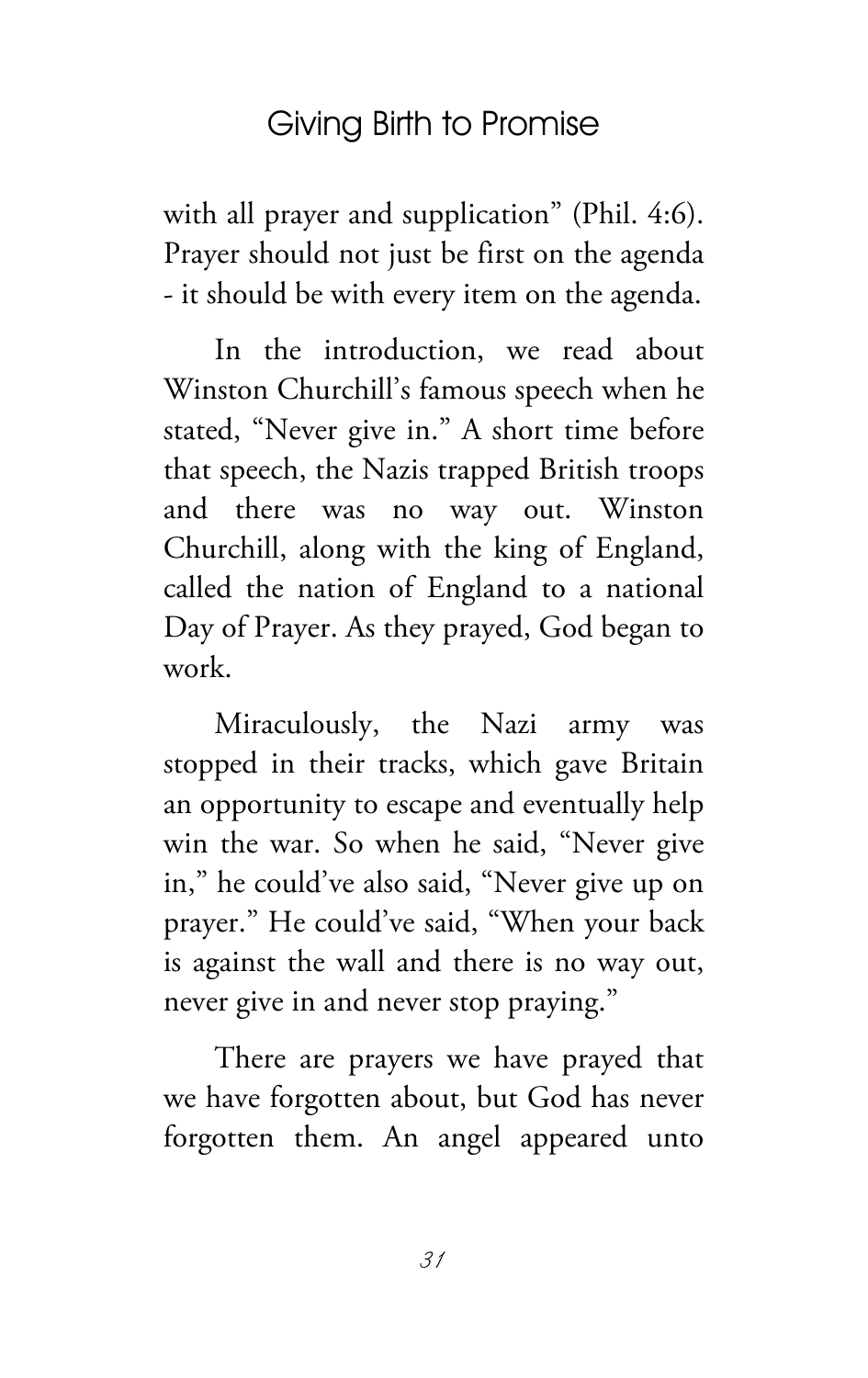with all prayer and supplication" (Phil. 4:6). Prayer should not just be first on the agenda - it should be with every item on the agenda.

In the introduction, we read about Winston Churchill's famous speech when he stated, "Never give in." A short time before that speech, the Nazis trapped British troops and there was no way out. Winston Churchill, along with the king of England, called the nation of England to a national Day of Prayer. As they prayed, God began to work.

Miraculously, the Nazi army was stopped in their tracks, which gave Britain an opportunity to escape and eventually help win the war. So when he said, "Never give in," he could've also said, "Never give up on prayer." He could've said, "When your back is against the wall and there is no way out, never give in and never stop praying."

There are prayers we have prayed that we have forgotten about, but God has never forgotten them. An angel appeared unto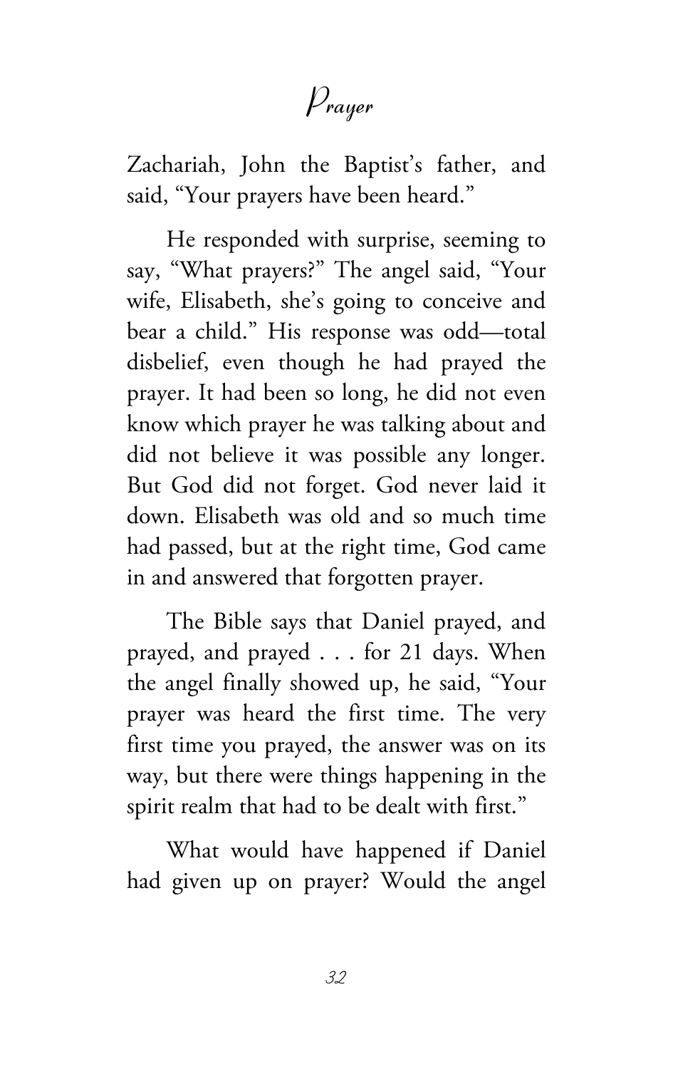Zachariah, John the Baptist's father, and said, "Your prayers have been heard."

He responded with surprise, seeming to say, "What prayers?" The angel said, "Your wife, Elisabeth, she's going to conceive and bear a child." His response was odd—total disbelief, even though he had prayed the prayer. It had been so long, he did not even know which prayer he was talking about and did not believe it was possible any longer. But God did not forget. God never laid it down. Elisabeth was old and so much time had passed, but at the right time, God came in and answered that forgotten prayer.

The Bible says that Daniel prayed, and prayed, and prayed . . . for 21 days. When the angel finally showed up, he said, "Your prayer was heard the first time. The very first time you prayed, the answer was on its way, but there were things happening in the spirit realm that had to be dealt with first."

What would have happened if Daniel had given up on prayer? Would the angel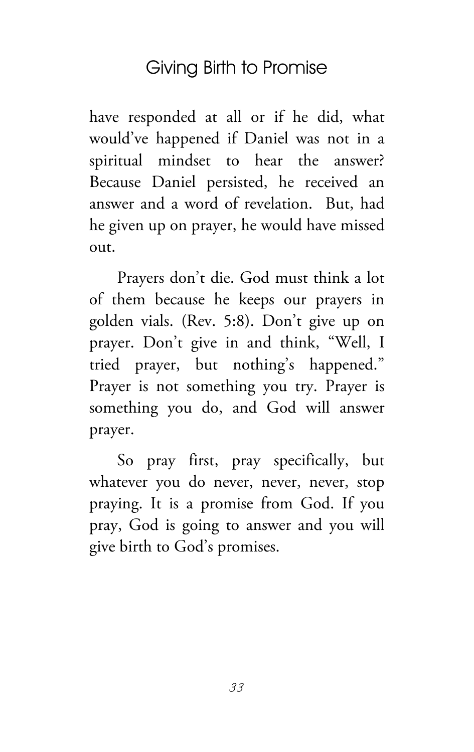have responded at all or if he did, what would've happened if Daniel was not in a spiritual mindset to hear the answer? Because Daniel persisted, he received an answer and a word of revelation. But, had he given up on prayer, he would have missed out.

Prayers don't die. God must think a lot of them because he keeps our prayers in golden vials. (Rev. 5:8). Don't give up on prayer. Don't give in and think, "Well, I tried prayer, but nothing's happened." Prayer is not something you try. Prayer is something you do, and God will answer prayer.

So pray first, pray specifically, but whatever you do never, never, never, stop praying. It is a promise from God. If you pray, God is going to answer and you will give birth to God's promises.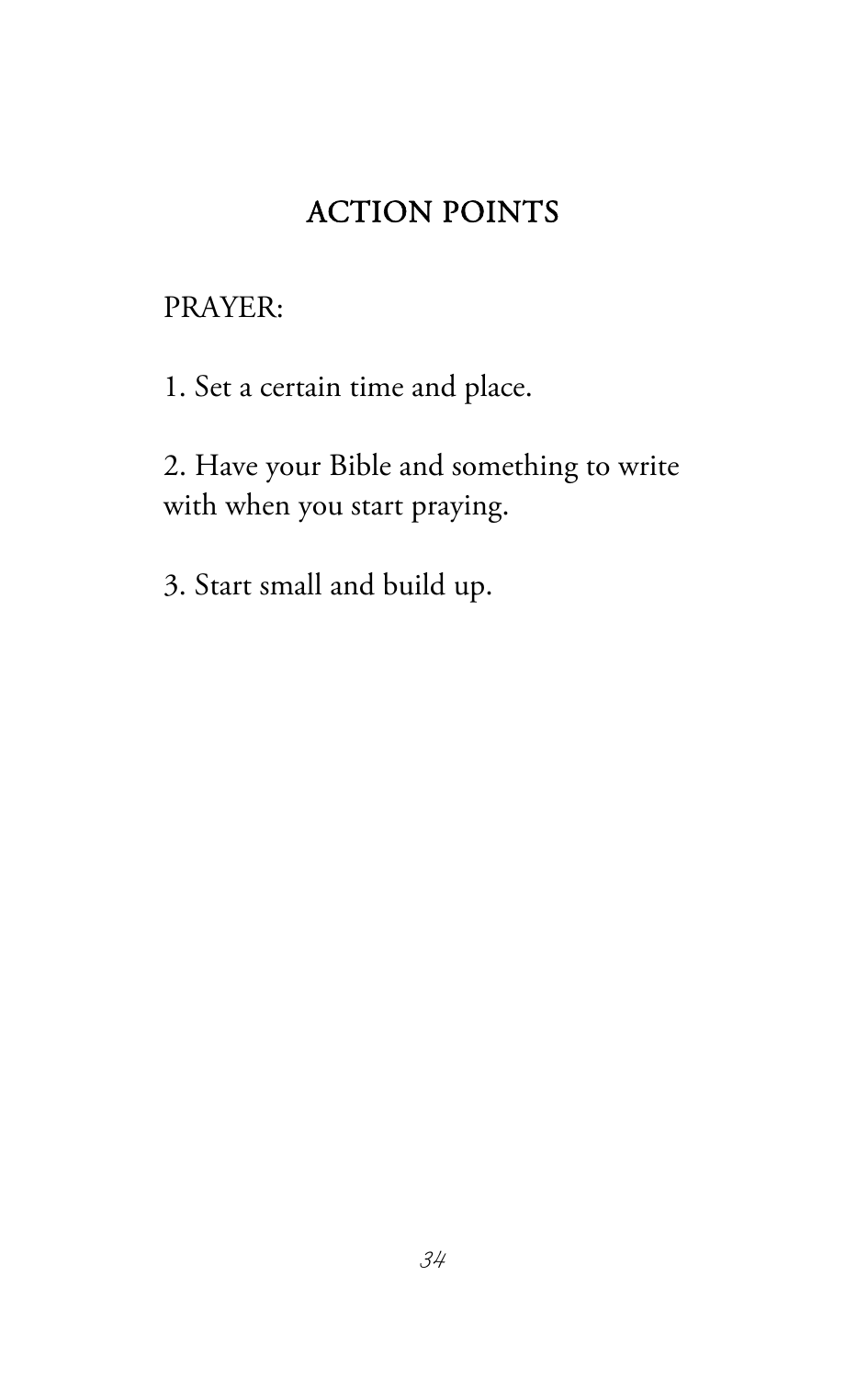## ACTION POINTS

PRAYER:

1. Set a certain time and place.

2. Have your Bible and something to write with when you start praying.

3. Start small and build up.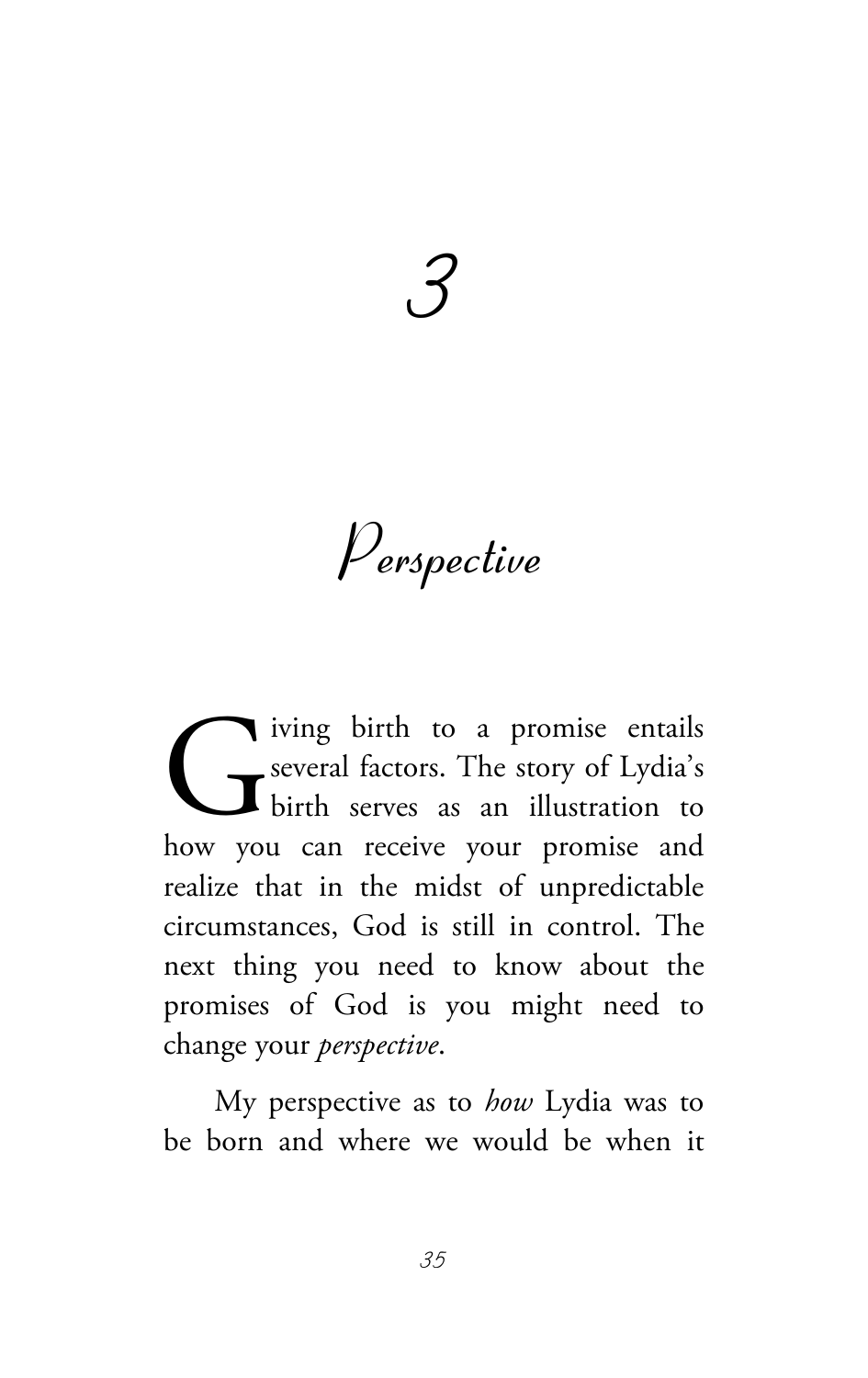# 3

# Perspective

Giving birth to a promise entails several factors. The story of Lydia's birth serves as an illustration to how you can receive your promise and realize that in the midst of unpredictable circumstances, God is still in control. The next thing you need to know about the promises of God is you might need to change your *perspective*.

My perspective as to *how* Lydia was to be born and where we would be when it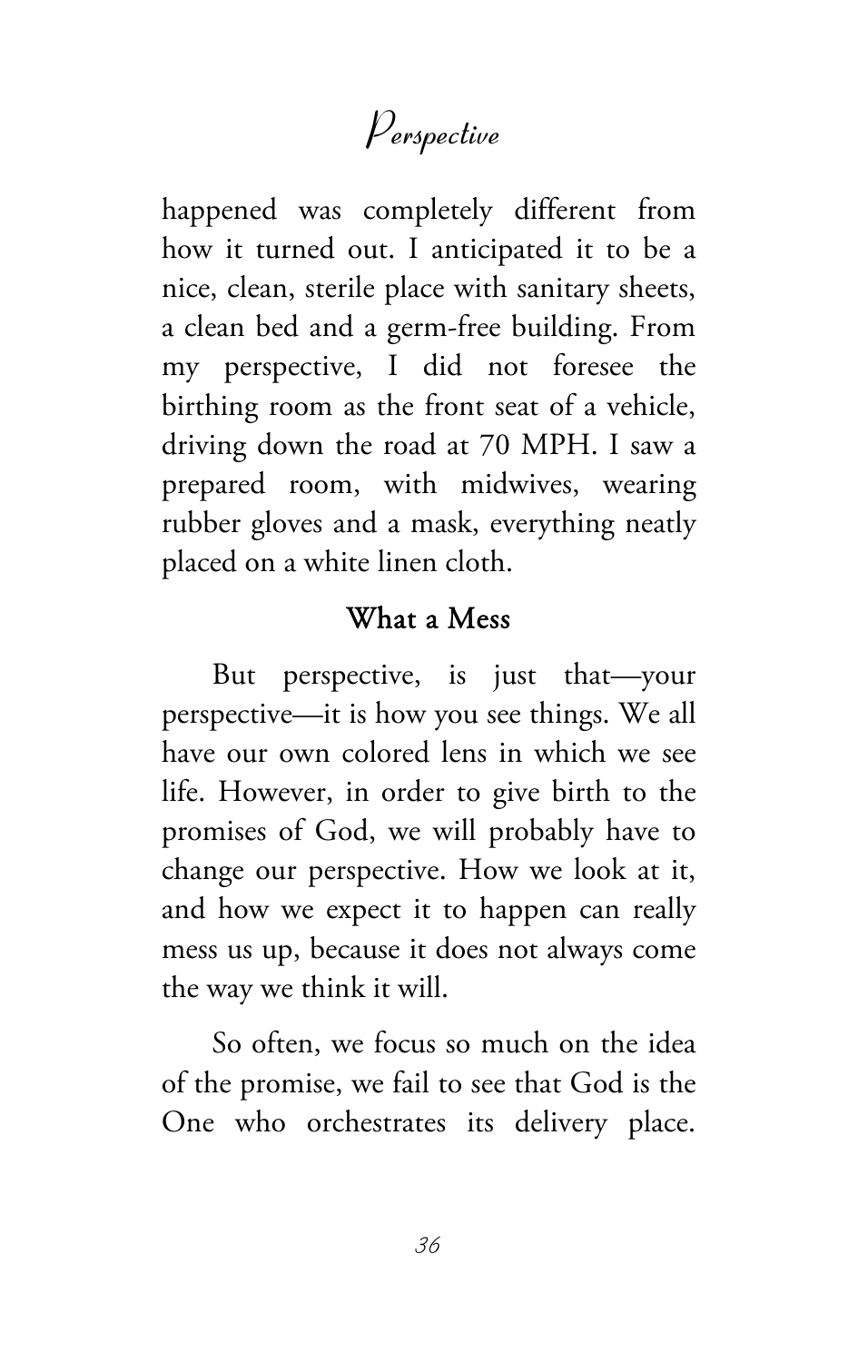happened was completely different from how it turned out. I anticipated it to be a nice, clean, sterile place with sanitary sheets, a clean bed and a germ-free building. From my perspective, I did not foresee the birthing room as the front seat of a vehicle, driving down the road at 70 MPH. I saw a prepared room, with midwives, wearing rubber gloves and a mask, everything neatly placed on a white linen cloth.

## What a Mess

But perspective, is just that—your perspective—it is how you see things. We all have our own colored lens in which we see life. However, in order to give birth to the promises of God, we will probably have to change our perspective. How we look at it, and how we expect it to happen can really mess us up, because it does not always come the way we think it will.

So often, we focus so much on the idea of the promise, we fail to see that God is the One who orchestrates its delivery place.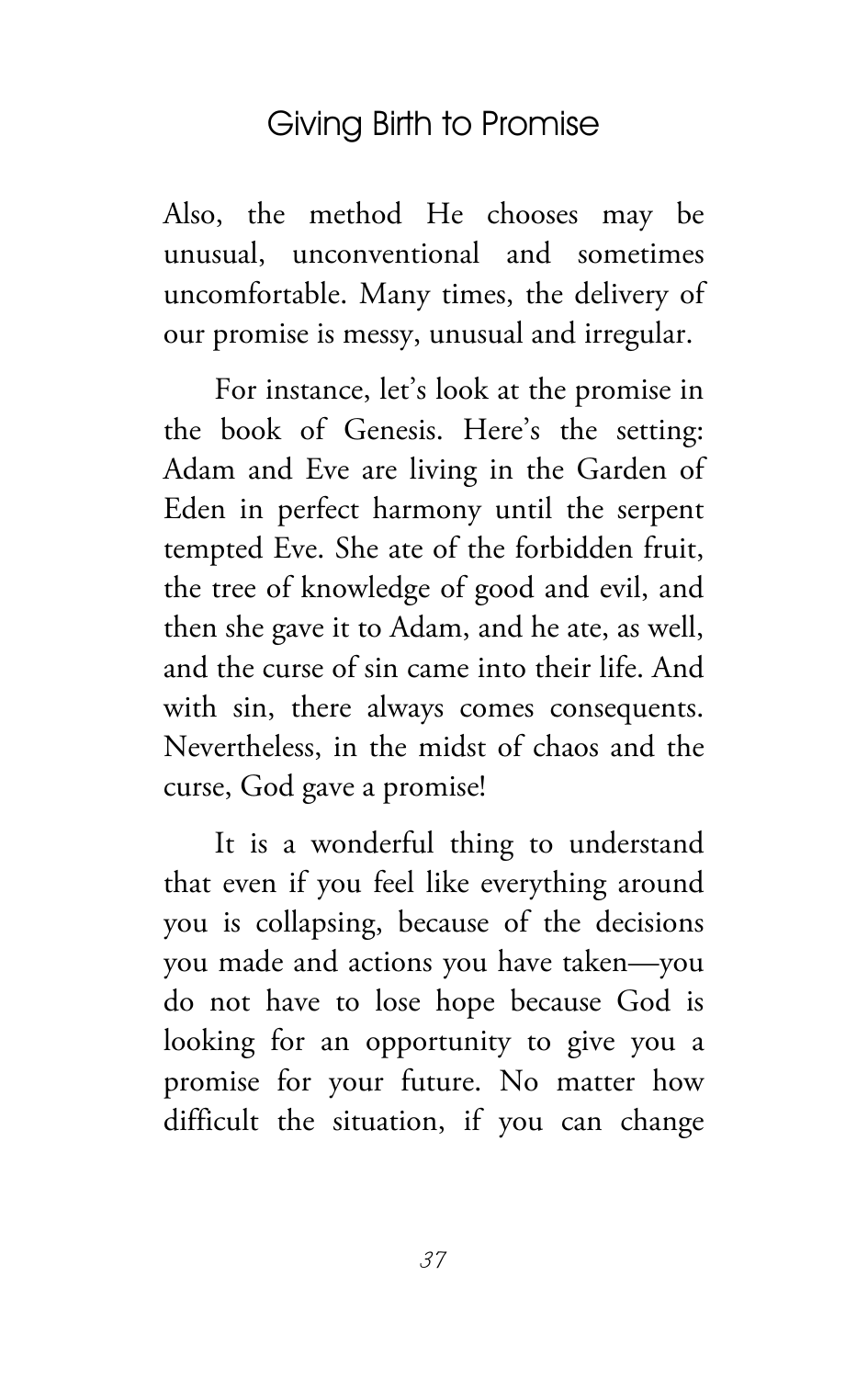Also, the method He chooses may be unusual, unconventional and sometimes uncomfortable. Many times, the delivery of our promise is messy, unusual and irregular.

For instance, let's look at the promise in the book of Genesis. Here's the setting: Adam and Eve are living in the Garden of Eden in perfect harmony until the serpent tempted Eve. She ate of the forbidden fruit, the tree of knowledge of good and evil, and then she gave it to Adam, and he ate, as well, and the curse of sin came into their life. And with sin, there always comes consequents. Nevertheless, in the midst of chaos and the curse, God gave a promise!

It is a wonderful thing to understand that even if you feel like everything around you is collapsing, because of the decisions you made and actions you have taken—you do not have to lose hope because God is looking for an opportunity to give you a promise for your future. No matter how difficult the situation, if you can change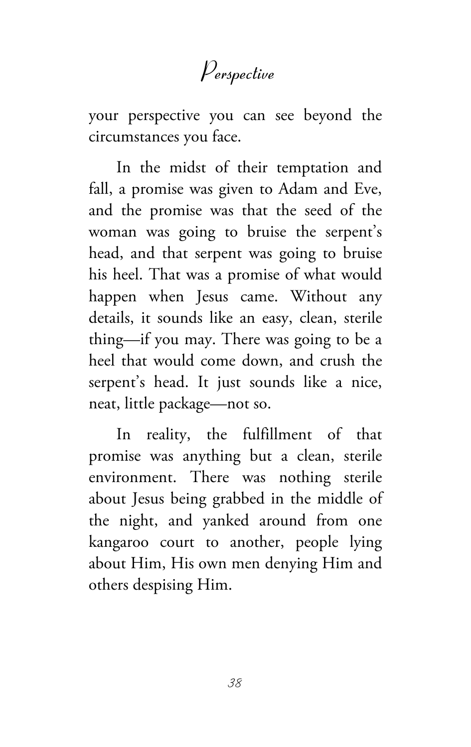your perspective you can see beyond the circumstances you face.

In the midst of their temptation and fall, a promise was given to Adam and Eve, and the promise was that the seed of the woman was going to bruise the serpent's head, and that serpent was going to bruise his heel. That was a promise of what would happen when Jesus came. Without any details, it sounds like an easy, clean, sterile thing—if you may. There was going to be a heel that would come down, and crush the serpent's head. It just sounds like a nice, neat, little package—not so.

In reality, the fulfillment of that promise was anything but a clean, sterile environment. There was nothing sterile about Jesus being grabbed in the middle of the night, and yanked around from one kangaroo court to another, people lying about Him, His own men denying Him and others despising Him.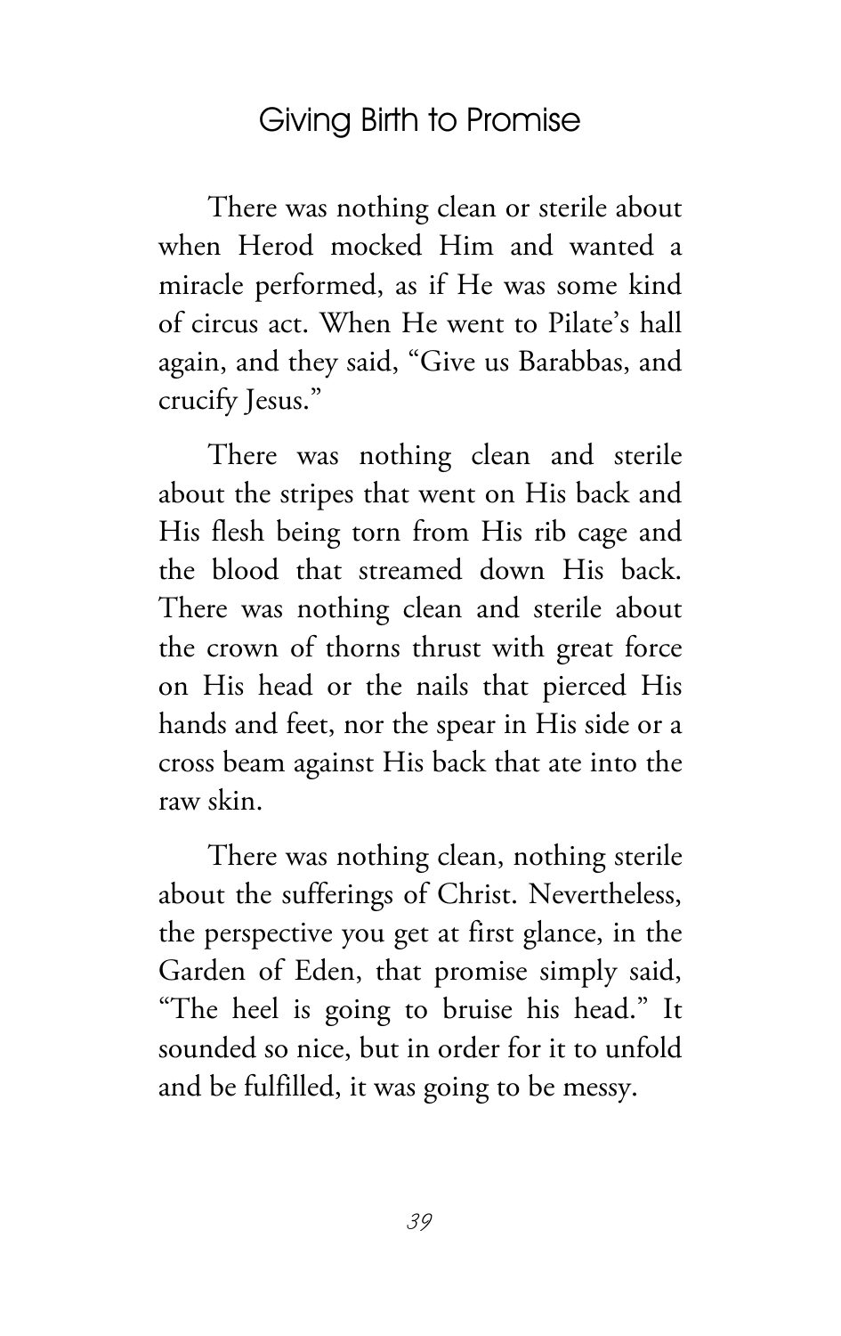There was nothing clean or sterile about when Herod mocked Him and wanted a miracle performed, as if He was some kind of circus act. When He went to Pilate's hall again, and they said, "Give us Barabbas, and crucify Jesus."

There was nothing clean and sterile about the stripes that went on His back and His flesh being torn from His rib cage and the blood that streamed down His back. There was nothing clean and sterile about the crown of thorns thrust with great force on His head or the nails that pierced His hands and feet, nor the spear in His side or a cross beam against His back that ate into the raw skin.

There was nothing clean, nothing sterile about the sufferings of Christ. Nevertheless, the perspective you get at first glance, in the Garden of Eden, that promise simply said, "The heel is going to bruise his head." It sounded so nice, but in order for it to unfold and be fulfilled, it was going to be messy.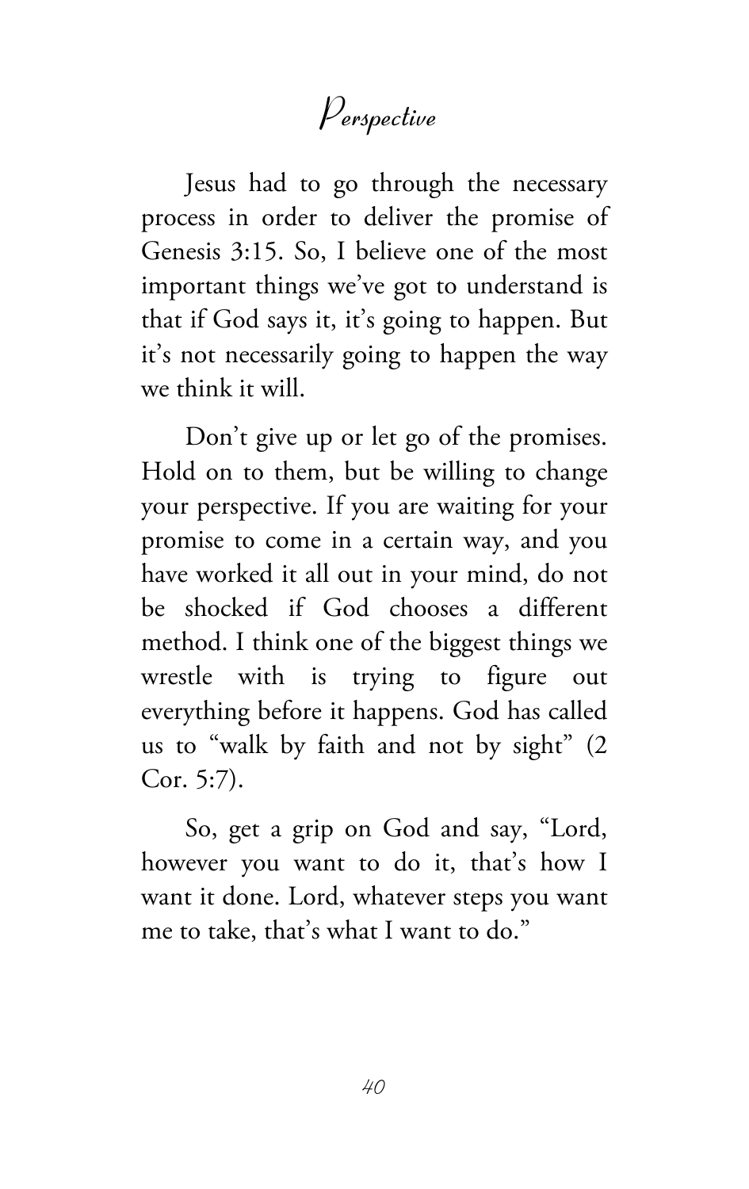Jesus had to go through the necessary process in order to deliver the promise of Genesis 3:15. So, I believe one of the most important things we've got to understand is that if God says it, it's going to happen. But it's not necessarily going to happen the way we think it will.

Don't give up or let go of the promises. Hold on to them, but be willing to change your perspective. If you are waiting for your promise to come in a certain way, and you have worked it all out in your mind, do not be shocked if God chooses a different method. I think one of the biggest things we wrestle with is trying to figure out everything before it happens. God has called us to "walk by faith and not by sight" (2 Cor. 5:7).

So, get a grip on God and say, "Lord, however you want to do it, that's how I want it done. Lord, whatever steps you want me to take, that's what I want to do."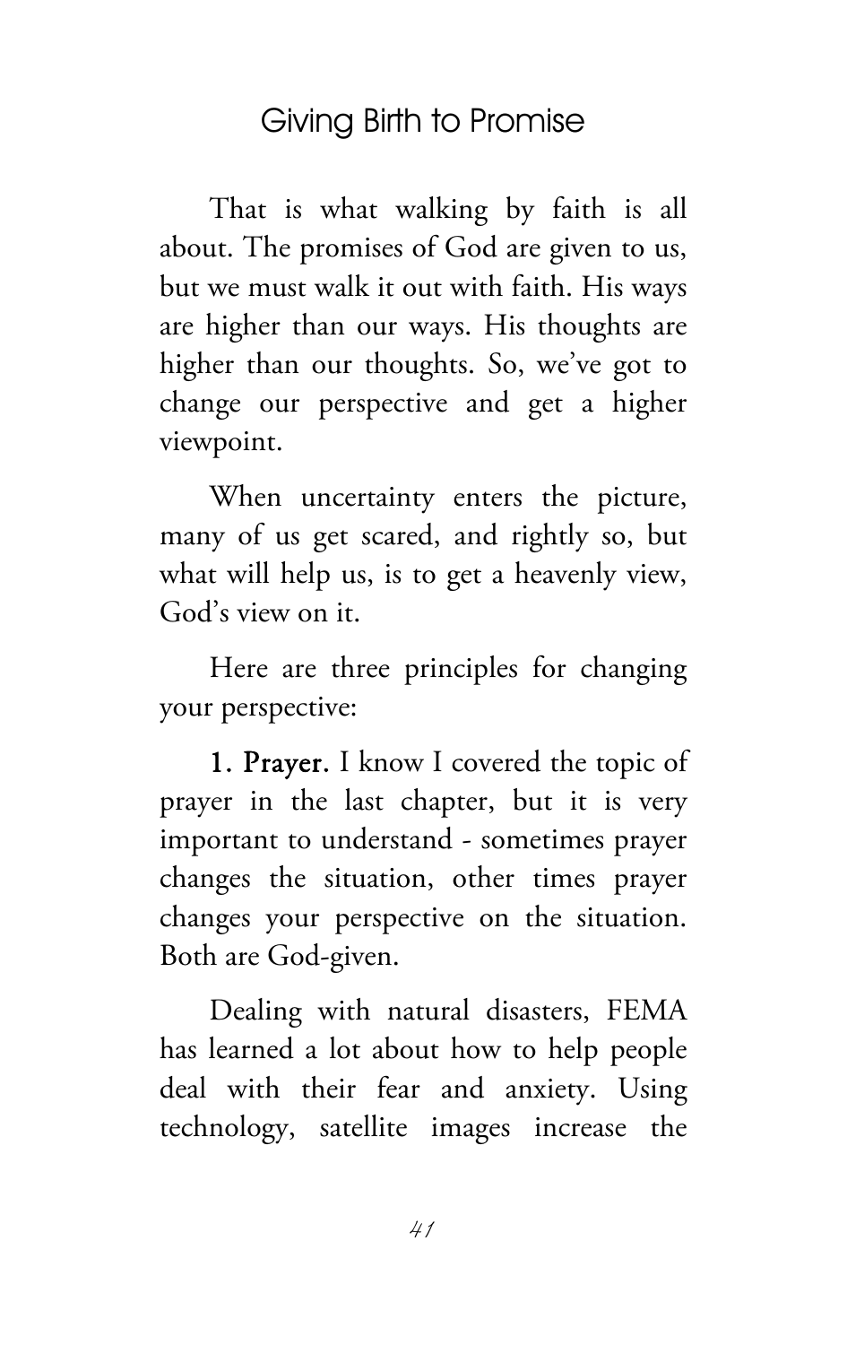That is what walking by faith is all about. The promises of God are given to us, but we must walk it out with faith. His ways are higher than our ways. His thoughts are higher than our thoughts. So, we've got to change our perspective and get a higher viewpoint.

When uncertainty enters the picture, many of us get scared, and rightly so, but what will help us, is to get a heavenly view, God's view on it.

Here are three principles for changing your perspective:

**1. Prayer.** I know I covered the topic of prayer in the last chapter, but it is very important to understand - sometimes prayer changes the situation, other times prayer changes your perspective on the situation. Both are God-given.

Dealing with natural disasters, FEMA has learned a lot about how to help people deal with their fear and anxiety. Using technology, satellite images increase the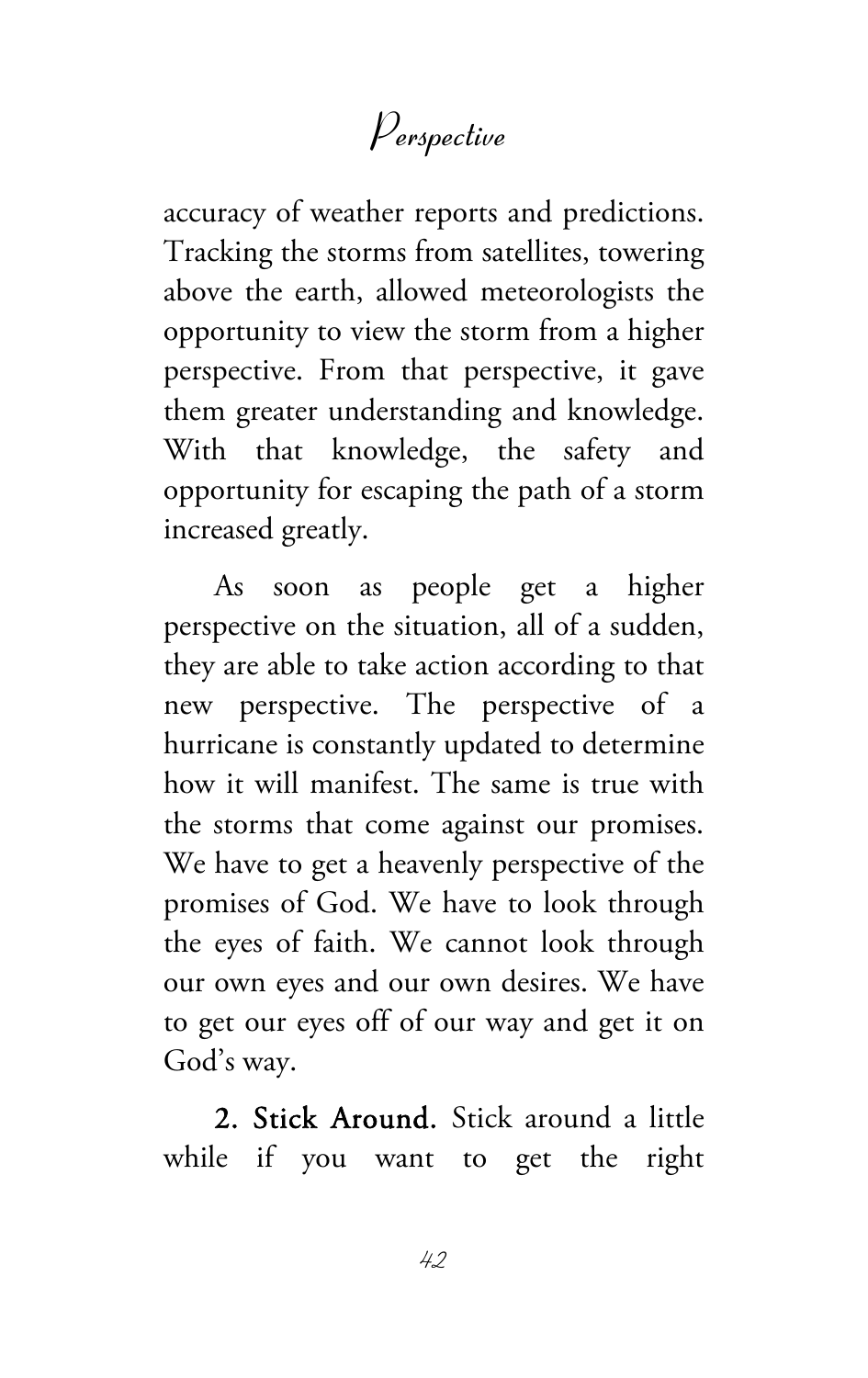accuracy of weather reports and predictions. Tracking the storms from satellites, towering above the earth, allowed meteorologists the opportunity to view the storm from a higher perspective. From that perspective, it gave them greater understanding and knowledge. With that knowledge, the safety and opportunity for escaping the path of a storm increased greatly.

As soon as people get a higher perspective on the situation, all of a sudden, they are able to take action according to that new perspective. The perspective of a hurricane is constantly updated to determine how it will manifest. The same is true with the storms that come against our promises. We have to get a heavenly perspective of the promises of God. We have to look through the eyes of faith. We cannot look through our own eyes and our own desires. We have to get our eyes off of our way and get it on God's way.

**2. Stick Around.** Stick around a little while if you want to get the right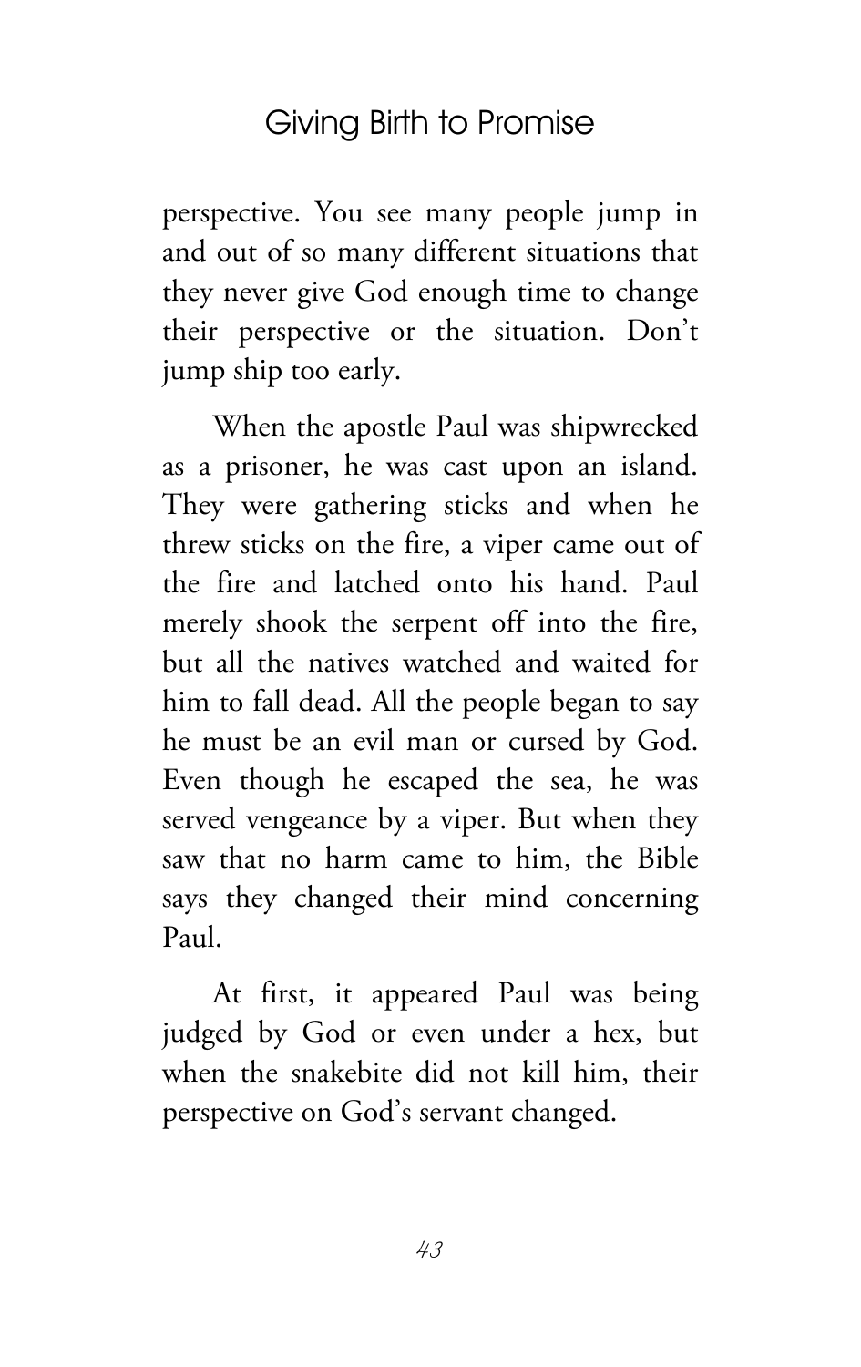perspective. You see many people jump in and out of so many different situations that they never give God enough time to change their perspective or the situation. Don't jump ship too early.

When the apostle Paul was shipwrecked as a prisoner, he was cast upon an island. They were gathering sticks and when he threw sticks on the fire, a viper came out of the fire and latched onto his hand. Paul merely shook the serpent off into the fire, but all the natives watched and waited for him to fall dead. All the people began to say he must be an evil man or cursed by God. Even though he escaped the sea, he was served vengeance by a viper. But when they saw that no harm came to him, the Bible says they changed their mind concerning Paul.

At first, it appeared Paul was being judged by God or even under a hex, but when the snakebite did not kill him, their perspective on God's servant changed.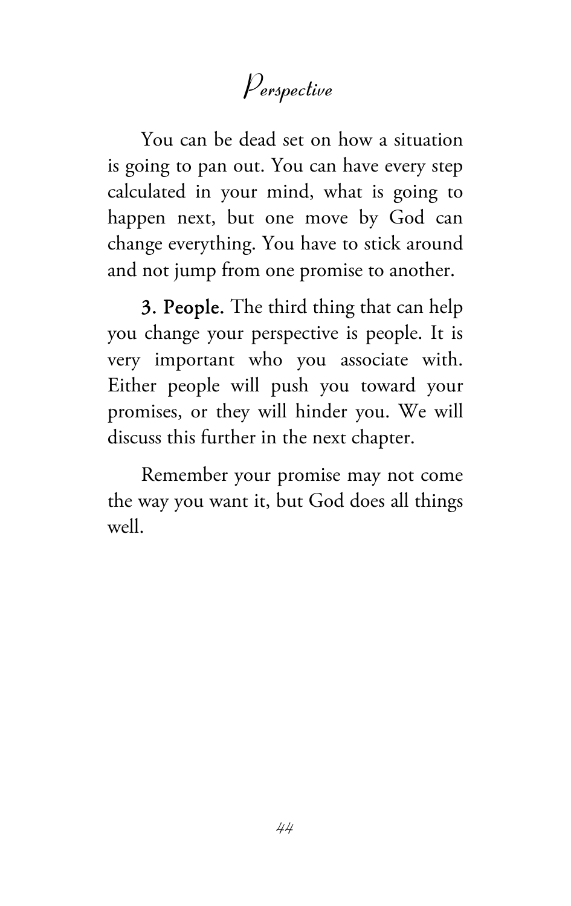You can be dead set on how a situation is going to pan out. You can have every step calculated in your mind, what is going to happen next, but one move by God can change everything. You have to stick around and not jump from one promise to another.

**3. People.** The third thing that can help you change your perspective is people. It is very important who you associate with. Either people will push you toward your promises, or they will hinder you. We will discuss this further in the next chapter.

Remember your promise may not come the way you want it, but God does all things well.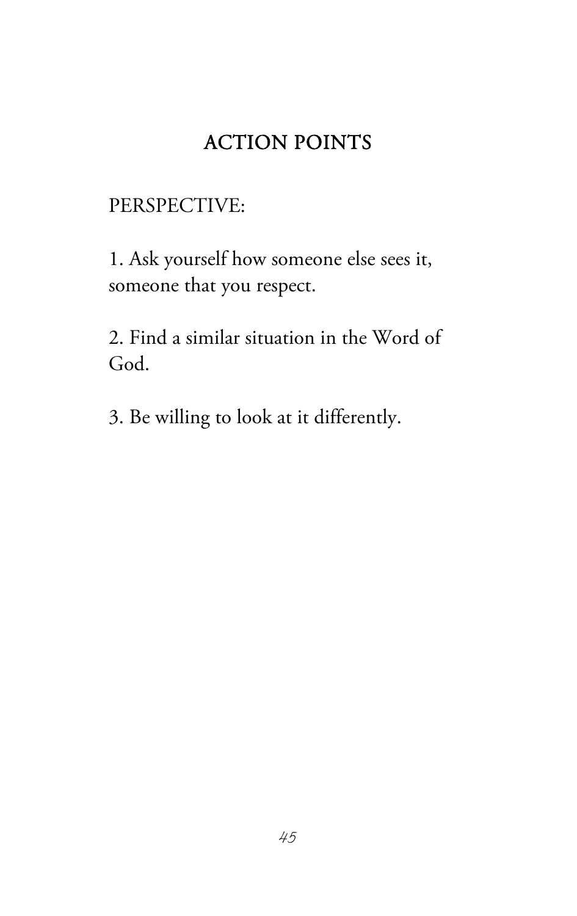## ACTION POINTS

PERSPECTIVE:

1. Ask yourself how someone else sees it, someone that you respect.

2. Find a similar situation in the Word of God.

3. Be willing to look at it differently.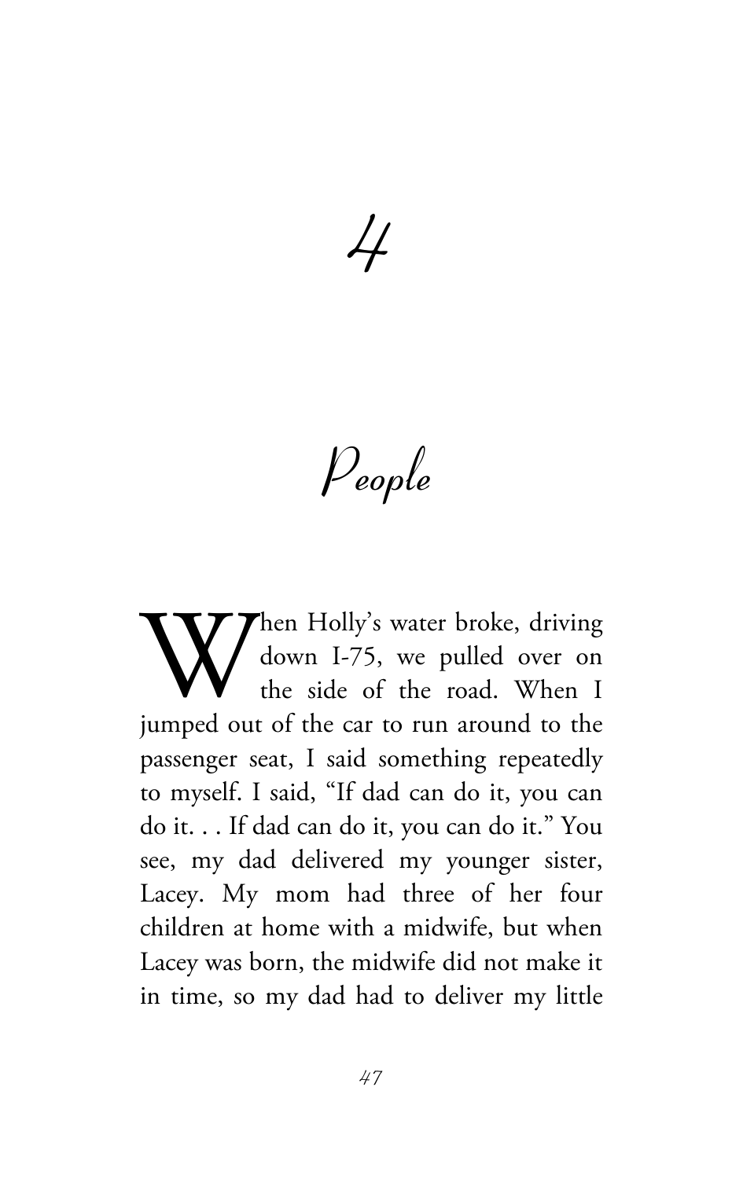# 4

# People

When Holly's water broke, driving down I-75, we pulled over on the side of the road. When I jumped out of the car to run around to the passenger seat, I said something repeatedly to myself. I said, "If dad can do it, you can do it. . . If dad can do it, you can do it." You see, my dad delivered my younger sister, Lacey. My mom had three of her four children at home with a midwife, but when Lacey was born, the midwife did not make it in time, so my dad had to deliver my little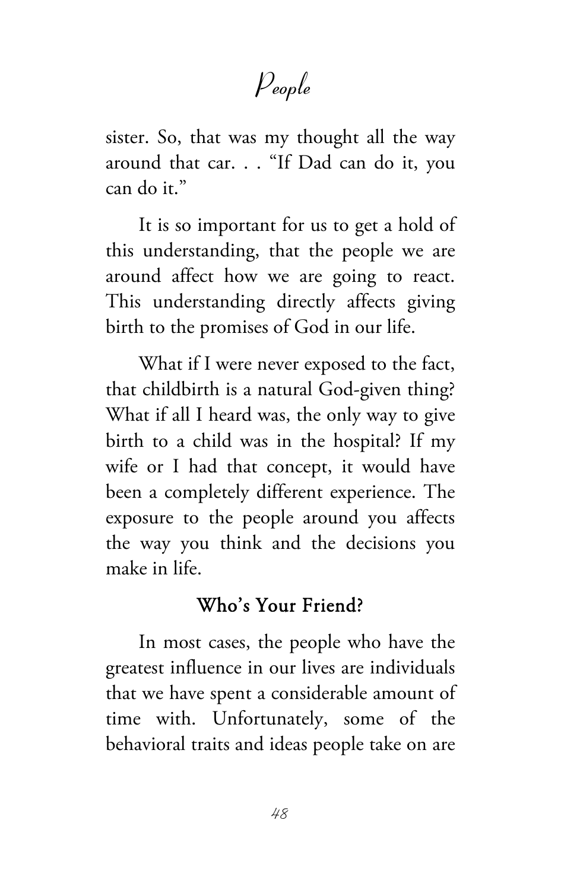sister. So, that was my thought all the way around that car. . . "If Dad can do it, you can do it."

It is so important for us to get a hold of this understanding, that the people we are around affect how we are going to react. This understanding directly affects giving birth to the promises of God in our life.

What if I were never exposed to the fact, that childbirth is a natural God-given thing? What if all I heard was, the only way to give birth to a child was in the hospital? If my wife or I had that concept, it would have been a completely different experience. The exposure to the people around you affects the way you think and the decisions you make in life.

## Who's Your Friend?

In most cases, the people who have the greatest influence in our lives are individuals that we have spent a considerable amount of time with. Unfortunately, some of the behavioral traits and ideas people take on are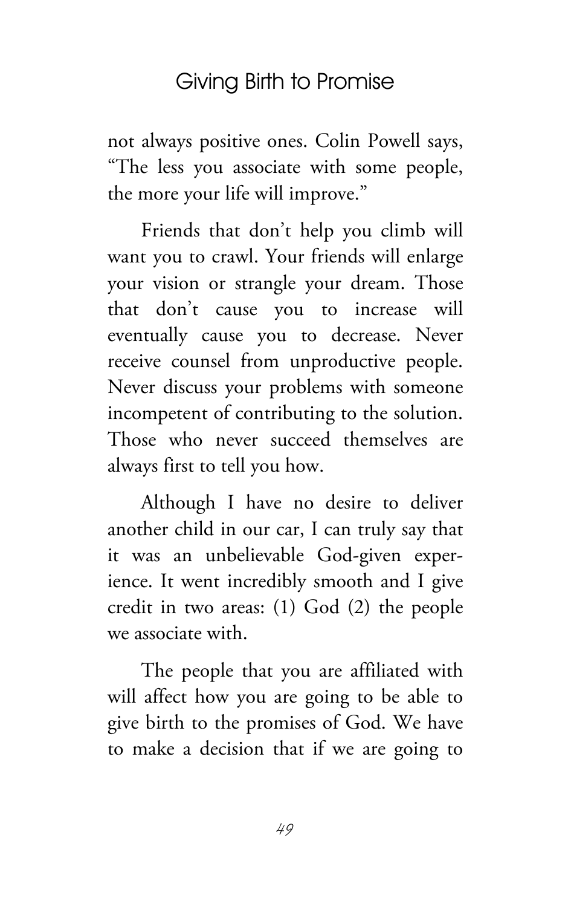not always positive ones. Colin Powell says, "The less you associate with some people, the more your life will improve."

Friends that don't help you climb will want you to crawl. Your friends will enlarge your vision or strangle your dream. Those that don't cause you to increase will eventually cause you to decrease. Never receive counsel from unproductive people. Never discuss your problems with someone incompetent of contributing to the solution. Those who never succeed themselves are always first to tell you how.

Although I have no desire to deliver another child in our car, I can truly say that it was an unbelievable God-given experience. It went incredibly smooth and I give credit in two areas: (1) God (2) the people we associate with.

The people that you are affiliated with will affect how you are going to be able to give birth to the promises of God. We have to make a decision that if we are going to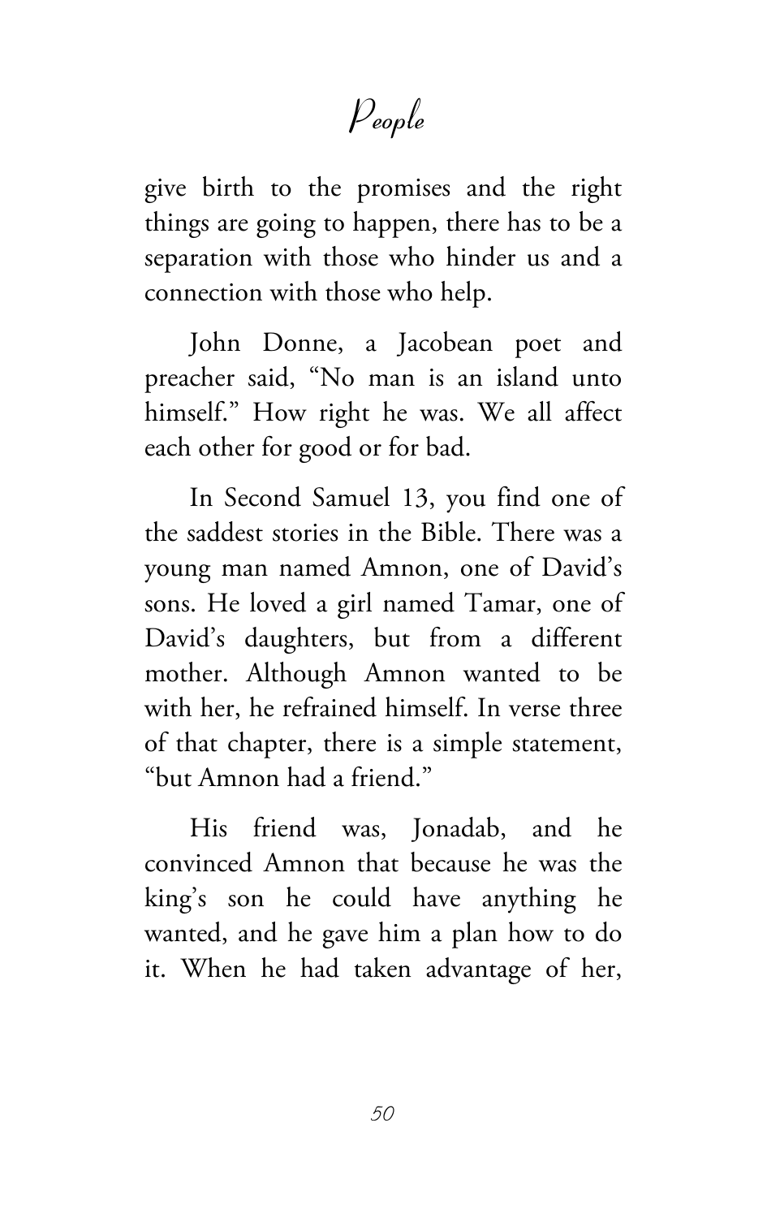give birth to the promises and the right things are going to happen, there has to be a separation with those who hinder us and a connection with those who help.

John Donne, a Jacobean poet and preacher said, "No man is an island unto himself." How right he was. We all affect each other for good or for bad.

In Second Samuel 13, you find one of the saddest stories in the Bible. There was a young man named Amnon, one of David's sons. He loved a girl named Tamar, one of David's daughters, but from a different mother. Although Amnon wanted to be with her, he refrained himself. In verse three of that chapter, there is a simple statement, "but Amnon had a friend."

His friend was, Jonadab, and he convinced Amnon that because he was the king's son he could have anything he wanted, and he gave him a plan how to do it. When he had taken advantage of her,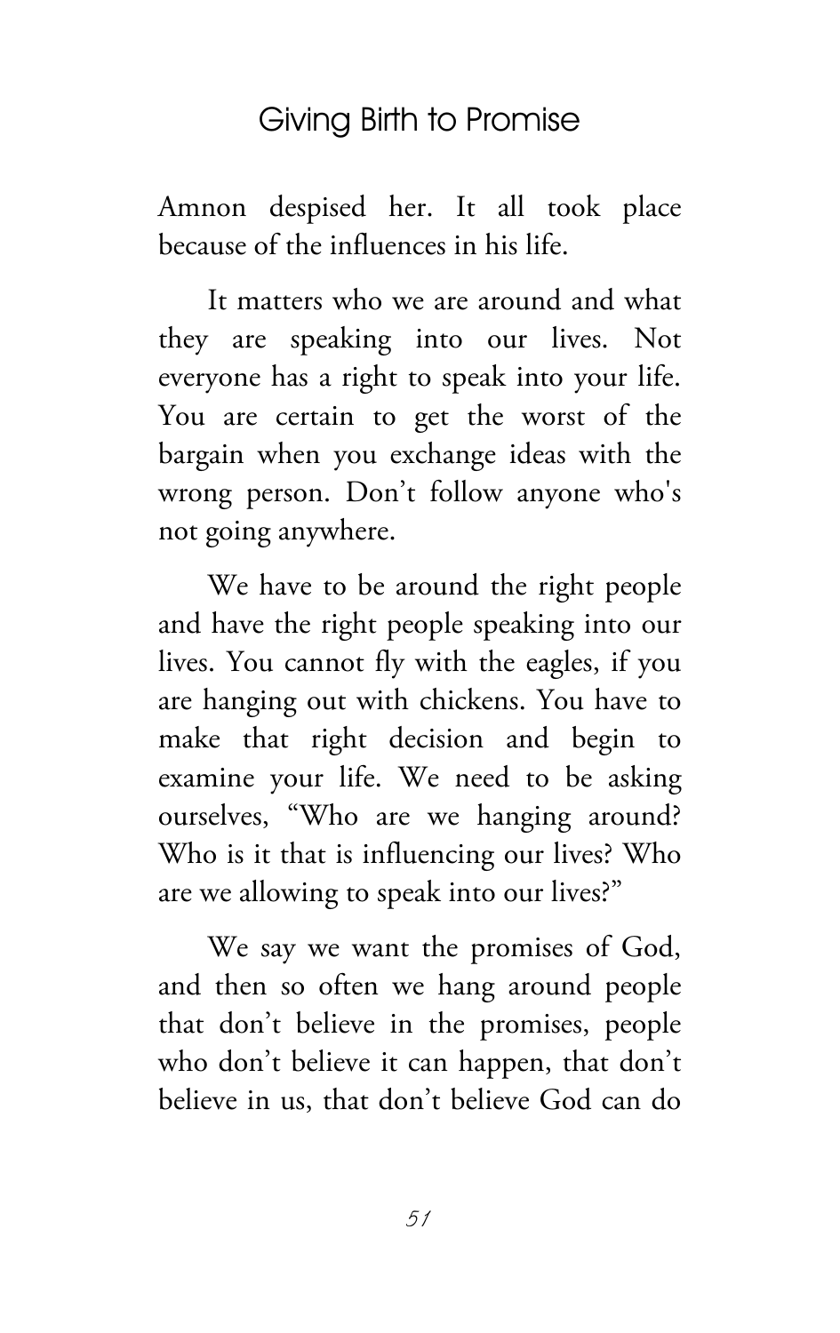Amnon despised her. It all took place because of the influences in his life.

It matters who we are around and what they are speaking into our lives. Not everyone has a right to speak into your life. You are certain to get the worst of the bargain when you exchange ideas with the wrong person. Don't follow anyone who's not going anywhere.

We have to be around the right people and have the right people speaking into our lives. You cannot fly with the eagles, if you are hanging out with chickens. You have to make that right decision and begin to examine your life. We need to be asking ourselves, "Who are we hanging around? Who is it that is influencing our lives? Who are we allowing to speak into our lives?"

We say we want the promises of God, and then so often we hang around people that don't believe in the promises, people who don't believe it can happen, that don't believe in us, that don't believe God can do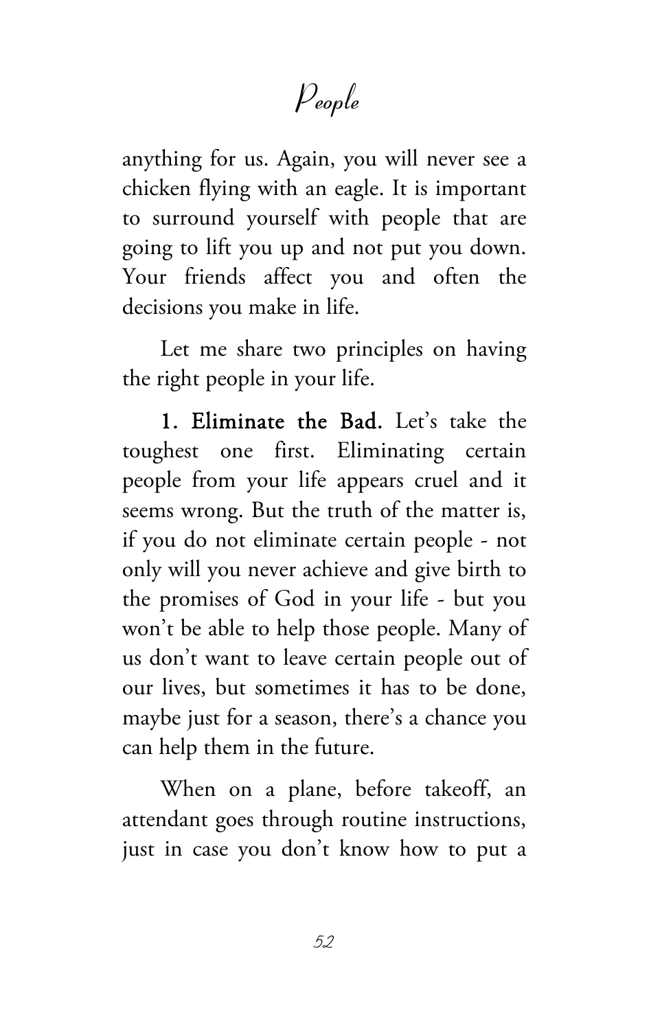anything for us. Again, you will never see a chicken flying with an eagle. It is important to surround yourself with people that are going to lift you up and not put you down. Your friends affect you and often the decisions you make in life.

Let me share two principles on having the right people in your life.

**1. Eliminate the Bad.** Let's take the toughest one first. Eliminating certain people from your life appears cruel and it seems wrong. But the truth of the matter is, if you do not eliminate certain people - not only will you never achieve and give birth to the promises of God in your life - but you won't be able to help those people. Many of us don't want to leave certain people out of our lives, but sometimes it has to be done, maybe just for a season, there's a chance you can help them in the future.

When on a plane, before takeoff, an attendant goes through routine instructions, just in case you don't know how to put a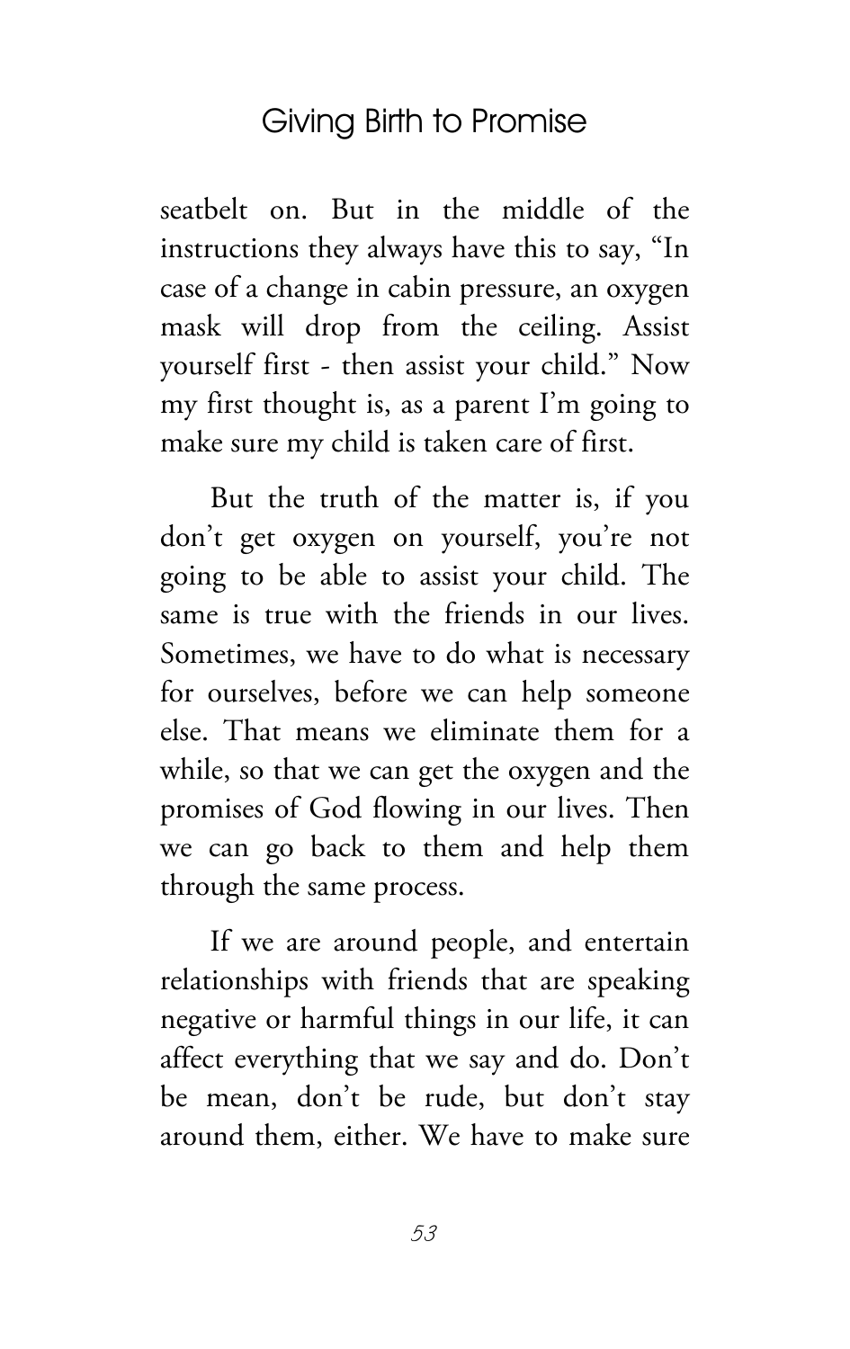seatbelt on. But in the middle of the instructions they always have this to say, "In case of a change in cabin pressure, an oxygen mask will drop from the ceiling. Assist yourself first - then assist your child." Now my first thought is, as a parent I'm going to make sure my child is taken care of first.

But the truth of the matter is, if you don't get oxygen on yourself, you're not going to be able to assist your child. The same is true with the friends in our lives. Sometimes, we have to do what is necessary for ourselves, before we can help someone else. That means we eliminate them for a while, so that we can get the oxygen and the promises of God flowing in our lives. Then we can go back to them and help them through the same process.

If we are around people, and entertain relationships with friends that are speaking negative or harmful things in our life, it can affect everything that we say and do. Don't be mean, don't be rude, but don't stay around them, either. We have to make sure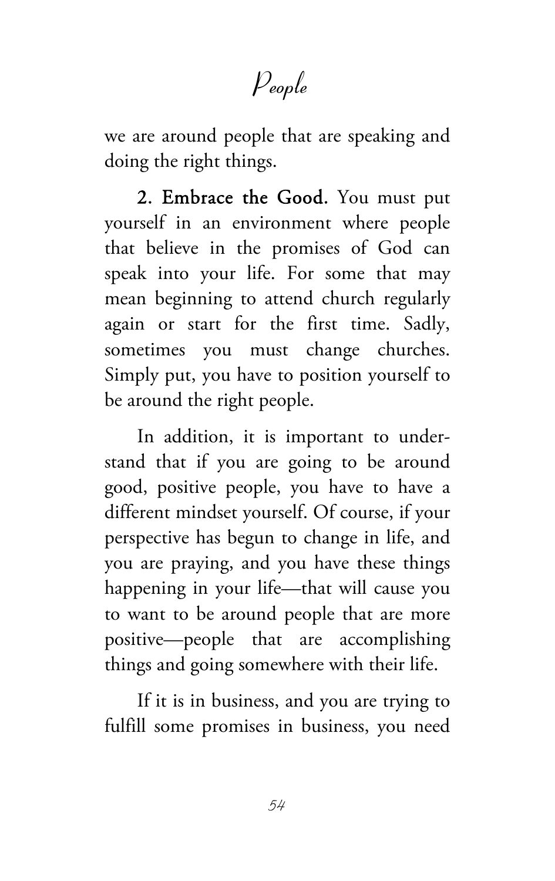we are around people that are speaking and doing the right things.

**2. Embrace the Good.** You must put yourself in an environment where people that believe in the promises of God can speak into your life. For some that may mean beginning to attend church regularly again or start for the first time. Sadly, sometimes you must change churches. Simply put, you have to position yourself to be around the right people.

In addition, it is important to understand that if you are going to be around good, positive people, you have to have a different mindset yourself. Of course, if your perspective has begun to change in life, and you are praying, and you have these things happening in your life—that will cause you to want to be around people that are more positive—people that are accomplishing things and going somewhere with their life.

If it is in business, and you are trying to fulfill some promises in business, you need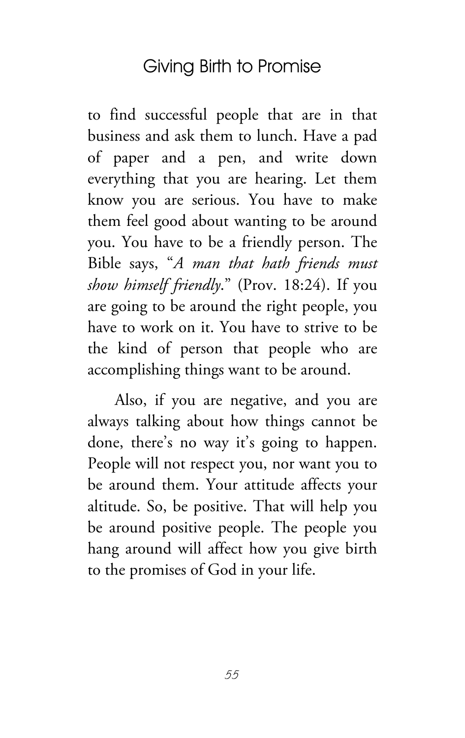to find successful people that are in that business and ask them to lunch. Have a pad of paper and a pen, and write down everything that you are hearing. Let them know you are serious. You have to make them feel good about wanting to be around you. You have to be a friendly person. The Bible says, "*A man that hath friends must show himself friendly*." (Prov. 18:24). If you are going to be around the right people, you have to work on it. You have to strive to be the kind of person that people who are accomplishing things want to be around.

Also, if you are negative, and you are always talking about how things cannot be done, there's no way it's going to happen. People will not respect you, nor want you to be around them. Your attitude affects your altitude. So, be positive. That will help you be around positive people. The people you hang around will affect how you give birth to the promises of God in your life.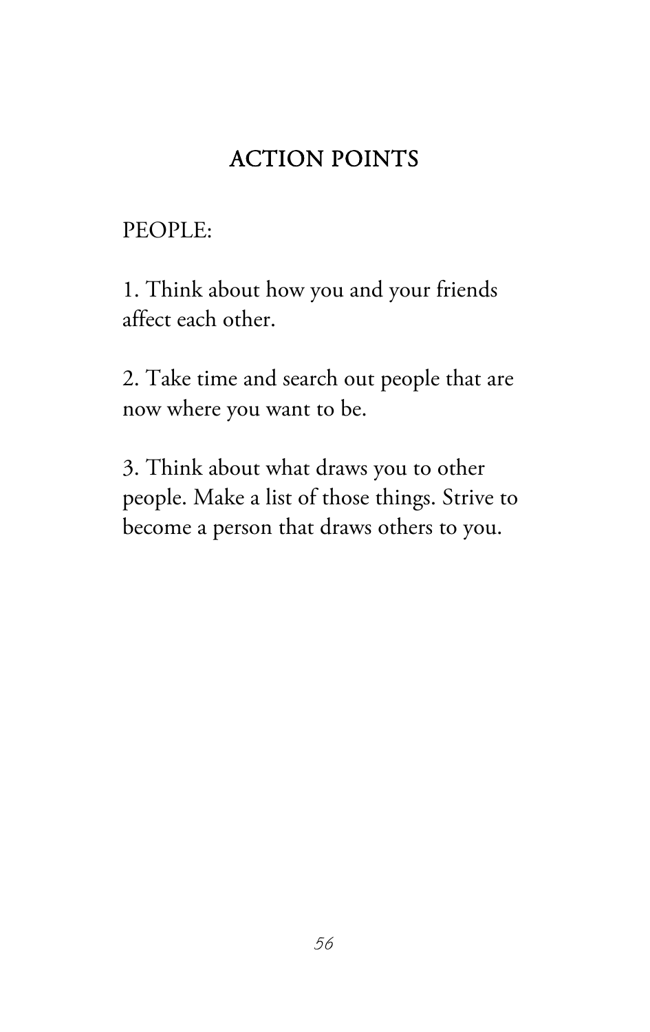## ACTION POINTS

PEOPLE:

1. Think about how you and your friends affect each other.

2. Take time and search out people that are now where you want to be.

3. Think about what draws you to other people. Make a list of those things. Strive to become a person that draws others to you.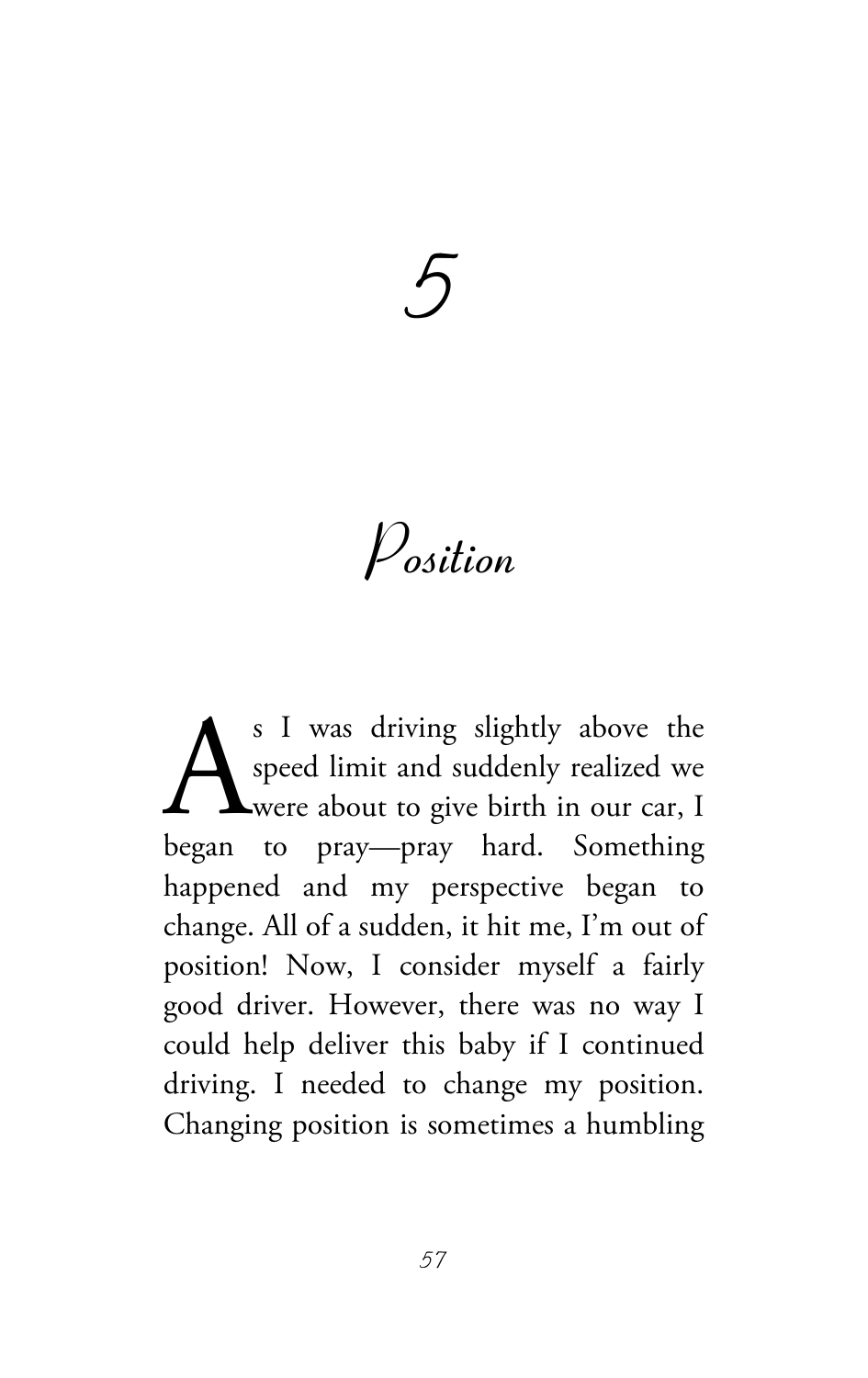# 5

## Position

As I was driving slightly above the speed limit and suddenly realized we were about to give birth in our car, I began to pray—pray hard. Something happened and my perspective began to change. All of a sudden, it hit me, I'm out of position! Now, I consider myself a fairly good driver. However, there was no way I could help deliver this baby if I continued driving. I needed to change my position. Changing position is sometimes a humbling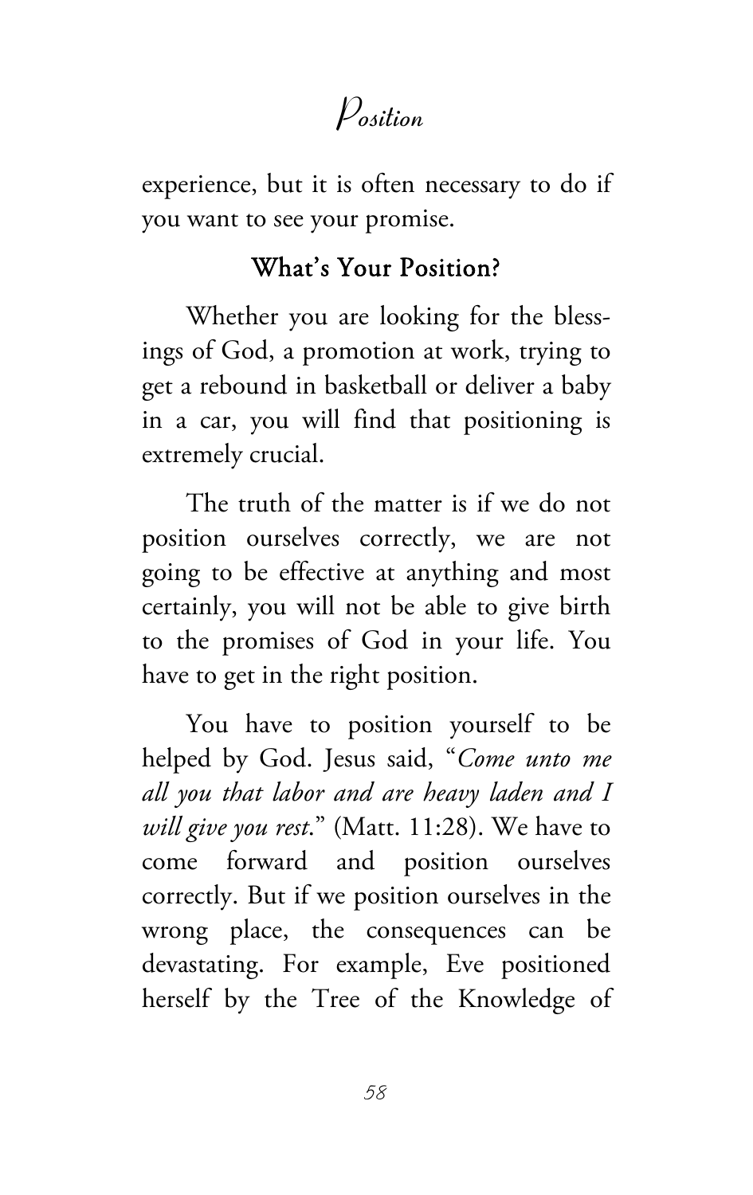experience, but it is often necessary to do if you want to see your promise.

## What's Your Position?

Whether you are looking for the blessings of God, a promotion at work, trying to get a rebound in basketball or deliver a baby in a car, you will find that positioning is extremely crucial.

The truth of the matter is if we do not position ourselves correctly, we are not going to be effective at anything and most certainly, you will not be able to give birth to the promises of God in your life. You have to get in the right position.

You have to position yourself to be helped by God. Jesus said, "*Come unto me all you that labor and are heavy laden and I will give you rest*." (Matt. 11:28). We have to come forward and position ourselves correctly. But if we position ourselves in the wrong place, the consequences can be devastating. For example, Eve positioned herself by the Tree of the Knowledge of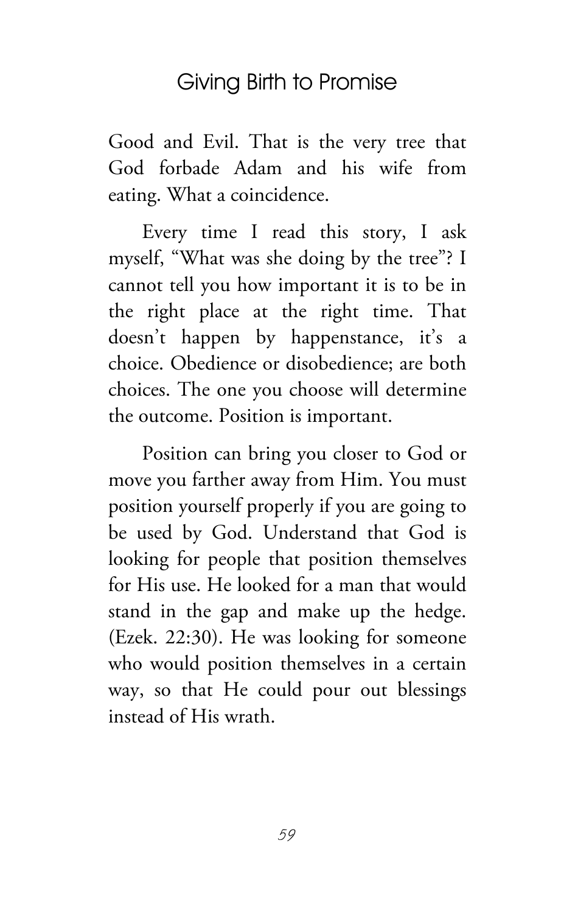Good and Evil. That is the very tree that God forbade Adam and his wife from eating. What a coincidence.

Every time I read this story, I ask myself, "What was she doing by the tree"? I cannot tell you how important it is to be in the right place at the right time. That doesn't happen by happenstance, it's a choice. Obedience or disobedience; are both choices. The one you choose will determine the outcome. Position is important.

Position can bring you closer to God or move you farther away from Him. You must position yourself properly if you are going to be used by God. Understand that God is looking for people that position themselves for His use. He looked for a man that would stand in the gap and make up the hedge. (Ezek. 22:30). He was looking for someone who would position themselves in a certain way, so that He could pour out blessings instead of His wrath.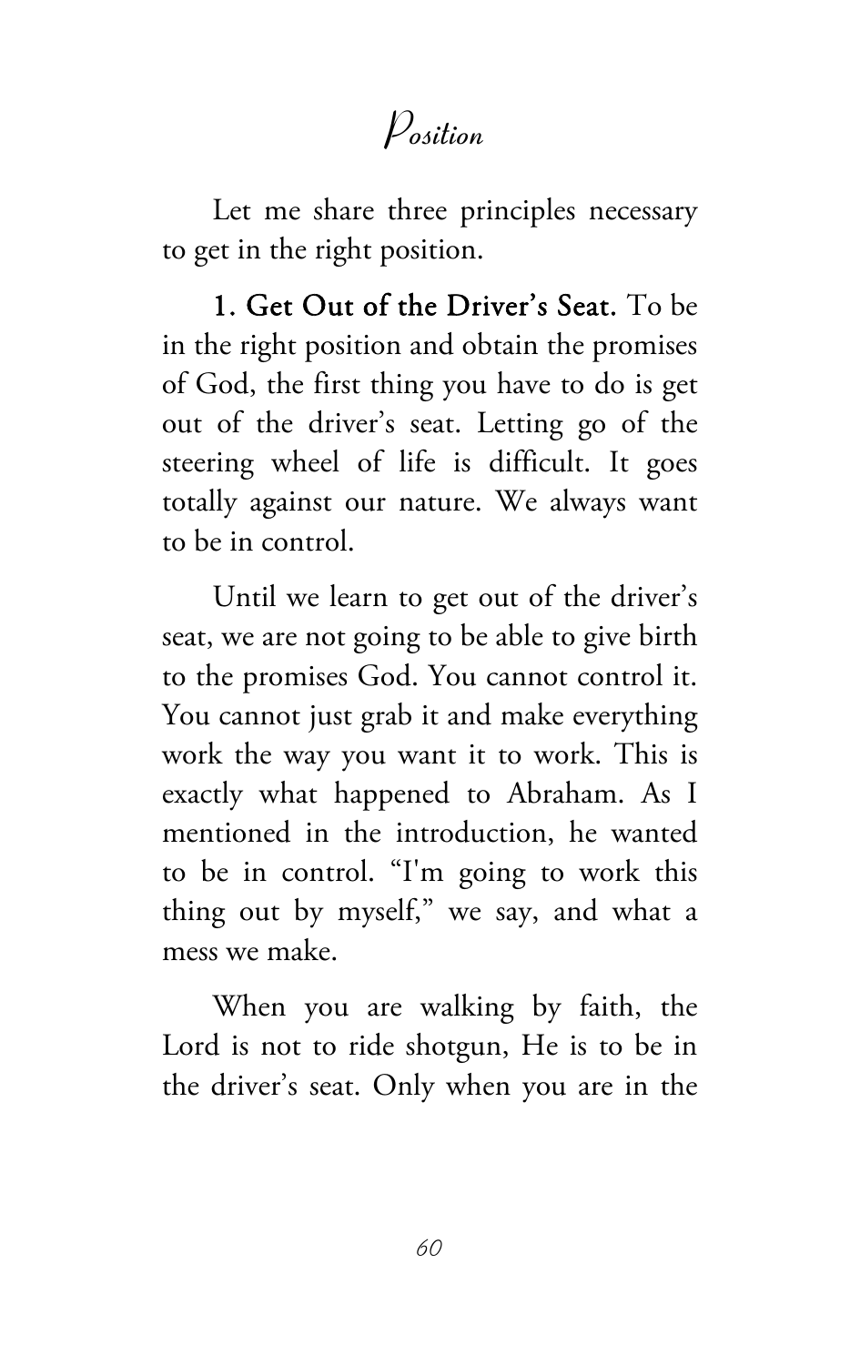Let me share three principles necessary to get in the right position.

**1. Get Out of the Driver's Seat.** To be in the right position and obtain the promises of God, the first thing you have to do is get out of the driver's seat. Letting go of the steering wheel of life is difficult. It goes totally against our nature. We always want to be in control.

Until we learn to get out of the driver's seat, we are not going to be able to give birth to the promises God. You cannot control it. You cannot just grab it and make everything work the way you want it to work. This is exactly what happened to Abraham. As I mentioned in the introduction, he wanted to be in control. "I'm going to work this thing out by myself," we say, and what a mess we make.

When you are walking by faith, the Lord is not to ride shotgun, He is to be in the driver's seat. Only when you are in the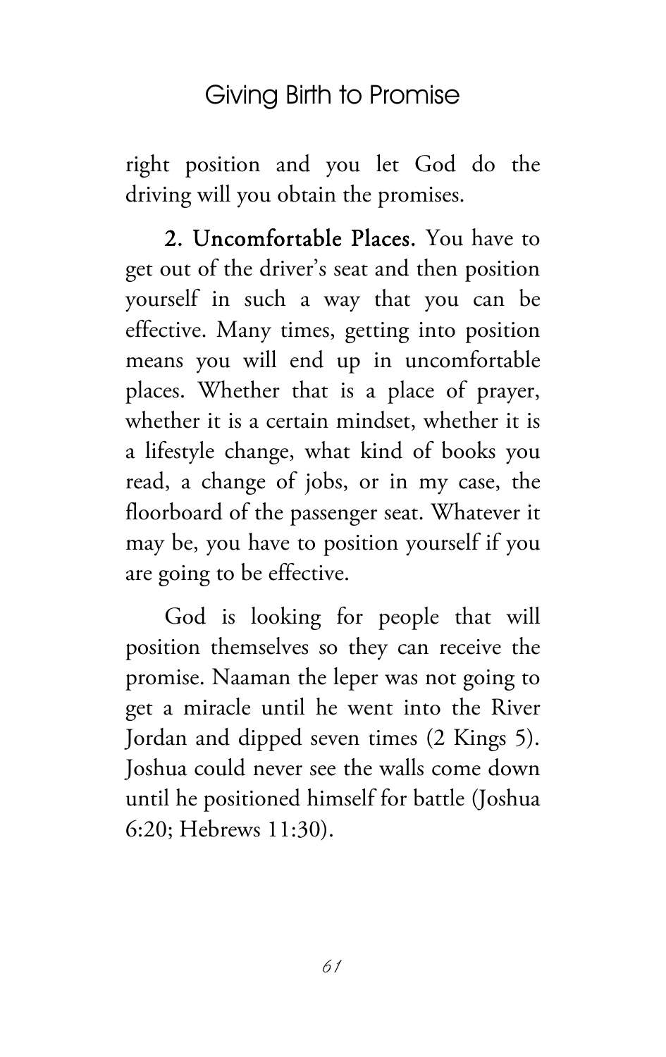right position and you let God do the driving will you obtain the promises.

**2. Uncomfortable Places.** You have to get out of the driver's seat and then position yourself in such a way that you can be effective. Many times, getting into position means you will end up in uncomfortable places. Whether that is a place of prayer, whether it is a certain mindset, whether it is a lifestyle change, what kind of books you read, a change of jobs, or in my case, the floorboard of the passenger seat. Whatever it may be, you have to position yourself if you are going to be effective.

God is looking for people that will position themselves so they can receive the promise. Naaman the leper was not going to get a miracle until he went into the River Jordan and dipped seven times (2 Kings 5). Joshua could never see the walls come down until he positioned himself for battle (Joshua 6:20; Hebrews 11:30).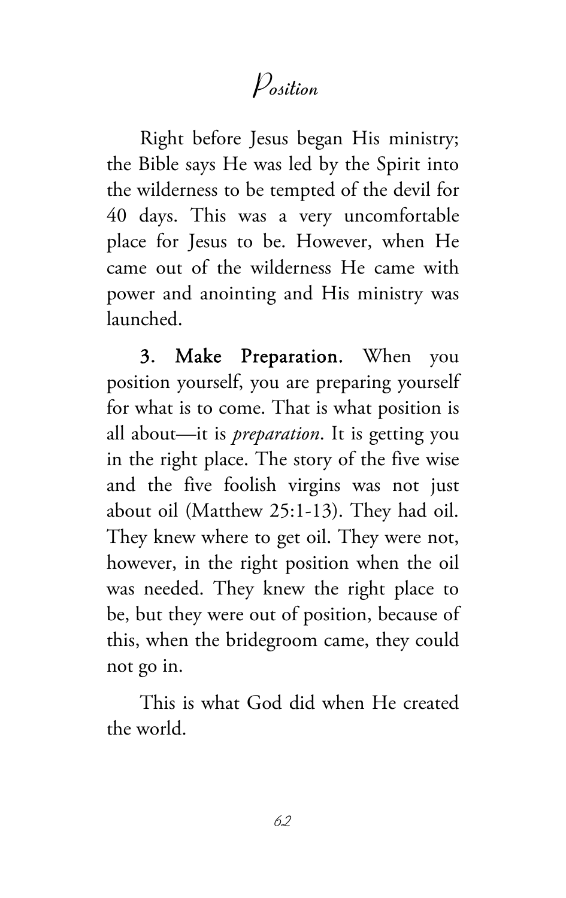Right before Jesus began His ministry; the Bible says He was led by the Spirit into the wilderness to be tempted of the devil for 40 days. This was a very uncomfortable place for Jesus to be. However, when He came out of the wilderness He came with power and anointing and His ministry was launched.

**3. Make Preparation**. When you position yourself, you are preparing yourself for what is to come. That is what position is all about—it is *preparation*. It is getting you in the right place. The story of the five wise and the five foolish virgins was not just about oil (Matthew 25:1-13). They had oil. They knew where to get oil. They were not, however, in the right position when the oil was needed. They knew the right place to be, but they were out of position, because of this, when the bridegroom came, they could not go in.

This is what God did when He created the world.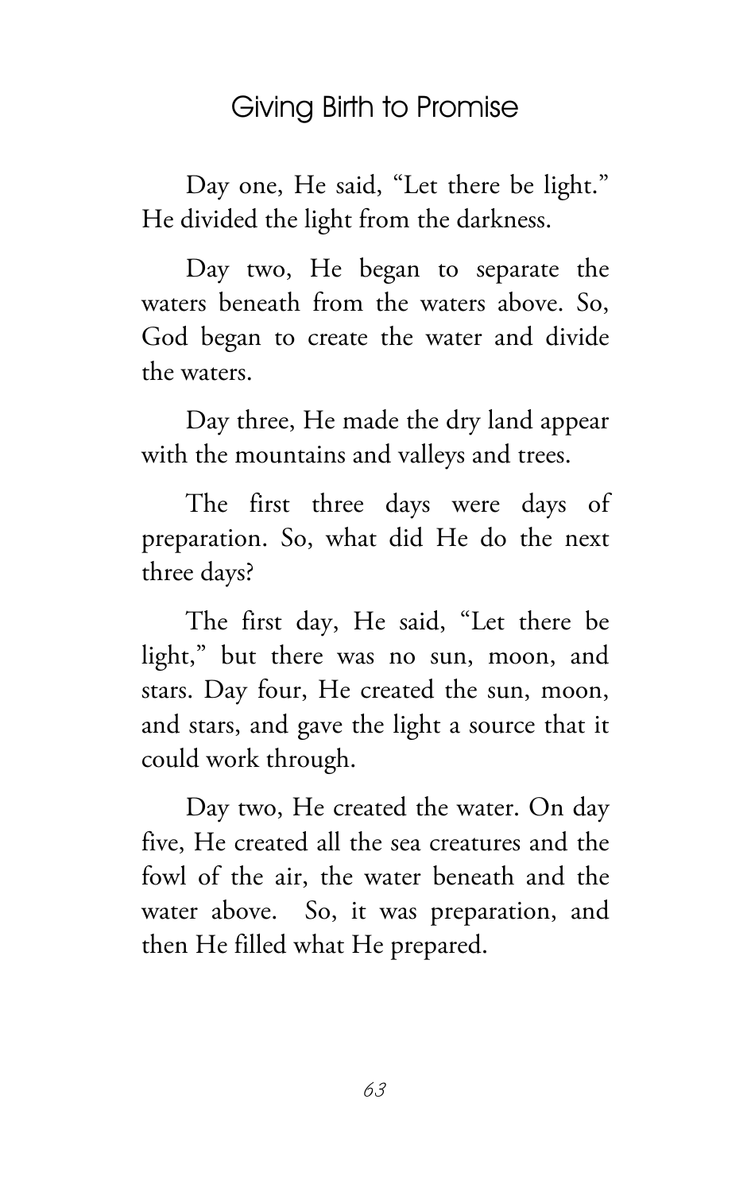Day one, He said, "Let there be light." He divided the light from the darkness.

Day two, He began to separate the waters beneath from the waters above. So, God began to create the water and divide the waters.

Day three, He made the dry land appear with the mountains and valleys and trees.

The first three days were days of preparation. So, what did He do the next three days?

The first day, He said, "Let there be light," but there was no sun, moon, and stars. Day four, He created the sun, moon, and stars, and gave the light a source that it could work through.

Day two, He created the water. On day five, He created all the sea creatures and the fowl of the air, the water beneath and the water above. So, it was preparation, and then He filled what He prepared.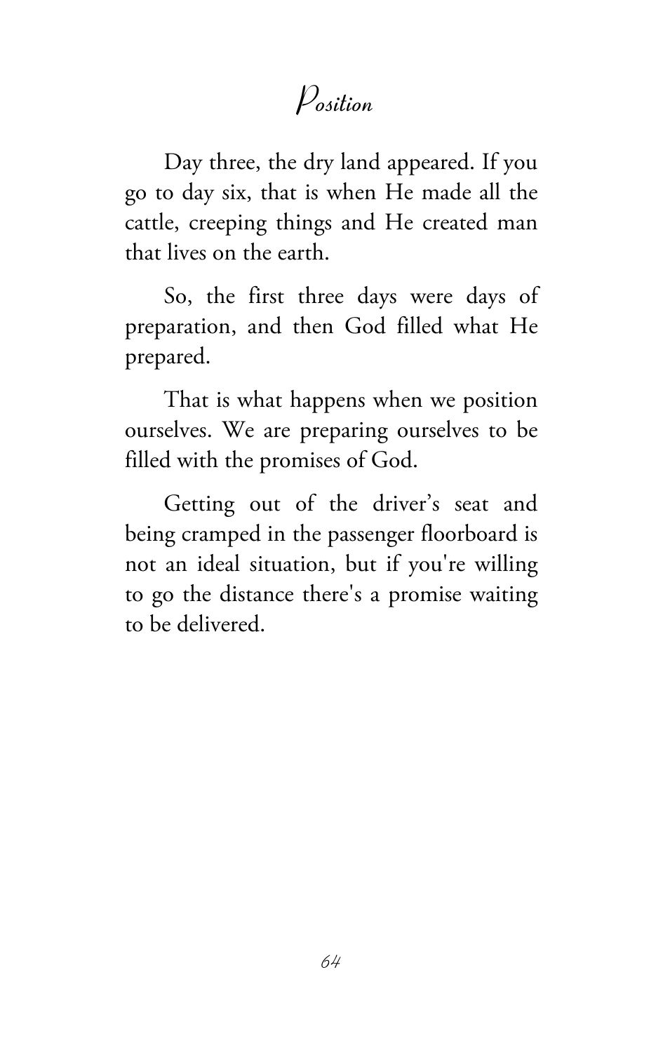# Position

Day three, the dry land appeared. If you go to day six, that is when He made all the cattle, creeping things and He created man that lives on the earth.

So, the first three days were days of preparation, and then God filled what He prepared.

That is what happens when we position ourselves. We are preparing ourselves to be filled with the promises of God.

Getting out of the driver's seat and being cramped in the passenger floorboard is not an ideal situation, but if you're willing to go the distance there's a promise waiting to be delivered.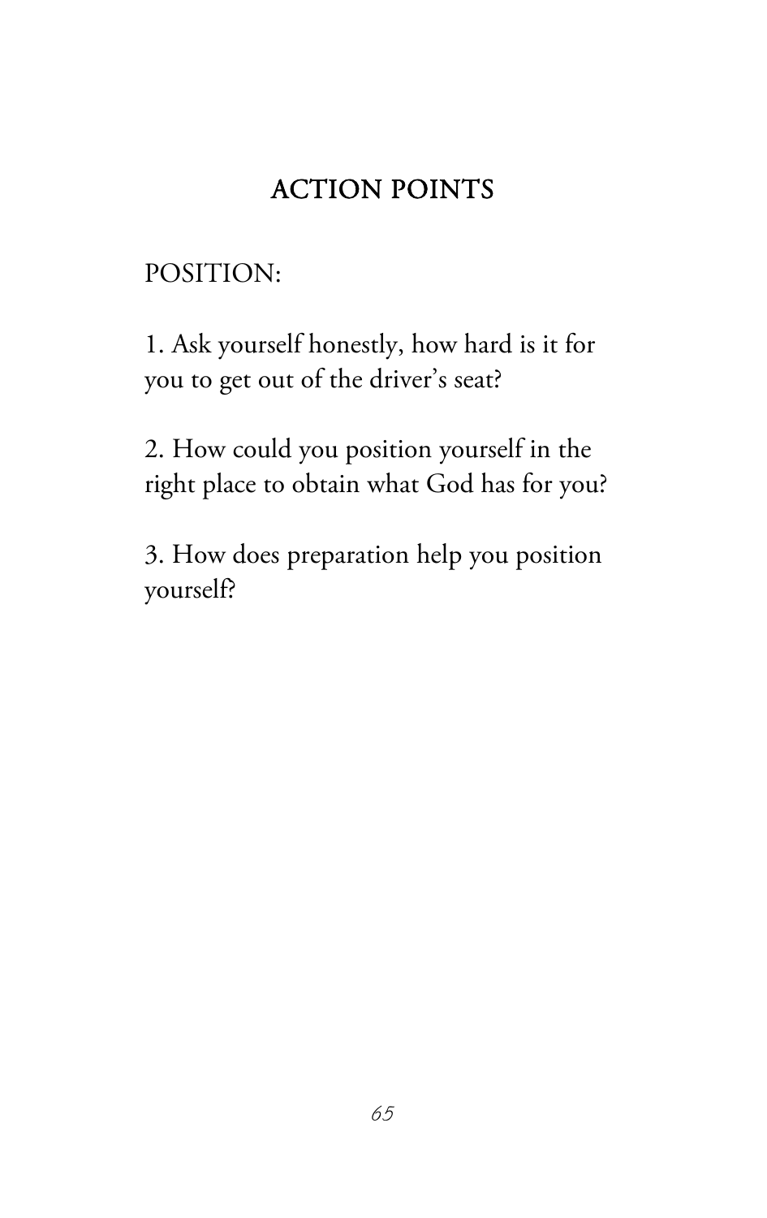## ACTION POINTS

POSITION:

1. Ask yourself honestly, how hard is it for you to get out of the driver's seat?

2. How could you position yourself in the right place to obtain what God has for you?

3. How does preparation help you position yourself?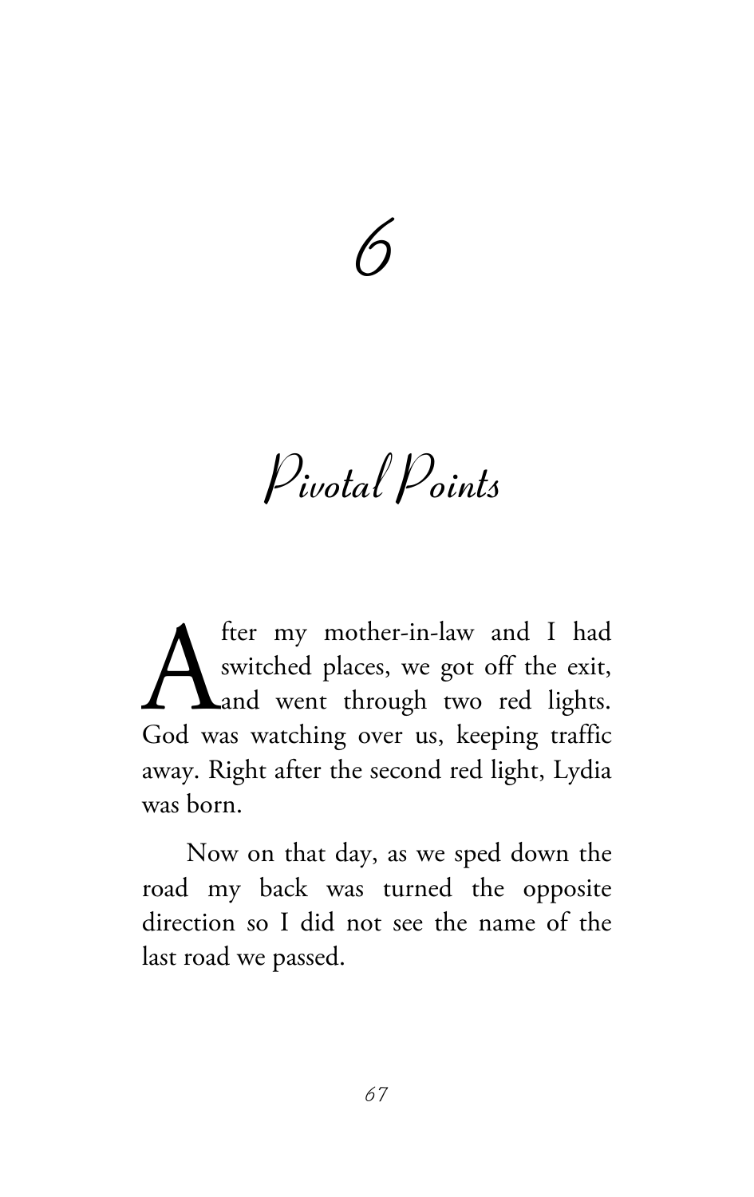# 6

# Pivotal Points

After my mother-in-law and I had switched places, we got off the exit, and went through two red lights. God was watching over us, keeping traffic away. Right after the second red light, Lydia was born.

Now on that day, as we sped down the road my back was turned the opposite direction so I did not see the name of the last road we passed.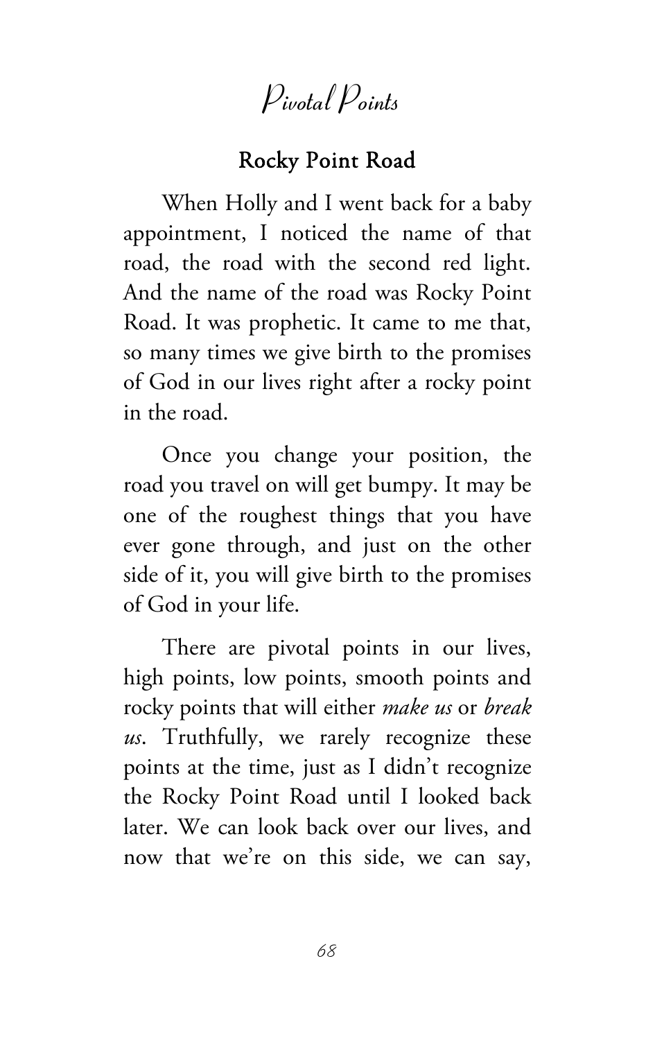## Rocky Point Road

When Holly and I went back for a baby appointment, I noticed the name of that road, the road with the second red light. And the name of the road was Rocky Point Road. It was prophetic. It came to me that, so many times we give birth to the promises of God in our lives right after a rocky point in the road.

Once you change your position, the road you travel on will get bumpy. It may be one of the roughest things that you have ever gone through, and just on the other side of it, you will give birth to the promises of God in your life.

There are pivotal points in our lives, high points, low points, smooth points and rocky points that will either *make us* or *break us*. Truthfully, we rarely recognize these points at the time, just as I didn't recognize the Rocky Point Road until I looked back later. We can look back over our lives, and now that we're on this side, we can say,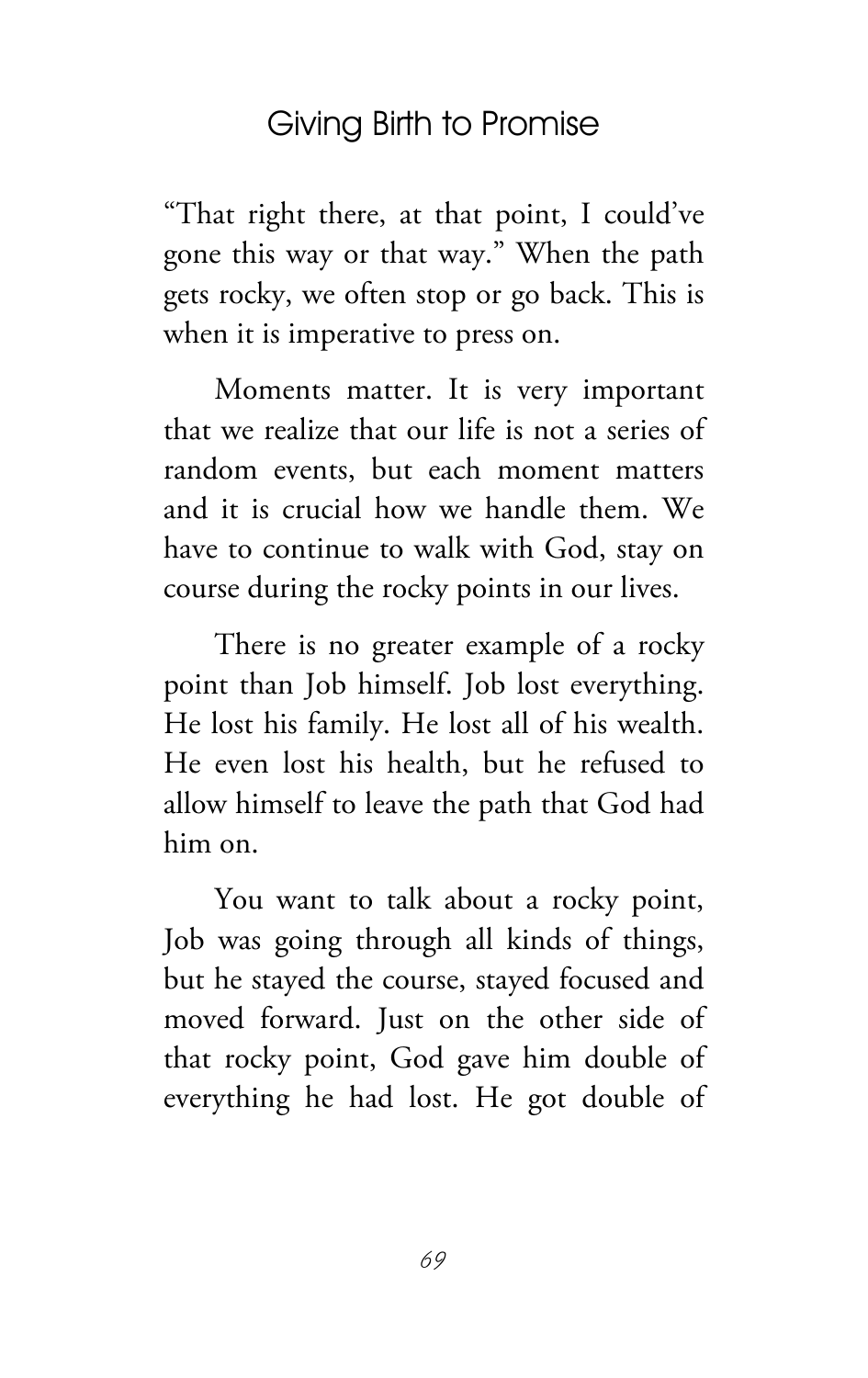"That right there, at that point, I could've gone this way or that way." When the path gets rocky, we often stop or go back. This is when it is imperative to press on.

Moments matter. It is very important that we realize that our life is not a series of random events, but each moment matters and it is crucial how we handle them. We have to continue to walk with God, stay on course during the rocky points in our lives.

There is no greater example of a rocky point than Job himself. Job lost everything. He lost his family. He lost all of his wealth. He even lost his health, but he refused to allow himself to leave the path that God had him on.

You want to talk about a rocky point, Job was going through all kinds of things, but he stayed the course, stayed focused and moved forward. Just on the other side of that rocky point, God gave him double of everything he had lost. He got double of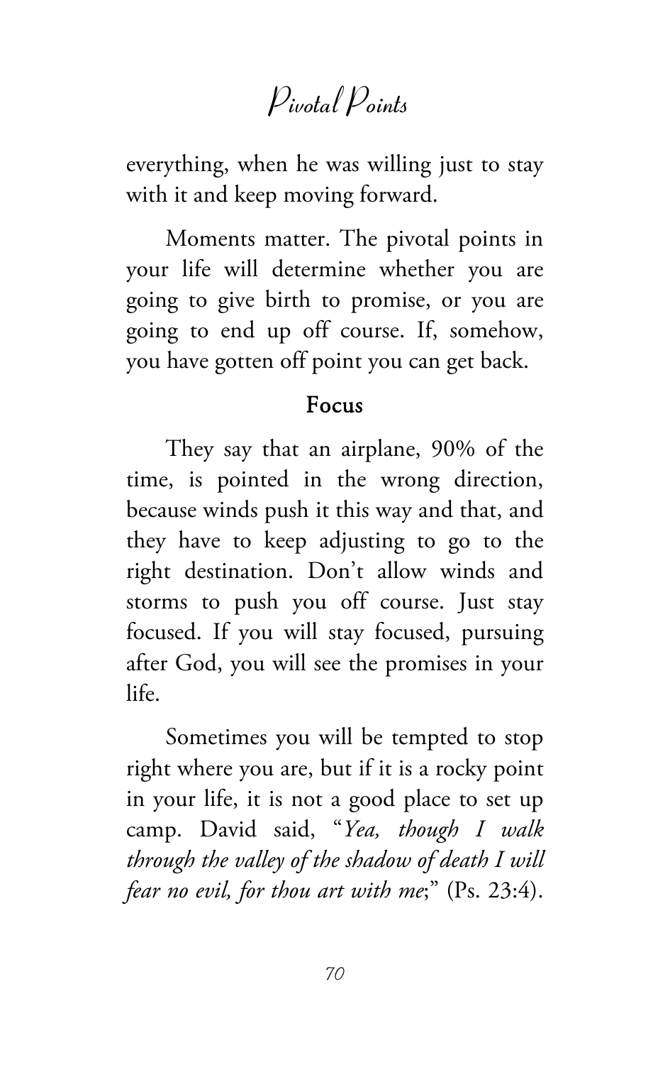everything, when he was willing just to stay with it and keep moving forward.

Moments matter. The pivotal points in your life will determine whether you are going to give birth to promise, or you are going to end up off course. If, somehow, you have gotten off point you can get back.

## Focus

They say that an airplane, 90% of the time, is pointed in the wrong direction, because winds push it this way and that, and they have to keep adjusting to go to the right destination. Don't allow winds and storms to push you off course. Just stay focused. If you will stay focused, pursuing after God, you will see the promises in your life.

Sometimes you will be tempted to stop right where you are, but if it is a rocky point in your life, it is not a good place to set up camp. David said, "*Yea, though I walk through the valley of the shadow of death I will fear no evil, for thou art with me*;" (Ps. 23:4).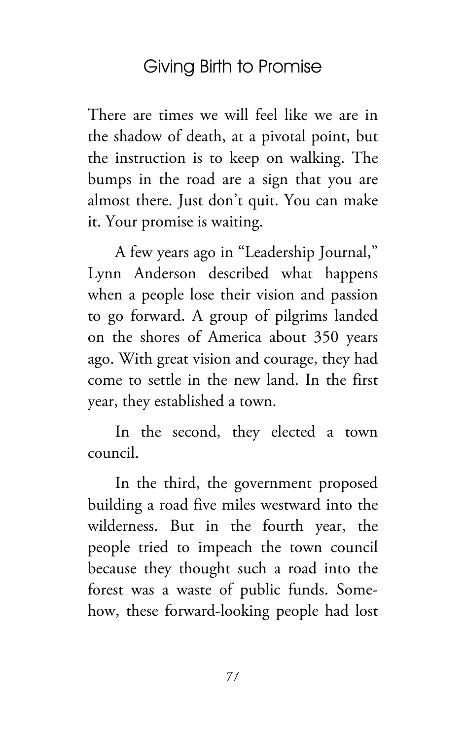There are times we will feel like we are in the shadow of death, at a pivotal point, but the instruction is to keep on walking. The bumps in the road are a sign that you are almost there. Just don't quit. You can make it. Your promise is waiting.

A few years ago in "Leadership Journal," Lynn Anderson described what happens when a people lose their vision and passion to go forward. A group of pilgrims landed on the shores of America about 350 years ago. With great vision and courage, they had come to settle in the new land. In the first year, they established a town.

In the second, they elected a town council.

In the third, the government proposed building a road five miles westward into the wilderness. But in the fourth year, the people tried to impeach the town council because they thought such a road into the forest was a waste of public funds. Somehow, these forward-looking people had lost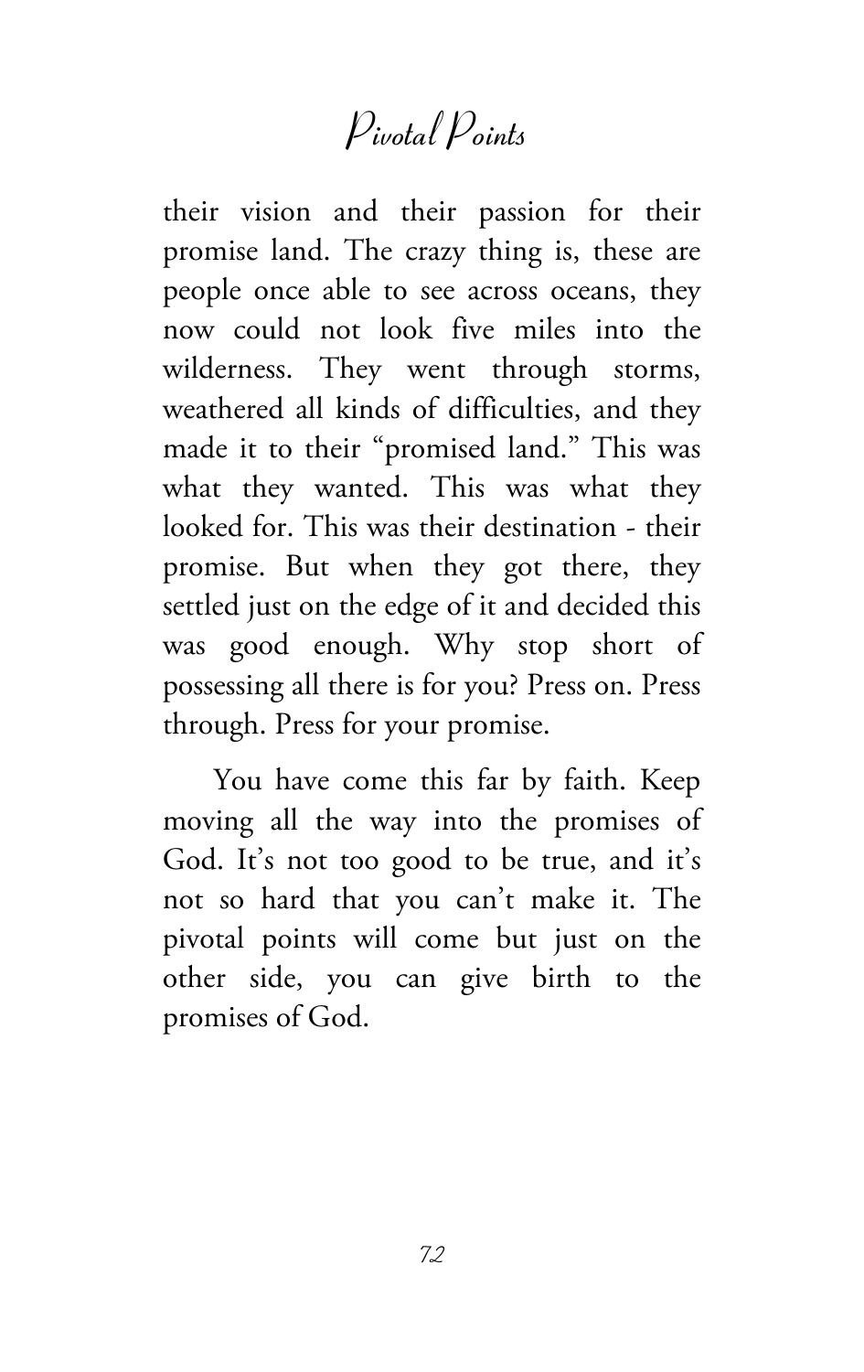their vision and their passion for their promise land. The crazy thing is, these are people once able to see across oceans, they now could not look five miles into the wilderness. They went through storms, weathered all kinds of difficulties, and they made it to their "promised land." This was what they wanted. This was what they looked for. This was their destination - their promise. But when they got there, they settled just on the edge of it and decided this was good enough. Why stop short of possessing all there is for you? Press on. Press through. Press for your promise.

You have come this far by faith. Keep moving all the way into the promises of God. It's not too good to be true, and it's not so hard that you can't make it. The pivotal points will come but just on the other side, you can give birth to the promises of God.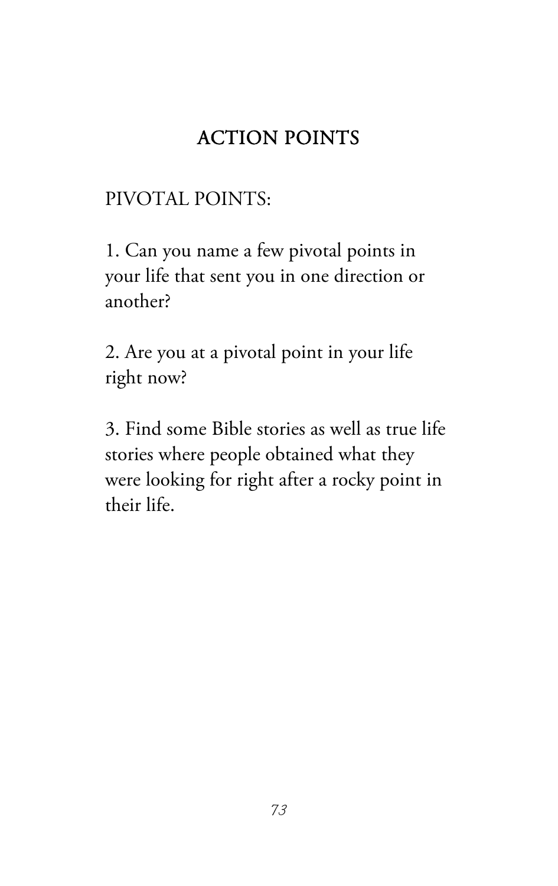## ACTION POINTS

PIVOTAL POINTS:

1. Can you name a few pivotal points in your life that sent you in one direction or another?

2. Are you at a pivotal point in your life right now?

3. Find some Bible stories as well as true life stories where people obtained what they were looking for right after a rocky point in their life.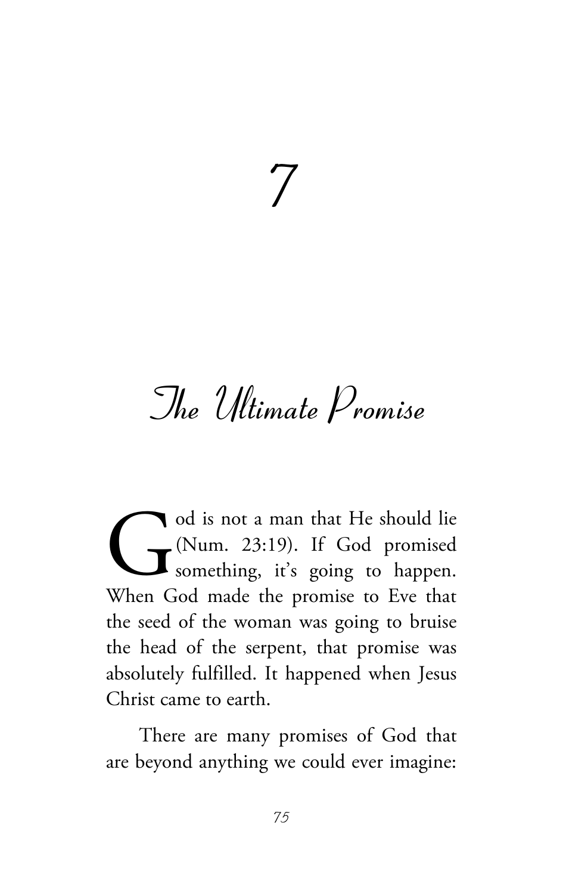# 7

# The Ultimate Promise

God is not a man that He should lie (Num. 23:19). If God promised something, it's going to happen. When God made the promise to Eve that the seed of the woman was going to bruise the head of the serpent, that promise was absolutely fulfilled. It happened when Jesus Christ came to earth.

There are many promises of God that are beyond anything we could ever imagine: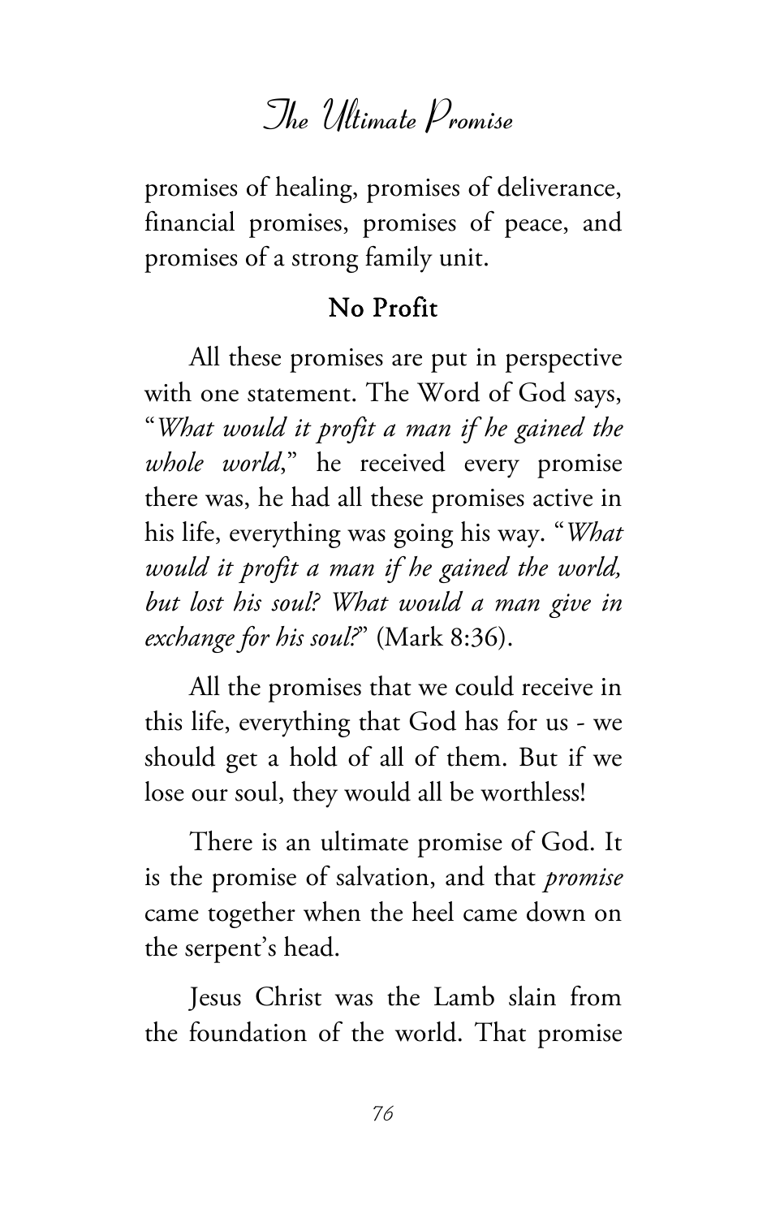promises of healing, promises of deliverance, financial promises, promises of peace, and promises of a strong family unit.

### No Profit

All these promises are put in perspective with one statement. The Word of God says, "*What would it profit a man if he gained the whole world*," he received every promise there was, he had all these promises active in his life, everything was going his way. "*What would it profit a man if he gained the world, but lost his soul? What would a man give in exchange for his soul?*" (Mark 8:36).

All the promises that we could receive in this life, everything that God has for us - we should get a hold of all of them. But if we lose our soul, they would all be worthless!

There is an ultimate promise of God. It is the promise of salvation, and that *promise* came together when the heel came down on the serpent's head.

Jesus Christ was the Lamb slain from the foundation of the world. That promise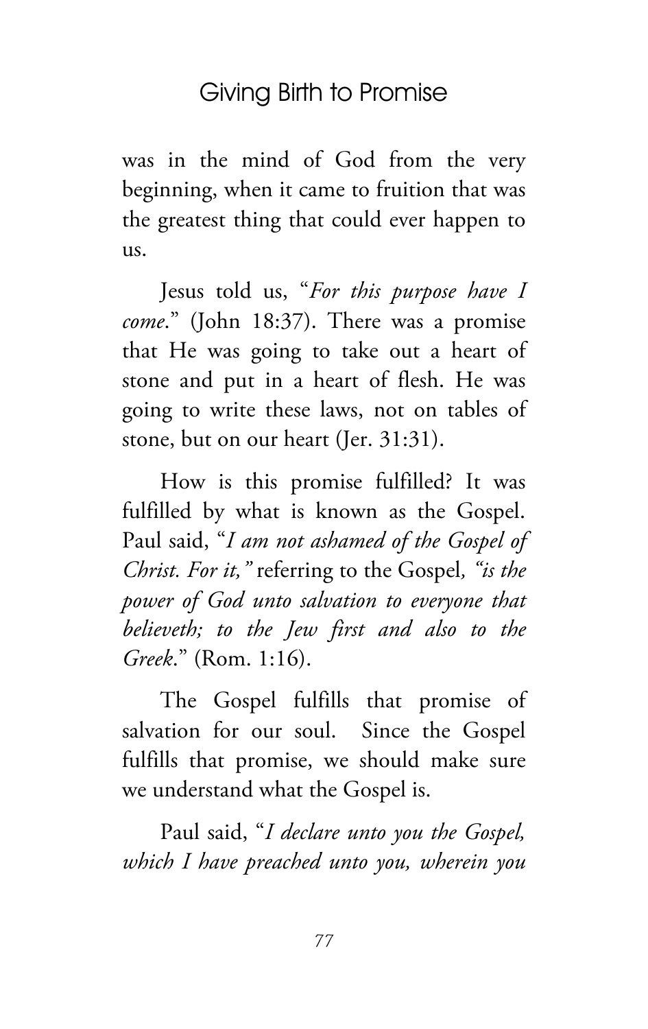was in the mind of God from the very beginning, when it came to fruition that was the greatest thing that could ever happen to us.

Jesus told us, "*For this purpose have I come*." (John 18:37). There was a promise that He was going to take out a heart of stone and put in a heart of flesh. He was going to write these laws, not on tables of stone, but on our heart (Jer. 31:31).

How is this promise fulfilled? It was fulfilled by what is known as the Gospel. Paul said, "*I am not ashamed of the Gospel of Christ. For it,"* referring to the Gospel*, "is the power of God unto salvation to everyone that believeth; to the Jew first and also to the Greek*." (Rom. 1:16).

The Gospel fulfills that promise of salvation for our soul. Since the Gospel fulfills that promise, we should make sure we understand what the Gospel is.

Paul said, "*I declare unto you the Gospel, which I have preached unto you, wherein you*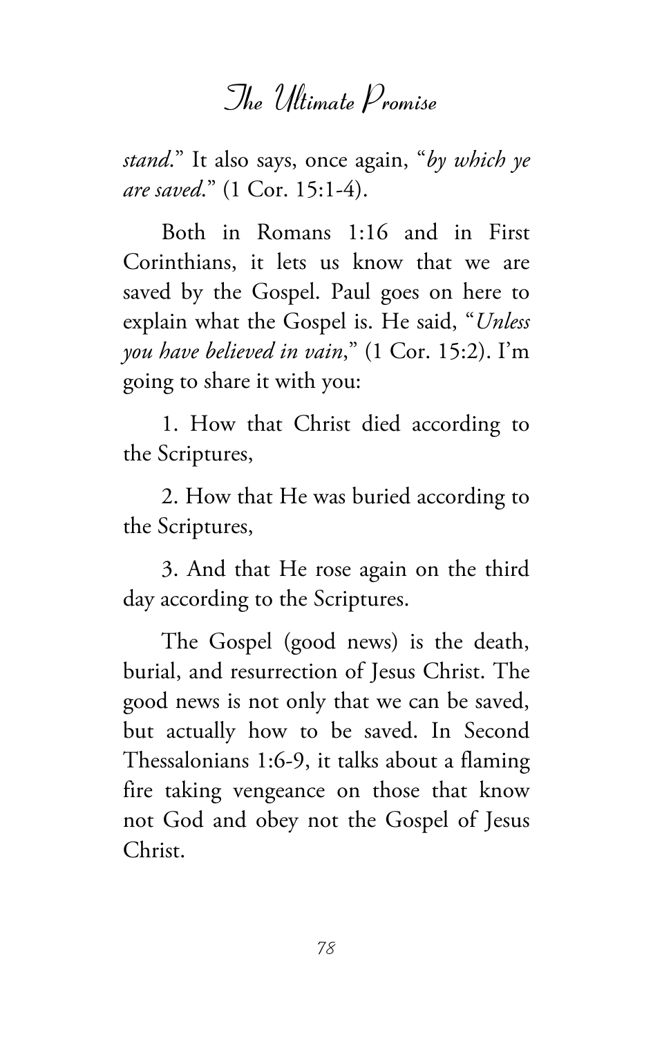*stand*." It also says, once again, "*by which ye are saved*." (1 Cor. 15:1-4).

Both in Romans 1:16 and in First Corinthians, it lets us know that we are saved by the Gospel. Paul goes on here to explain what the Gospel is. He said, "*Unless you have believed in vain*," (1 Cor. 15:2). I'm going to share it with you:

1. How that Christ died according to the Scriptures,

2. How that He was buried according to the Scriptures,

3. And that He rose again on the third day according to the Scriptures.

The Gospel (good news) is the death, burial, and resurrection of Jesus Christ. The good news is not only that we can be saved, but actually how to be saved. In Second Thessalonians 1:6-9, it talks about a flaming fire taking vengeance on those that know not God and obey not the Gospel of Jesus Christ.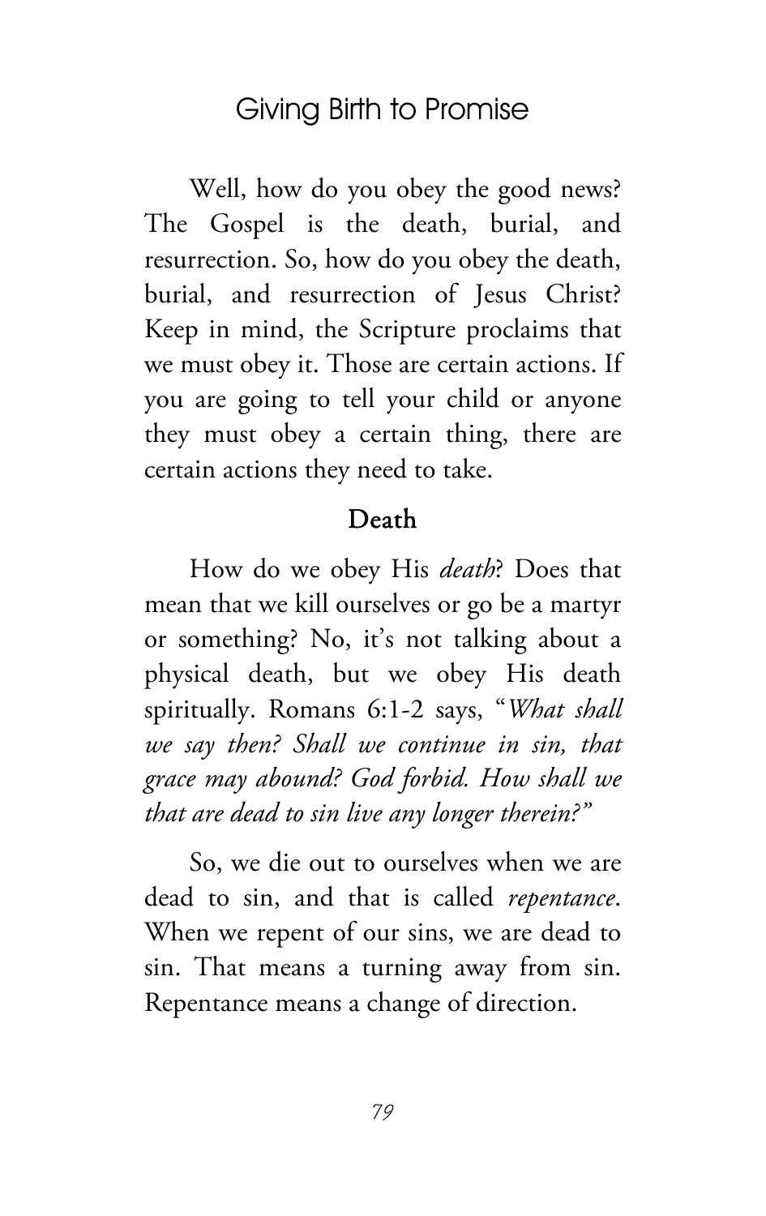Well, how do you obey the good news? The Gospel is the death, burial, and resurrection. So, how do you obey the death, burial, and resurrection of Jesus Christ? Keep in mind, the Scripture proclaims that we must obey it. Those are certain actions. If you are going to tell your child or anyone they must obey a certain thing, there are certain actions they need to take.

## Death

How do we obey His *death*? Does that mean that we kill ourselves or go be a martyr or something? No, it's not talking about a physical death, but we obey His death spiritually. Romans 6:1-2 says, "*What shall we say then? Shall we continue in sin, that grace may abound? God forbid. How shall we that are dead to sin live any longer therein?*"

So, we die out to ourselves when we are dead to sin, and that is called *repentance*. When we repent of our sins, we are dead to sin. That means a turning away from sin. Repentance means a change of direction.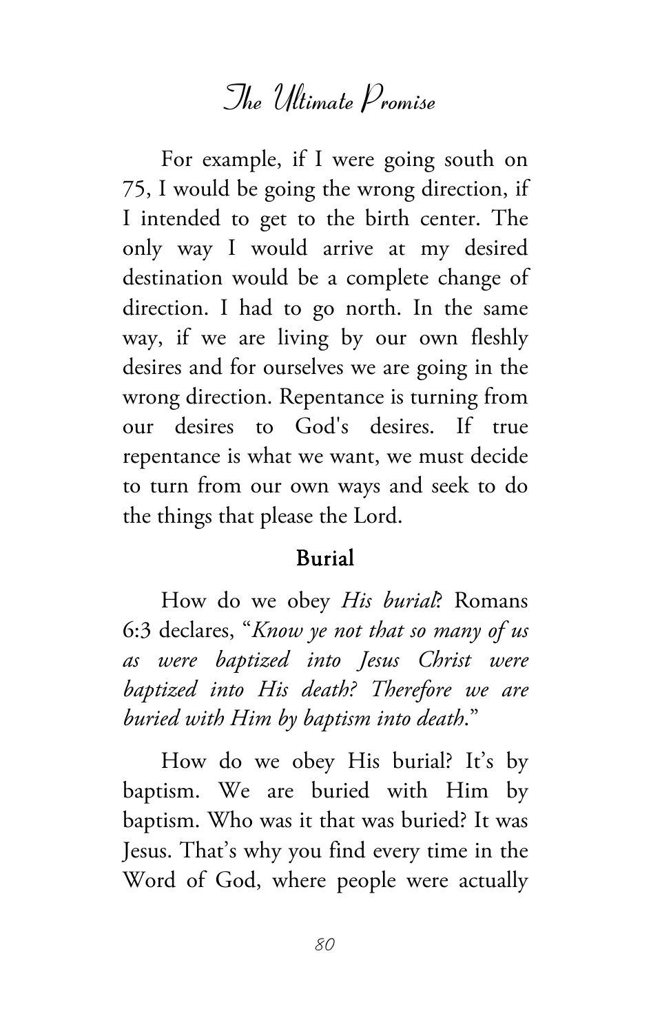For example, if I were going south on 75, I would be going the wrong direction, if I intended to get to the birth center. The only way I would arrive at my desired destination would be a complete change of direction. I had to go north. In the same way, if we are living by our own fleshly desires and for ourselves we are going in the wrong direction. Repentance is turning from our desires to God's desires. If true repentance is what we want, we must decide to turn from our own ways and seek to do the things that please the Lord.

## Burial

How do we obey *His burial*? Romans 6:3 declares, "*Know ye not that so many of us as were baptized into Jesus Christ were baptized into His death? Therefore we are buried with Him by baptism into death*."

How do we obey His burial? It's by baptism. We are buried with Him by baptism. Who was it that was buried? It was Jesus. That's why you find every time in the Word of God, where people were actually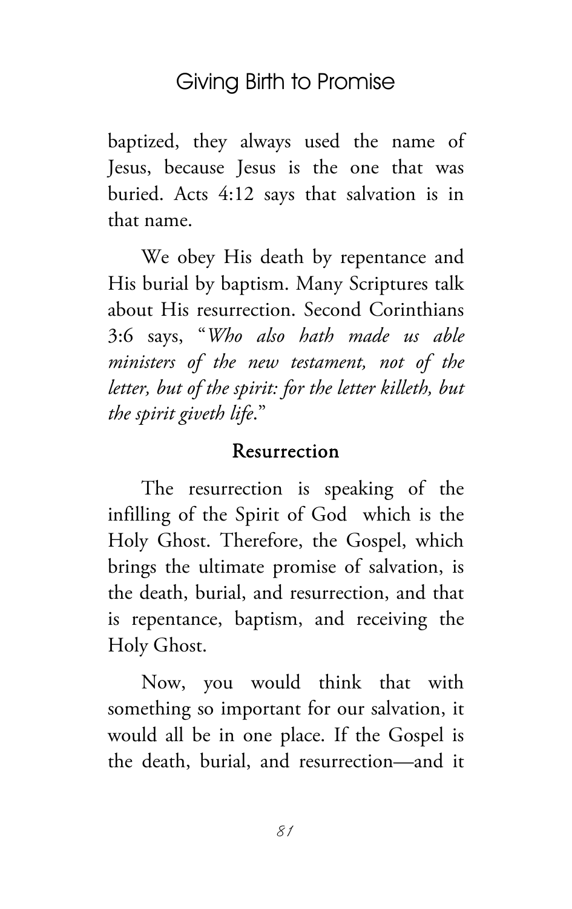baptized, they always used the name of Jesus, because Jesus is the one that was buried. Acts 4:12 says that salvation is in that name.

We obey His death by repentance and His burial by baptism. Many Scriptures talk about His resurrection. Second Corinthians 3:6 says, "*Who also hath made us able ministers of the new testament, not of the letter, but of the spirit: for the letter killeth, but the spirit giveth life*."

## Resurrection

The resurrection is speaking of the infilling of the Spirit of God  which is the Holy Ghost. Therefore, the Gospel, which brings the ultimate promise of salvation, is the death, burial, and resurrection, and that is repentance, baptism, and receiving the Holy Ghost.

Now, you would think that with something so important for our salvation, it would all be in one place. If the Gospel is the death, burial, and resurrection—and it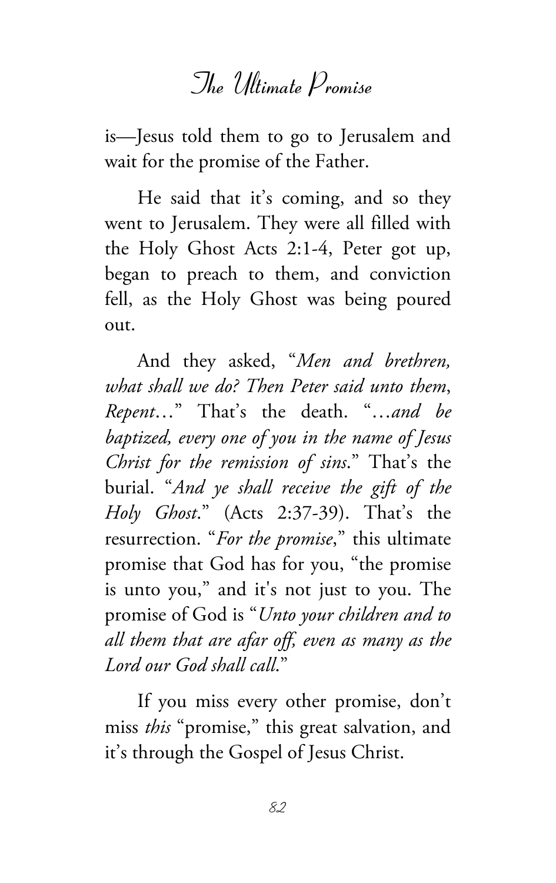is—Jesus told them to go to Jerusalem and wait for the promise of the Father.

He said that it's coming, and so they went to Jerusalem. They were all filled with the Holy Ghost Acts 2:1-4, Peter got up, began to preach to them, and conviction fell, as the Holy Ghost was being poured out.

And they asked, "*Men and brethren, what shall we do? Then Peter said unto them*, *Repent*…" That's the death. "…*and be baptized, every one of you in the name of Jesus Christ for the remission of sins*." That's the burial. "*And ye shall receive the gift of the Holy Ghost*." (Acts 2:37-39). That's the resurrection. "*For the promise*," this ultimate promise that God has for you, "the promise is unto you," and it's not just to you. The promise of God is "*Unto your children and to all them that are afar off, even as many as the Lord our God shall call*."

If you miss every other promise, don't miss *this* "promise," this great salvation, and it's through the Gospel of Jesus Christ.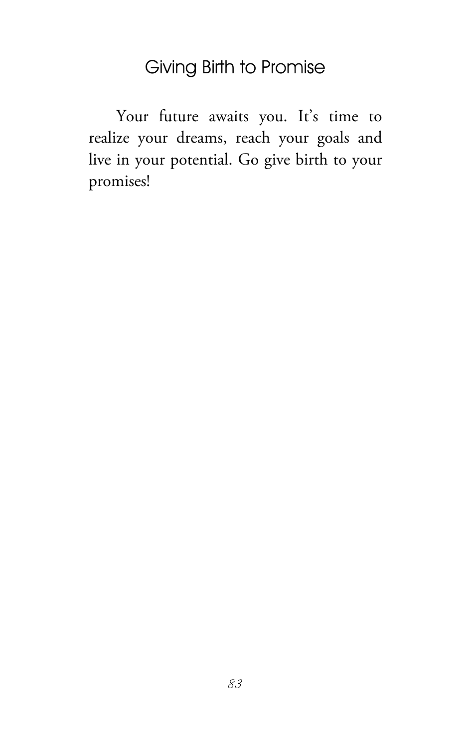## Giving Birth to Promise

Your future awaits you. It's time to realize your dreams, reach your goals and live in your potential. Go give birth to your promises!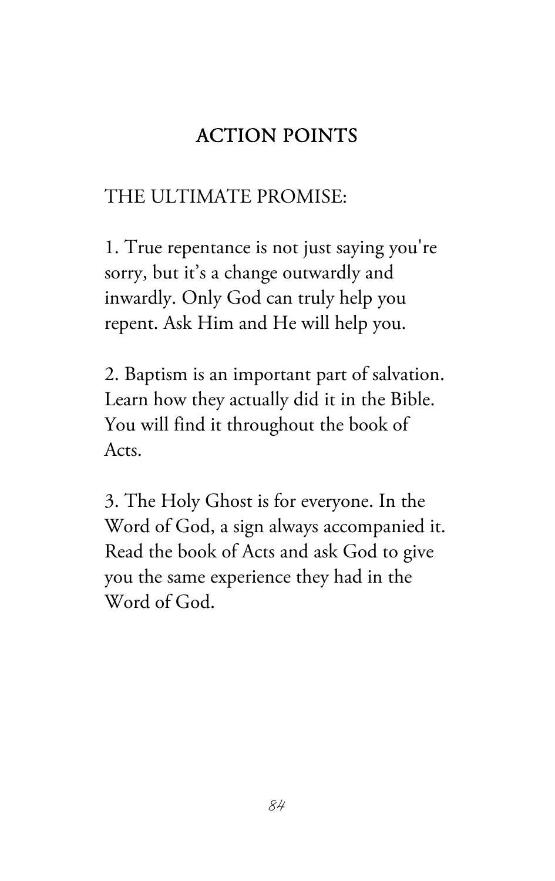## ACTION POINTS

THE ULTIMATE PROMISE:

1. True repentance is not just saying you're sorry, but it's a change outwardly and inwardly. Only God can truly help you repent. Ask Him and He will help you.

2. Baptism is an important part of salvation. Learn how they actually did it in the Bible. You will find it throughout the book of Acts.

3. The Holy Ghost is for everyone. In the Word of God, a sign always accompanied it. Read the book of Acts and ask God to give you the same experience they had in the Word of God.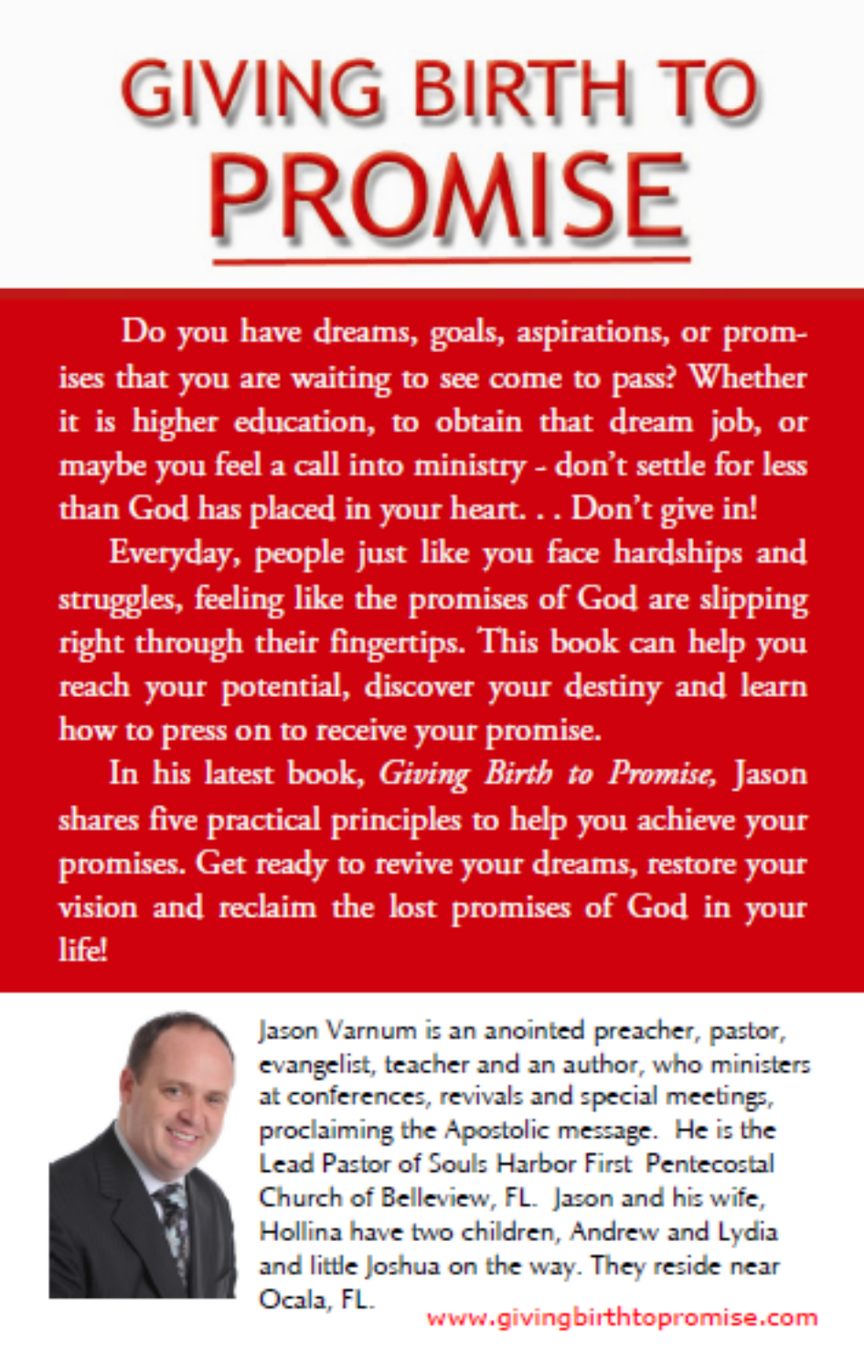# GIVING BIRTH TO PROMISE

Do you have dreams, goals, aspirations, or promises that you are waiting to see come to pass? Whether it is higher education, to obtain that dream job, or maybe you feel a call into ministry - don't settle for less than God has placed in your heart. . . Don't give in!

Everyday, people just like you face hardships and struggles, feeling like the promises of God are slipping right through their fingertips. This book can help you reach your potential, discover your destiny and learn how to press on to receive your promise.

In his latest book, *Giving Birth to Promise,* Jason shares five practical principles to help you achieve your promises. Get ready to revive your dreams, restore your vision and reclaim the lost promises of God in your life!

Jason Varnum is an anointed preacher, pastor, evangelist, teacher and an author, who ministers at conferences, revivals and special meetings, proclaiming the Apostolic message. He is the Lead Pastor of Souls Harbor First Pentecostal Church of Belleview, FL. Jason and his wife, Hollina have two children, Andrew and Lydia and little Joshua on the way. They reside near Ocala, FL.

www.givingbirthtopromise.com